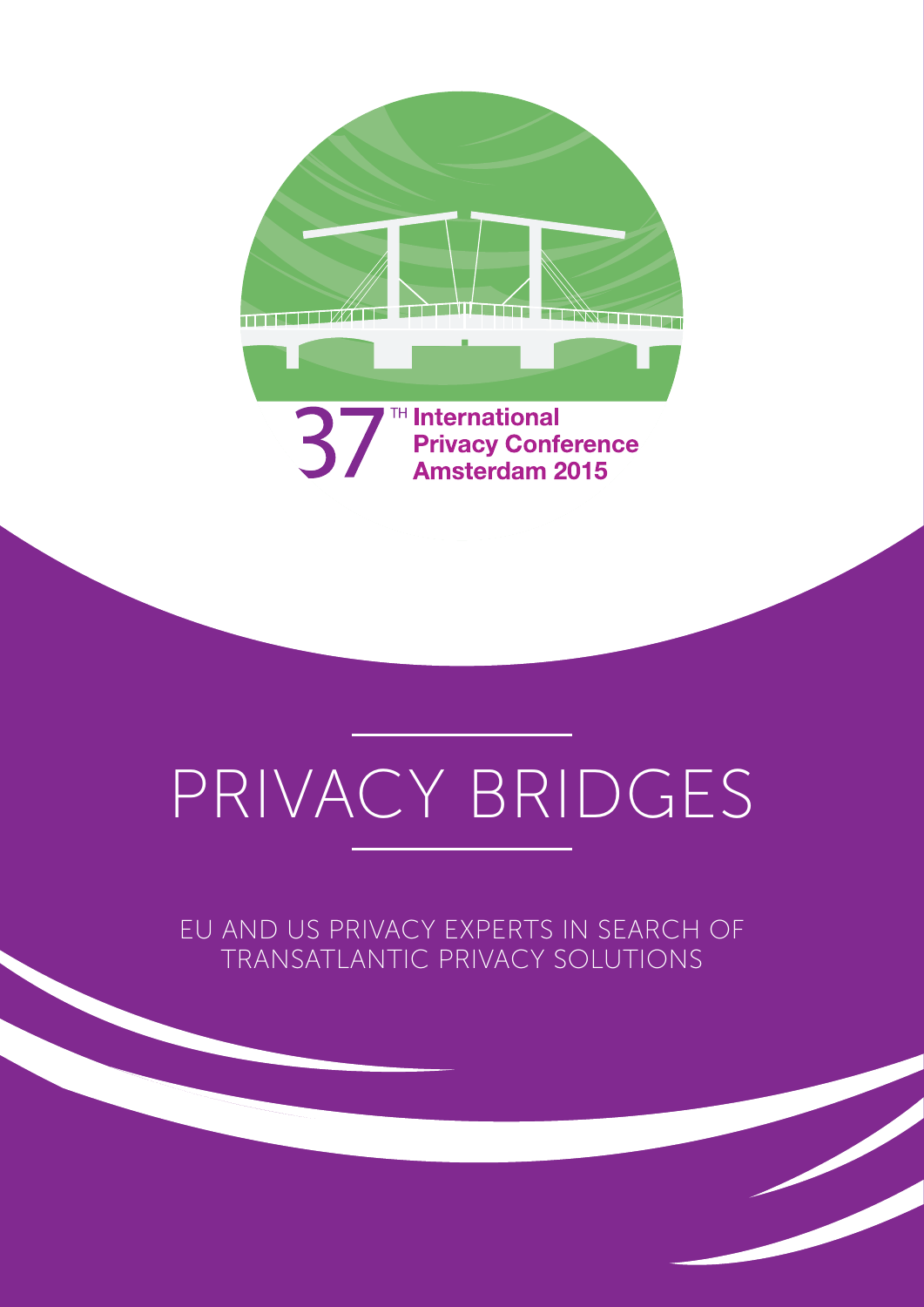37[TH] International Privacy Conference Amsterdam 2015

# PRIVACY BRIDGES

EU AND US PRIVACY EXPERTS IN SEARCH OF TRANSATLANTIC PRIVACY SOLUTIONS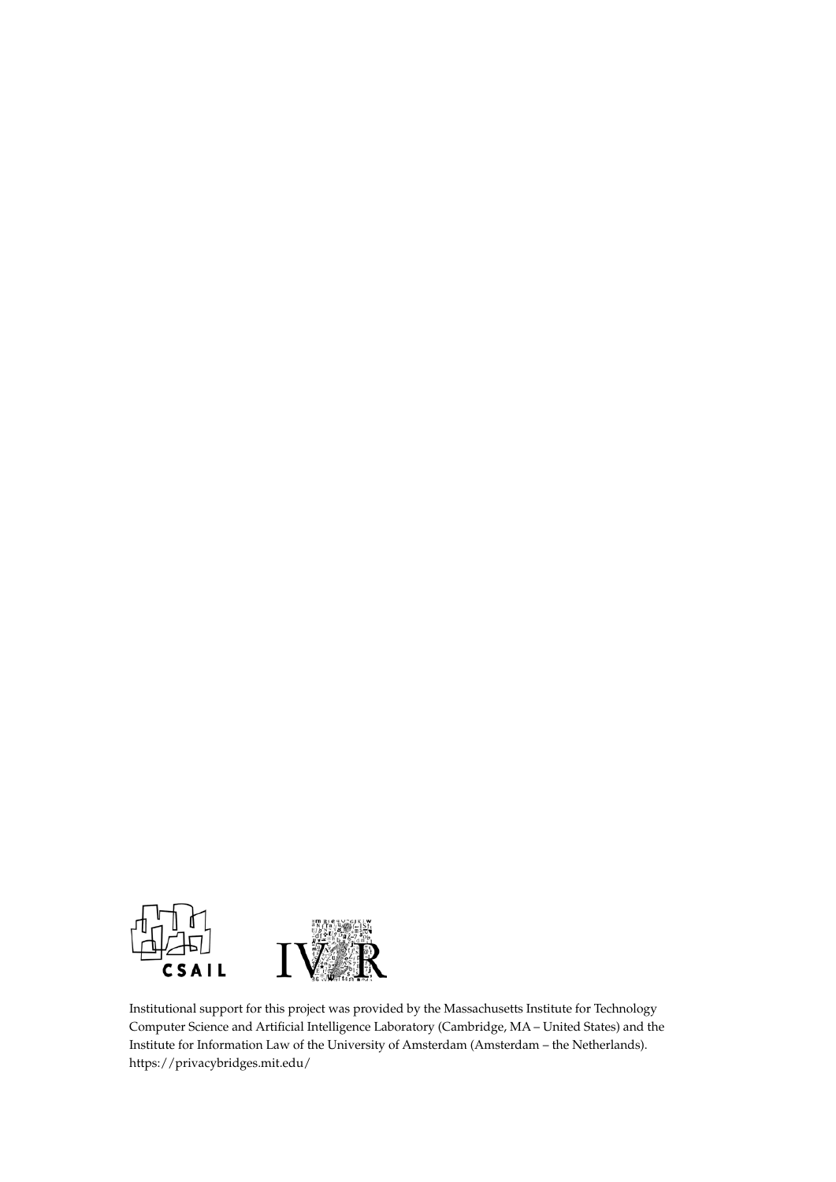Institutional support for this project was provided by the Massachusetts Institute for Technology Computer Science and Artificial Intelligence Laboratory (Cambridge, MA – United States) and the Institute for Information Law of the University of Amsterdam (Amsterdam – the Netherlands).
https://privacybridges.mit.edu/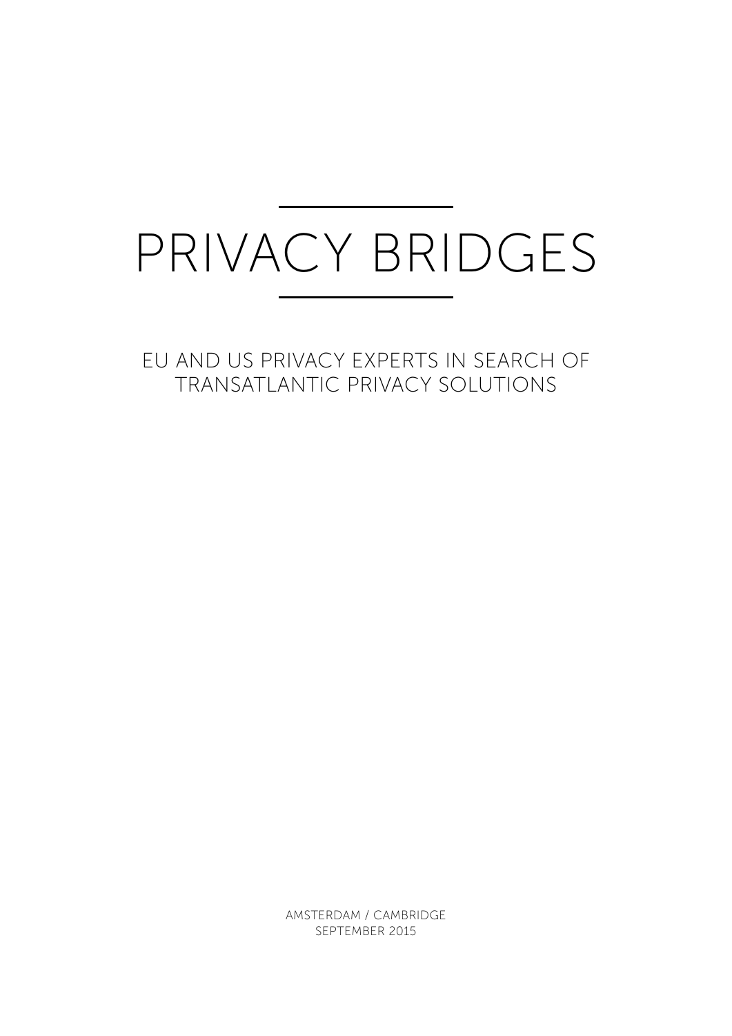# PRIVACY BRIDGES

EU AND US PRIVACY EXPERTS IN SEARCH OF TRANSATLANTIC PRIVACY SOLUTIONS

AMSTERDAM / CAMBRIDGE
SEPTEMBER 2015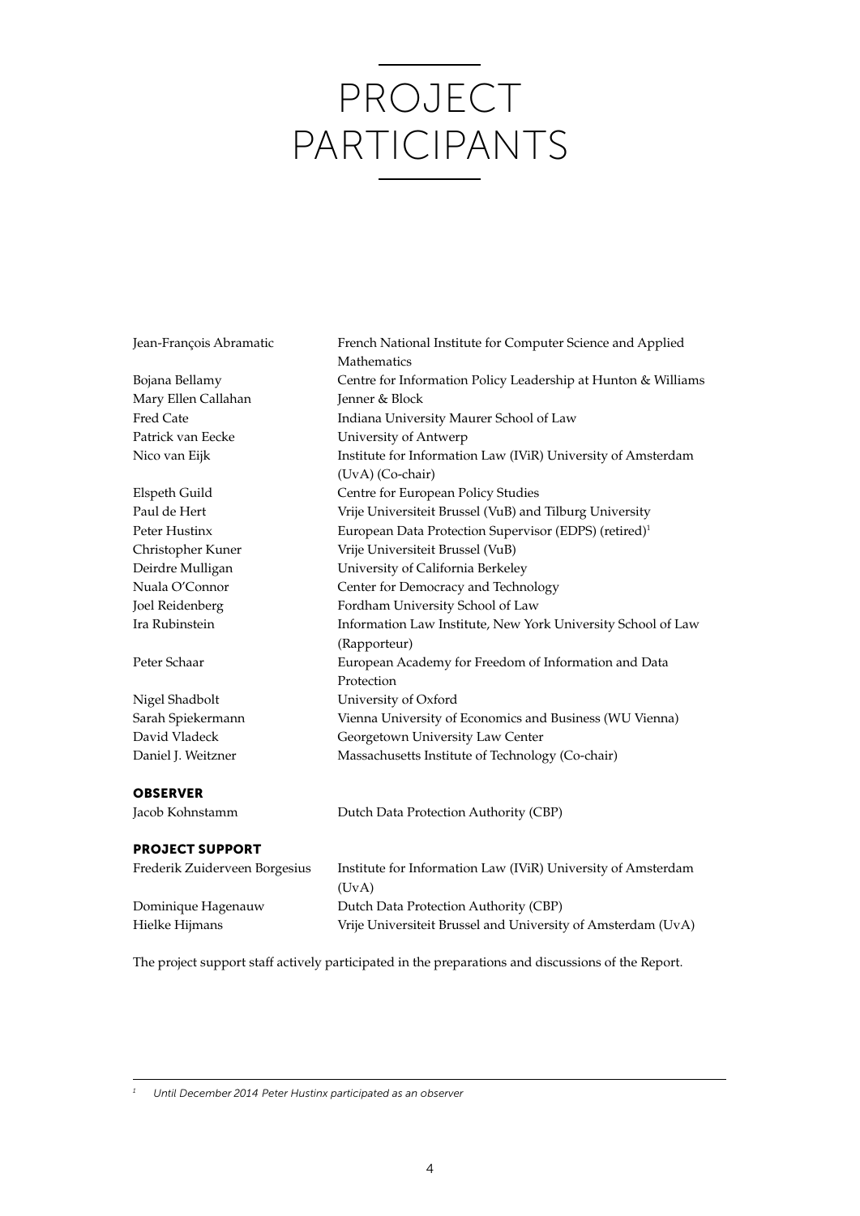# PROJECT PARTICIPANTS

| | |
|---|---|
| Jean-François Abramatic | French National Institute for Computer Science and Applied Mathematics |
| Bojana Bellamy | Centre for Information Policy Leadership at Hunton & Williams |
| Mary Ellen Callahan | Jenner & Block |
| Fred Cate | Indiana University Maurer School of Law |
| Patrick van Eecke | University of Antwerp |
| Nico van Eijk | Institute for Information Law (IViR) University of Amsterdam (UvA) (Co-chair) |
| Elspeth Guild | Centre for European Policy Studies |
| Paul de Hert | Vrije Universiteit Brussel (VuB) and Tilburg University |
| Peter Hustinx | European Data Protection Supervisor (EDPS) (retired)[1] |
| Christopher Kuner | Vrije Universiteit Brussel (VuB) |
| Deirdre Mulligan | University of California Berkeley |
| Nuala O'Connor | Center for Democracy and Technology |
| Joel Reidenberg | Fordham University School of Law |
| Ira Rubinstein | Information Law Institute, New York University School of Law (Rapporteur) |
| Peter Schaar | European Academy for Freedom of Information and Data Protection |
| Nigel Shadbolt | University of Oxford |
| Sarah Spiekermann | Vienna University of Economics and Business (WU Vienna) |
| David Vladeck | Georgetown University Law Center |
| Daniel J. Weitzner | Massachusetts Institute of Technology (Co-chair) |

**OBSERVER**

| | |
|---|---|
| Jacob Kohnstamm | Dutch Data Protection Authority (CBP) |

**PROJECT SUPPORT**

| | |
|---|---|
| Frederik Zuiderveen Borgesius | Institute for Information Law (IViR) University of Amsterdam (UvA) |
| Dominique Hagenauw | Dutch Data Protection Authority (CBP) |
| Hielke Hijmans | Vrije Universiteit Brussel and University of Amsterdam (UvA) |

The project support staff actively participated in the preparations and discussions of the Report.

[1] *Until December 2014 Peter Hustinx participated as an observer*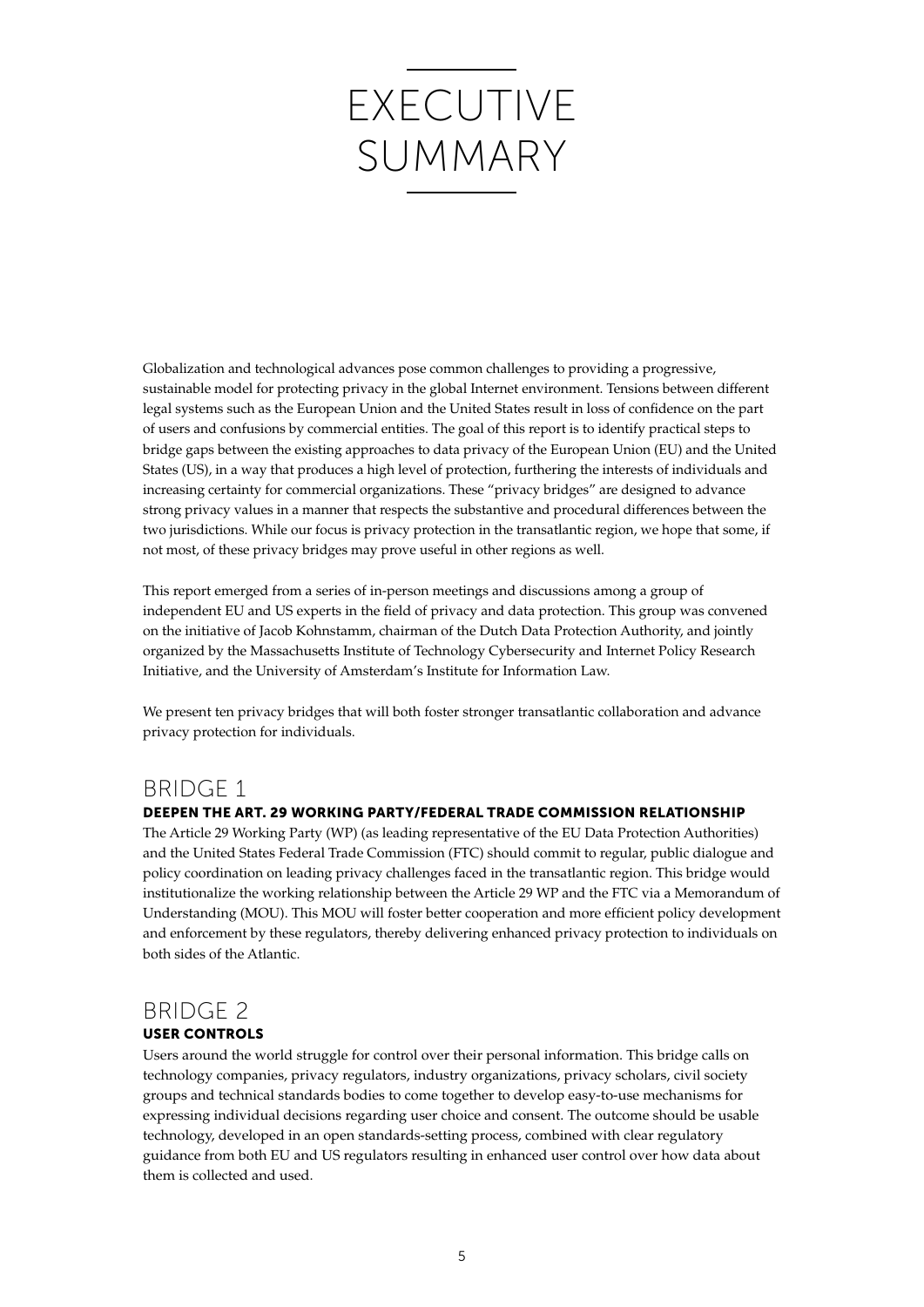# EXECUTIVE SUMMARY

Globalization and technological advances pose common challenges to providing a progressive, sustainable model for protecting privacy in the global Internet environment. Tensions between different legal systems such as the European Union and the United States result in loss of confidence on the part of users and confusions by commercial entities. The goal of this report is to identify practical steps to bridge gaps between the existing approaches to data privacy of the European Union (EU) and the United States (US), in a way that produces a high level of protection, furthering the interests of individuals and increasing certainty for commercial organizations. These "privacy bridges" are designed to advance strong privacy values in a manner that respects the substantive and procedural differences between the two jurisdictions. While our focus is privacy protection in the transatlantic region, we hope that some, if not most, of these privacy bridges may prove useful in other regions as well.

This report emerged from a series of in-person meetings and discussions among a group of independent EU and US experts in the field of privacy and data protection. This group was convened on the initiative of Jacob Kohnstamm, chairman of the Dutch Data Protection Authority, and jointly organized by the Massachusetts Institute of Technology Cybersecurity and Internet Policy Research Initiative, and the University of Amsterdam's Institute for Information Law.

We present ten privacy bridges that will both foster stronger transatlantic collaboration and advance privacy protection for individuals.

## BRIDGE 1

### DEEPEN THE ART. 29 WORKING PARTY/FEDERAL TRADE COMMISSION RELATIONSHIP

The Article 29 Working Party (WP) (as leading representative of the EU Data Protection Authorities) and the United States Federal Trade Commission (FTC) should commit to regular, public dialogue and policy coordination on leading privacy challenges faced in the transatlantic region. This bridge would institutionalize the working relationship between the Article 29 WP and the FTC via a Memorandum of Understanding (MOU). This MOU will foster better cooperation and more efficient policy development and enforcement by these regulators, thereby delivering enhanced privacy protection to individuals on both sides of the Atlantic.

## BRIDGE 2

### USER CONTROLS

Users around the world struggle for control over their personal information. This bridge calls on technology companies, privacy regulators, industry organizations, privacy scholars, civil society groups and technical standards bodies to come together to develop easy-to-use mechanisms for expressing individual decisions regarding user choice and consent. The outcome should be usable technology, developed in an open standards-setting process, combined with clear regulatory guidance from both EU and US regulators resulting in enhanced user control over how data about them is collected and used.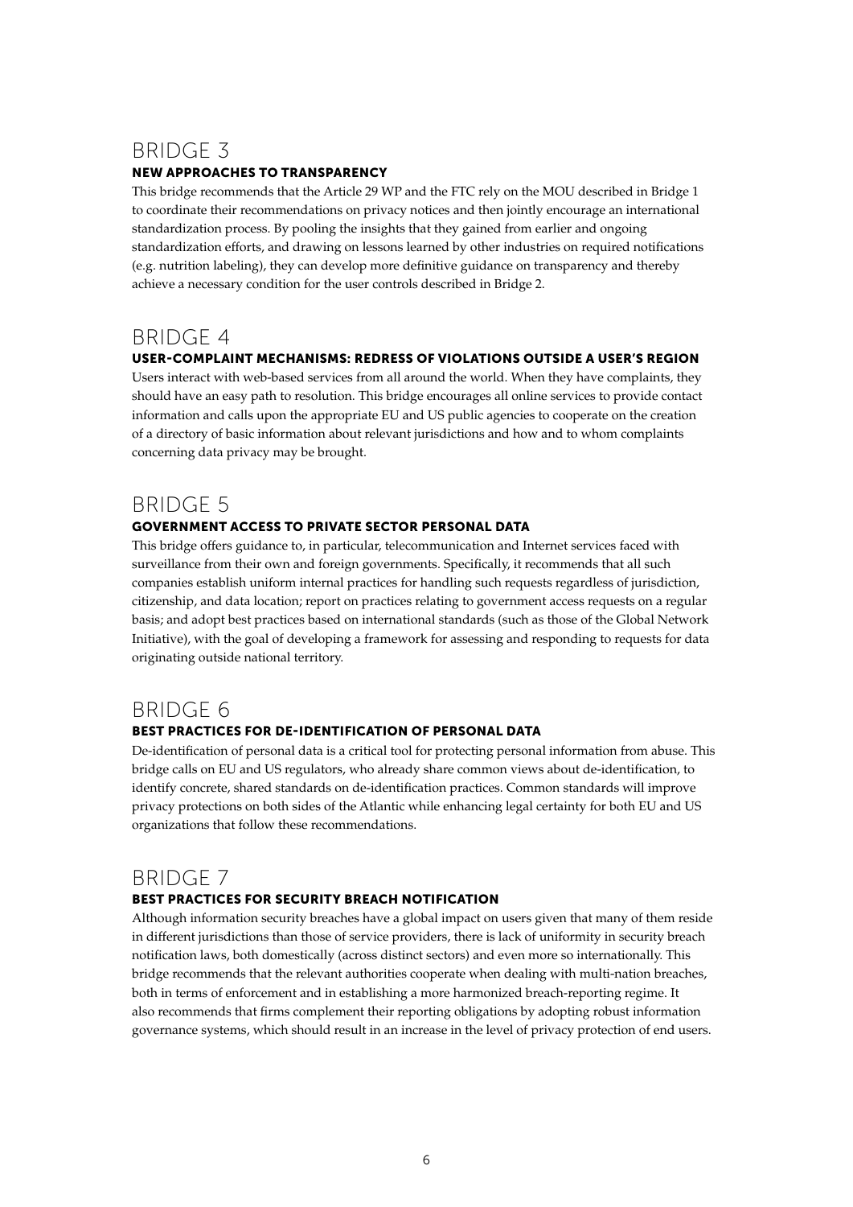## BRIDGE 3

### NEW APPROACHES TO TRANSPARENCY

This bridge recommends that the Article 29 WP and the FTC rely on the MOU described in Bridge 1 to coordinate their recommendations on privacy notices and then jointly encourage an international standardization process. By pooling the insights that they gained from earlier and ongoing standardization efforts, and drawing on lessons learned by other industries on required notifications (e.g. nutrition labeling), they can develop more definitive guidance on transparency and thereby achieve a necessary condition for the user controls described in Bridge 2.

## BRIDGE 4

### USER-COMPLAINT MECHANISMS: REDRESS OF VIOLATIONS OUTSIDE A USER'S REGION

Users interact with web-based services from all around the world. When they have complaints, they should have an easy path to resolution. This bridge encourages all online services to provide contact information and calls upon the appropriate EU and US public agencies to cooperate on the creation of a directory of basic information about relevant jurisdictions and how and to whom complaints concerning data privacy may be brought.

## BRIDGE 5

### GOVERNMENT ACCESS TO PRIVATE SECTOR PERSONAL DATA

This bridge offers guidance to, in particular, telecommunication and Internet services faced with surveillance from their own and foreign governments. Specifically, it recommends that all such companies establish uniform internal practices for handling such requests regardless of jurisdiction, citizenship, and data location; report on practices relating to government access requests on a regular basis; and adopt best practices based on international standards (such as those of the Global Network Initiative), with the goal of developing a framework for assessing and responding to requests for data originating outside national territory.

## BRIDGE 6

### BEST PRACTICES FOR DE-IDENTIFICATION OF PERSONAL DATA

De-identification of personal data is a critical tool for protecting personal information from abuse. This bridge calls on EU and US regulators, who already share common views about de-identification, to identify concrete, shared standards on de-identification practices. Common standards will improve privacy protections on both sides of the Atlantic while enhancing legal certainty for both EU and US organizations that follow these recommendations.

## BRIDGE 7

### BEST PRACTICES FOR SECURITY BREACH NOTIFICATION

Although information security breaches have a global impact on users given that many of them reside in different jurisdictions than those of service providers, there is lack of uniformity in security breach notification laws, both domestically (across distinct sectors) and even more so internationally. This bridge recommends that the relevant authorities cooperate when dealing with multi-nation breaches, both in terms of enforcement and in establishing a more harmonized breach-reporting regime. It also recommends that firms complement their reporting obligations by adopting robust information governance systems, which should result in an increase in the level of privacy protection of end users.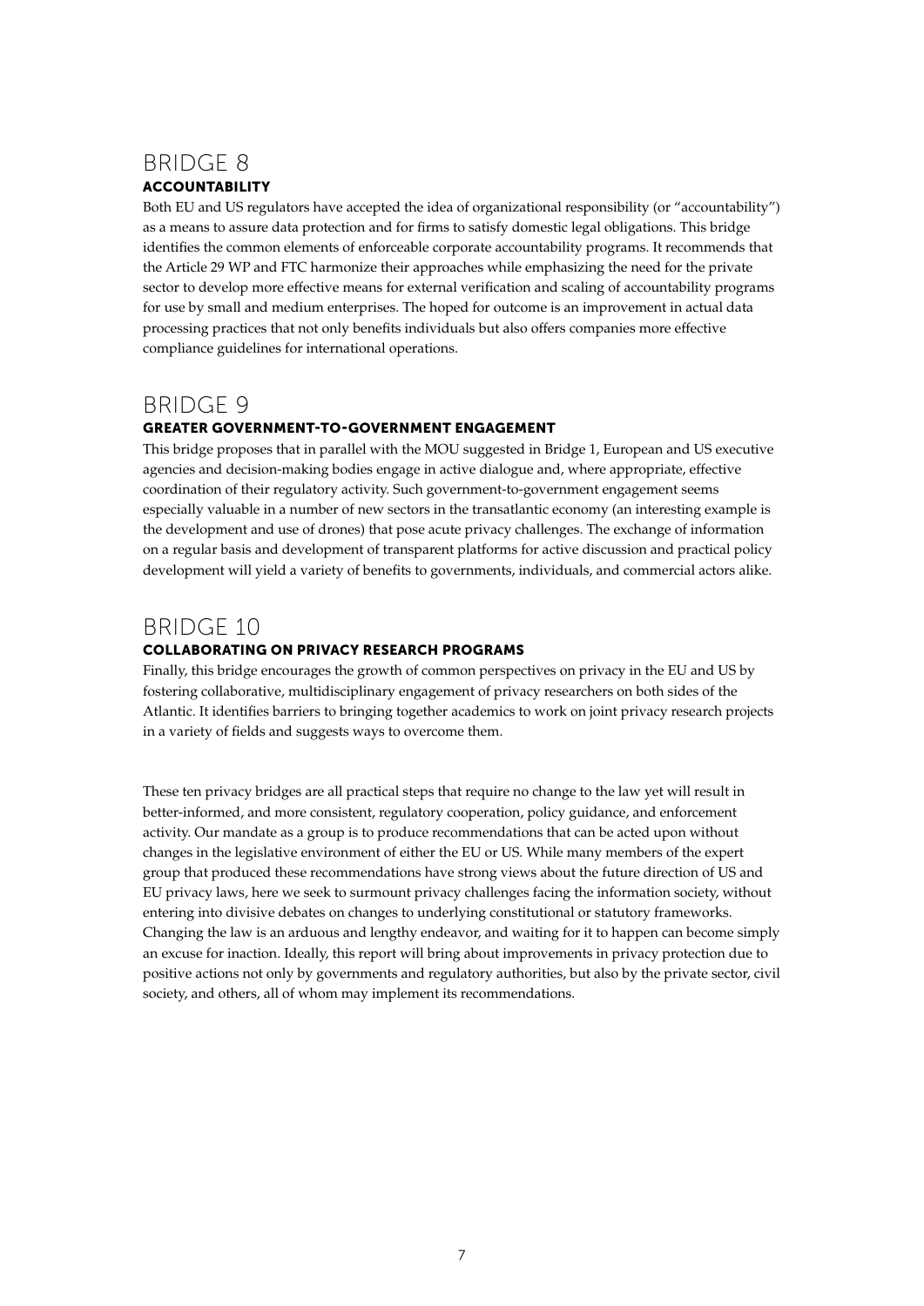## BRIDGE 8

### ACCOUNTABILITY

Both EU and US regulators have accepted the idea of organizational responsibility (or "accountability") as a means to assure data protection and for firms to satisfy domestic legal obligations. This bridge identifies the common elements of enforceable corporate accountability programs. It recommends that the Article 29 WP and FTC harmonize their approaches while emphasizing the need for the private sector to develop more effective means for external verification and scaling of accountability programs for use by small and medium enterprises. The hoped for outcome is an improvement in actual data processing practices that not only benefits individuals but also offers companies more effective compliance guidelines for international operations.

## BRIDGE 9

### GREATER GOVERNMENT-TO-GOVERNMENT ENGAGEMENT

This bridge proposes that in parallel with the MOU suggested in Bridge 1, European and US executive agencies and decision-making bodies engage in active dialogue and, where appropriate, effective coordination of their regulatory activity. Such government-to-government engagement seems especially valuable in a number of new sectors in the transatlantic economy (an interesting example is the development and use of drones) that pose acute privacy challenges. The exchange of information on a regular basis and development of transparent platforms for active discussion and practical policy development will yield a variety of benefits to governments, individuals, and commercial actors alike.

## BRIDGE 10

### COLLABORATING ON PRIVACY RESEARCH PROGRAMS

Finally, this bridge encourages the growth of common perspectives on privacy in the EU and US by fostering collaborative, multidisciplinary engagement of privacy researchers on both sides of the Atlantic. It identifies barriers to bringing together academics to work on joint privacy research projects in a variety of fields and suggests ways to overcome them.

These ten privacy bridges are all practical steps that require no change to the law yet will result in better-informed, and more consistent, regulatory cooperation, policy guidance, and enforcement activity. Our mandate as a group is to produce recommendations that can be acted upon without changes in the legislative environment of either the EU or US. While many members of the expert group that produced these recommendations have strong views about the future direction of US and EU privacy laws, here we seek to surmount privacy challenges facing the information society, without entering into divisive debates on changes to underlying constitutional or statutory frameworks. Changing the law is an arduous and lengthy endeavor, and waiting for it to happen can become simply an excuse for inaction. Ideally, this report will bring about improvements in privacy protection due to positive actions not only by governments and regulatory authorities, but also by the private sector, civil society, and others, all of whom may implement its recommendations.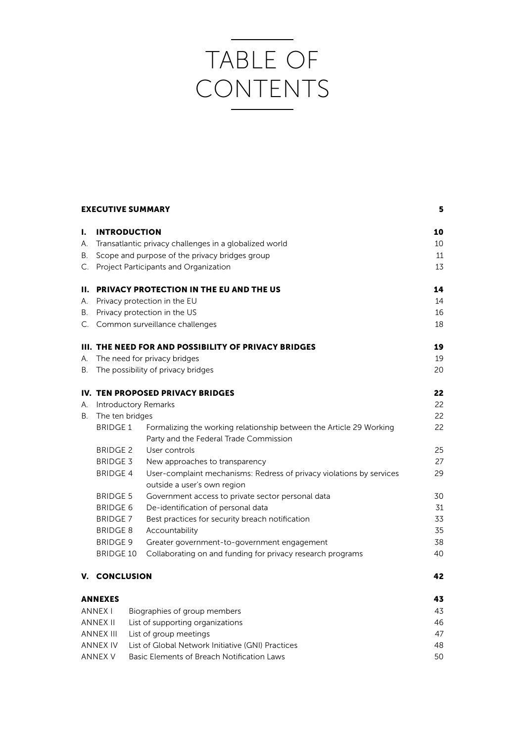# TABLE OF CONTENTS

| | | |
|---|---|---|
| **EXECUTIVE SUMMARY** | | **5** |
| **I.** | **INTRODUCTION** | **10** |
| A. | Transatlantic privacy challenges in a globalized world | 10 |
| B. | Scope and purpose of the privacy bridges group | 11 |
| C. | Project Participants and Organization | 13 |
| **II.** | **PRIVACY PROTECTION IN THE EU AND THE US** | **14** |
| A. | Privacy protection in the EU | 14 |
| B. | Privacy protection in the US | 16 |
| C. | Common surveillance challenges | 18 |
| **III.** | **THE NEED FOR AND POSSIBILITY OF PRIVACY BRIDGES** | **19** |
| A. | The need for privacy bridges | 19 |
| B. | The possibility of privacy bridges | 20 |
| **IV.** | **TEN PROPOSED PRIVACY BRIDGES** | **22** |
| A. | Introductory Remarks | 22 |
| B. | The ten bridges | 22 |
| | BRIDGE 1 Formalizing the working relationship between the Article 29 Working Party and the Federal Trade Commission | 22 |
| | BRIDGE 2 User controls | 25 |
| | BRIDGE 3 New approaches to transparency | 27 |
| | BRIDGE 4 User-complaint mechanisms: Redress of privacy violations by services outside a user's own region | 29 |
| | BRIDGE 5 Government access to private sector personal data | 30 |
| | BRIDGE 6 De-identification of personal data | 31 |
| | BRIDGE 7 Best practices for security breach notification | 33 |
| | BRIDGE 8 Accountability | 35 |
| | BRIDGE 9 Greater government-to-government engagement | 38 |
| | BRIDGE 10 Collaborating on and funding for privacy research programs | 40 |
| **V.** | **CONCLUSION** | **42** |
| **ANNEXES** | | **43** |
| ANNEX I | Biographies of group members | 43 |
| ANNEX II | List of supporting organizations | 46 |
| ANNEX III | List of group meetings | 47 |
| ANNEX IV | List of Global Network Initiative (GNI) Practices | 48 |
| ANNEX V | Basic Elements of Breach Notification Laws | 50 |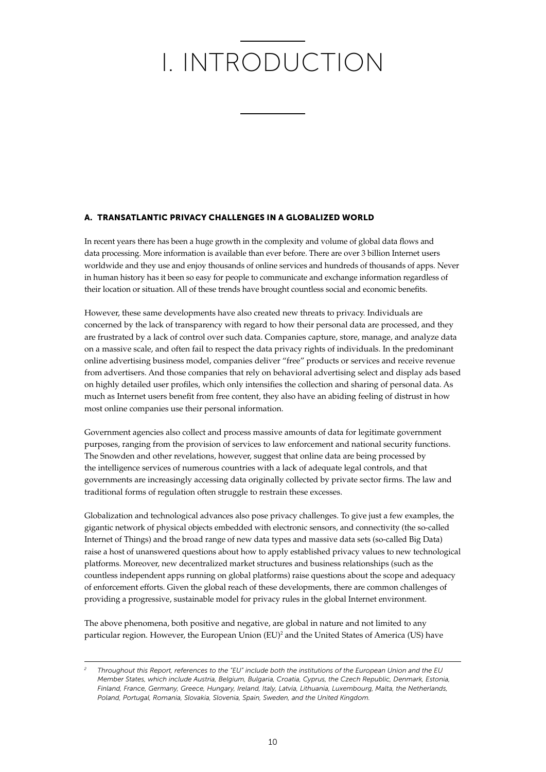# I. INTRODUCTION

## A. TRANSATLANTIC PRIVACY CHALLENGES IN A GLOBALIZED WORLD

In recent years there has been a huge growth in the complexity and volume of global data flows and data processing. More information is available than ever before. There are over 3 billion Internet users worldwide and they use and enjoy thousands of online services and hundreds of thousands of apps. Never in human history has it been so easy for people to communicate and exchange information regardless of their location or situation. All of these trends have brought countless social and economic benefits.

However, these same developments have also created new threats to privacy. Individuals are concerned by the lack of transparency with regard to how their personal data are processed, and they are frustrated by a lack of control over such data. Companies capture, store, manage, and analyze data on a massive scale, and often fail to respect the data privacy rights of individuals. In the predominant online advertising business model, companies deliver "free" products or services and receive revenue from advertisers. And those companies that rely on behavioral advertising select and display ads based on highly detailed user profiles, which only intensifies the collection and sharing of personal data. As much as Internet users benefit from free content, they also have an abiding feeling of distrust in how most online companies use their personal information.

Government agencies also collect and process massive amounts of data for legitimate government purposes, ranging from the provision of services to law enforcement and national security functions. The Snowden and other revelations, however, suggest that online data are being processed by the intelligence services of numerous countries with a lack of adequate legal controls, and that governments are increasingly accessing data originally collected by private sector firms. The law and traditional forms of regulation often struggle to restrain these excesses.

Globalization and technological advances also pose privacy challenges. To give just a few examples, the gigantic network of physical objects embedded with electronic sensors, and connectivity (the so-called Internet of Things) and the broad range of new data types and massive data sets (so-called Big Data) raise a host of unanswered questions about how to apply established privacy values to new technological platforms. Moreover, new decentralized market structures and business relationships (such as the countless independent apps running on global platforms) raise questions about the scope and adequacy of enforcement efforts. Given the global reach of these developments, there are common challenges of providing a progressive, sustainable model for privacy rules in the global Internet environment.

The above phenomena, both positive and negative, are global in nature and not limited to any particular region. However, the European Union (EU)[2] and the United States of America (US) have

---

[2] *Throughout this Report, references to the "EU" include both the institutions of the European Union and the EU Member States, which include Austria, Belgium, Bulgaria, Croatia, Cyprus, the Czech Republic, Denmark, Estonia, Finland, France, Germany, Greece, Hungary, Ireland, Italy, Latvia, Lithuania, Luxembourg, Malta, the Netherlands, Poland, Portugal, Romania, Slovakia, Slovenia, Spain, Sweden, and the United Kingdom.*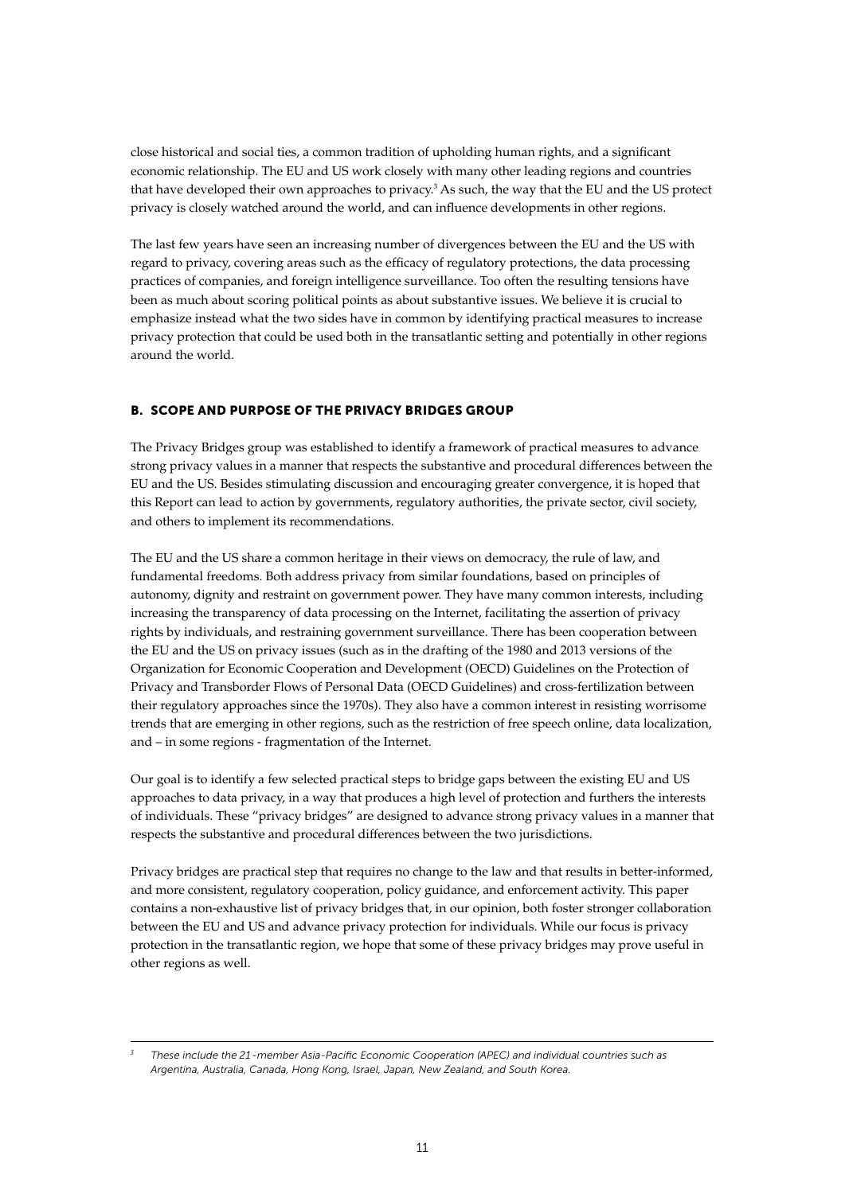close historical and social ties, a common tradition of upholding human rights, and a significant economic relationship. The EU and US work closely with many other leading regions and countries that have developed their own approaches to privacy.[3] As such, the way that the EU and the US protect privacy is closely watched around the world, and can influence developments in other regions.

The last few years have seen an increasing number of divergences between the EU and the US with regard to privacy, covering areas such as the efficacy of regulatory protections, the data processing practices of companies, and foreign intelligence surveillance. Too often the resulting tensions have been as much about scoring political points as about substantive issues. We believe it is crucial to emphasize instead what the two sides have in common by identifying practical measures to increase privacy protection that could be used both in the transatlantic setting and potentially in other regions around the world.

### B. SCOPE AND PURPOSE OF THE PRIVACY BRIDGES GROUP

The Privacy Bridges group was established to identify a framework of practical measures to advance strong privacy values in a manner that respects the substantive and procedural differences between the EU and the US. Besides stimulating discussion and encouraging greater convergence, it is hoped that this Report can lead to action by governments, regulatory authorities, the private sector, civil society, and others to implement its recommendations.

The EU and the US share a common heritage in their views on democracy, the rule of law, and fundamental freedoms. Both address privacy from similar foundations, based on principles of autonomy, dignity and restraint on government power. They have many common interests, including increasing the transparency of data processing on the Internet, facilitating the assertion of privacy rights by individuals, and restraining government surveillance. There has been cooperation between the EU and the US on privacy issues (such as in the drafting of the 1980 and 2013 versions of the Organization for Economic Cooperation and Development (OECD) Guidelines on the Protection of Privacy and Transborder Flows of Personal Data (OECD Guidelines) and cross-fertilization between their regulatory approaches since the 1970s). They also have a common interest in resisting worrisome trends that are emerging in other regions, such as the restriction of free speech online, data localization, and – in some regions - fragmentation of the Internet.

Our goal is to identify a few selected practical steps to bridge gaps between the existing EU and US approaches to data privacy, in a way that produces a high level of protection and furthers the interests of individuals. These "privacy bridges" are designed to advance strong privacy values in a manner that respects the substantive and procedural differences between the two jurisdictions.

Privacy bridges are practical step that requires no change to the law and that results in better-informed, and more consistent, regulatory cooperation, policy guidance, and enforcement activity. This paper contains a non-exhaustive list of privacy bridges that, in our opinion, both foster stronger collaboration between the EU and US and advance privacy protection for individuals. While our focus is privacy protection in the transatlantic region, we hope that some of these privacy bridges may prove useful in other regions as well.

---

[3] *These include the 21-member Asia-Pacific Economic Cooperation (APEC) and individual countries such as Argentina, Australia, Canada, Hong Kong, Israel, Japan, New Zealand, and South Korea.*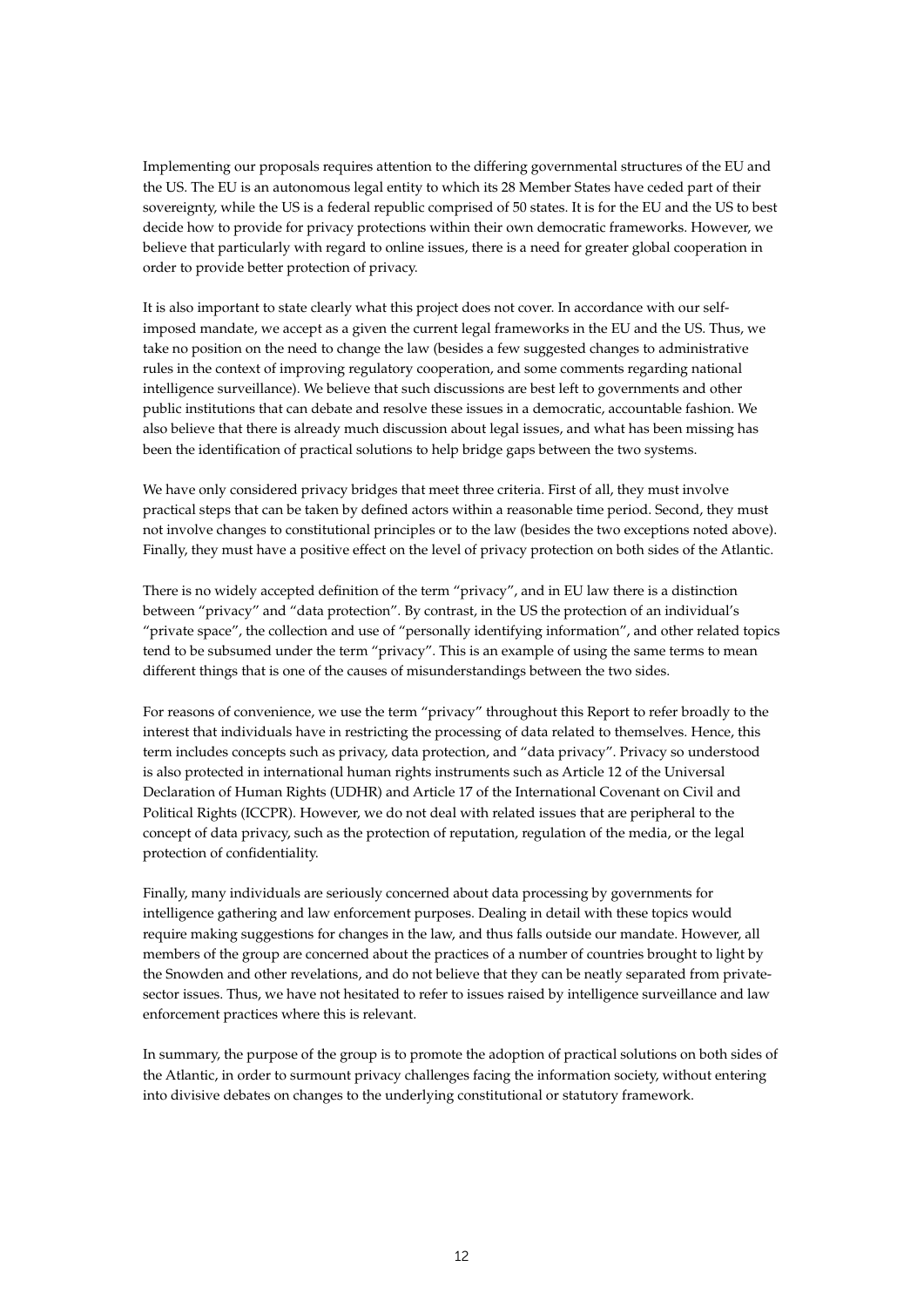Implementing our proposals requires attention to the differing governmental structures of the EU and the US. The EU is an autonomous legal entity to which its 28 Member States have ceded part of their sovereignty, while the US is a federal republic comprised of 50 states. It is for the EU and the US to best decide how to provide for privacy protections within their own democratic frameworks. However, we believe that particularly with regard to online issues, there is a need for greater global cooperation in order to provide better protection of privacy.

It is also important to state clearly what this project does not cover. In accordance with our self-imposed mandate, we accept as a given the current legal frameworks in the EU and the US. Thus, we take no position on the need to change the law (besides a few suggested changes to administrative rules in the context of improving regulatory cooperation, and some comments regarding national intelligence surveillance). We believe that such discussions are best left to governments and other public institutions that can debate and resolve these issues in a democratic, accountable fashion. We also believe that there is already much discussion about legal issues, and what has been missing has been the identification of practical solutions to help bridge gaps between the two systems.

We have only considered privacy bridges that meet three criteria. First of all, they must involve practical steps that can be taken by defined actors within a reasonable time period. Second, they must not involve changes to constitutional principles or to the law (besides the two exceptions noted above). Finally, they must have a positive effect on the level of privacy protection on both sides of the Atlantic.

There is no widely accepted definition of the term "privacy", and in EU law there is a distinction between "privacy" and "data protection". By contrast, in the US the protection of an individual's "private space", the collection and use of "personally identifying information", and other related topics tend to be subsumed under the term "privacy". This is an example of using the same terms to mean different things that is one of the causes of misunderstandings between the two sides.

For reasons of convenience, we use the term "privacy" throughout this Report to refer broadly to the interest that individuals have in restricting the processing of data related to themselves. Hence, this term includes concepts such as privacy, data protection, and "data privacy". Privacy so understood is also protected in international human rights instruments such as Article 12 of the Universal Declaration of Human Rights (UDHR) and Article 17 of the International Covenant on Civil and Political Rights (ICCPR). However, we do not deal with related issues that are peripheral to the concept of data privacy, such as the protection of reputation, regulation of the media, or the legal protection of confidentiality.

Finally, many individuals are seriously concerned about data processing by governments for intelligence gathering and law enforcement purposes. Dealing in detail with these topics would require making suggestions for changes in the law, and thus falls outside our mandate. However, all members of the group are concerned about the practices of a number of countries brought to light by the Snowden and other revelations, and do not believe that they can be neatly separated from private-sector issues. Thus, we have not hesitated to refer to issues raised by intelligence surveillance and law enforcement practices where this is relevant.

In summary, the purpose of the group is to promote the adoption of practical solutions on both sides of the Atlantic, in order to surmount privacy challenges facing the information society, without entering into divisive debates on changes to the underlying constitutional or statutory framework.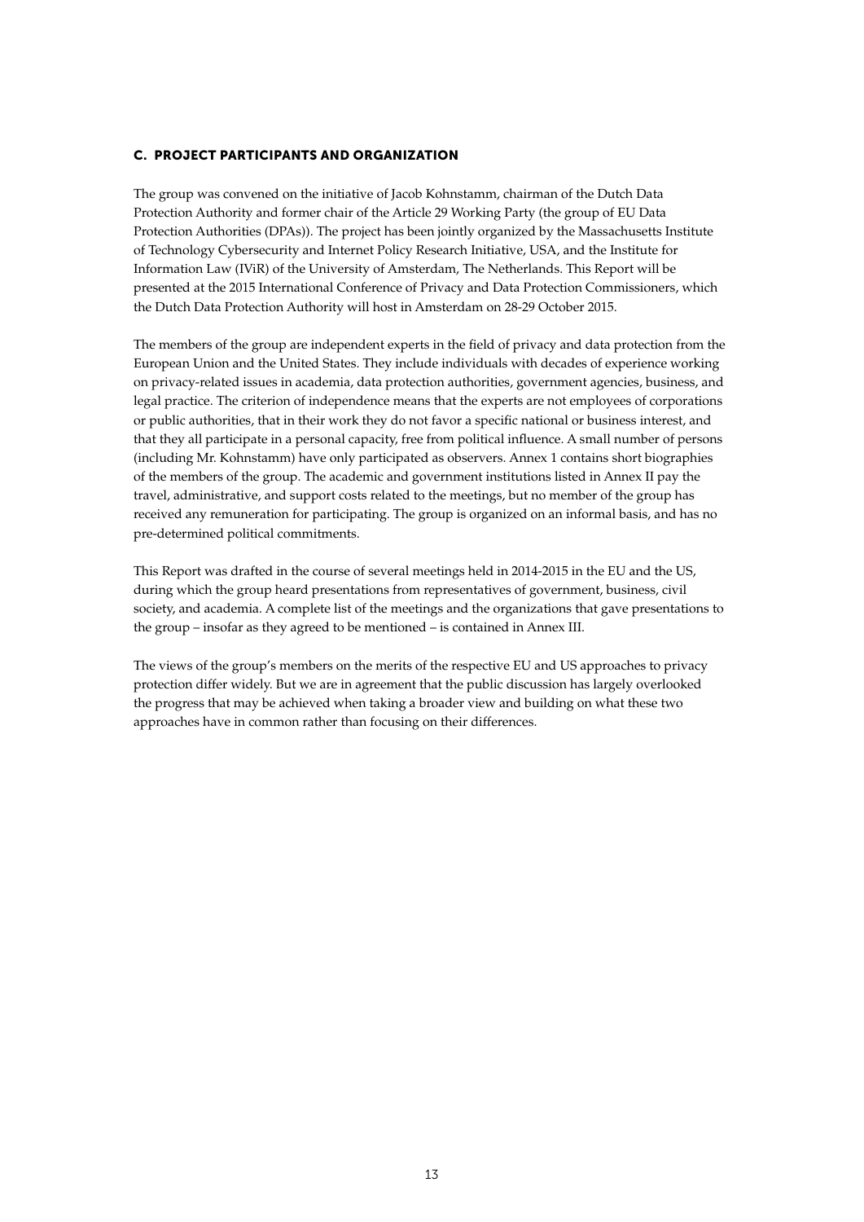## C. PROJECT PARTICIPANTS AND ORGANIZATION

The group was convened on the initiative of Jacob Kohnstamm, chairman of the Dutch Data Protection Authority and former chair of the Article 29 Working Party (the group of EU Data Protection Authorities (DPAs)). The project has been jointly organized by the Massachusetts Institute of Technology Cybersecurity and Internet Policy Research Initiative, USA, and the Institute for Information Law (IViR) of the University of Amsterdam, The Netherlands. This Report will be presented at the 2015 International Conference of Privacy and Data Protection Commissioners, which the Dutch Data Protection Authority will host in Amsterdam on 28-29 October 2015.

The members of the group are independent experts in the field of privacy and data protection from the European Union and the United States. They include individuals with decades of experience working on privacy-related issues in academia, data protection authorities, government agencies, business, and legal practice. The criterion of independence means that the experts are not employees of corporations or public authorities, that in their work they do not favor a specific national or business interest, and that they all participate in a personal capacity, free from political influence. A small number of persons (including Mr. Kohnstamm) have only participated as observers. Annex 1 contains short biographies of the members of the group. The academic and government institutions listed in Annex II pay the travel, administrative, and support costs related to the meetings, but no member of the group has received any remuneration for participating. The group is organized on an informal basis, and has no pre-determined political commitments.

This Report was drafted in the course of several meetings held in 2014-2015 in the EU and the US, during which the group heard presentations from representatives of government, business, civil society, and academia. A complete list of the meetings and the organizations that gave presentations to the group – insofar as they agreed to be mentioned – is contained in Annex III.

The views of the group's members on the merits of the respective EU and US approaches to privacy protection differ widely. But we are in agreement that the public discussion has largely overlooked the progress that may be achieved when taking a broader view and building on what these two approaches have in common rather than focusing on their differences.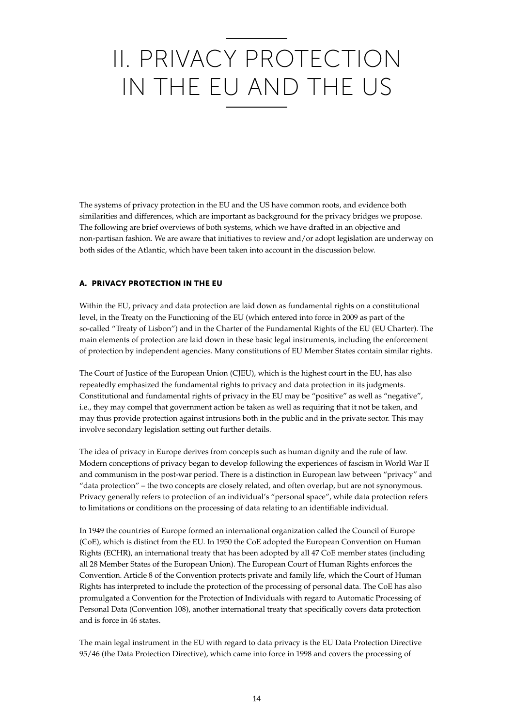# II. PRIVACY PROTECTION IN THE EU AND THE US

The systems of privacy protection in the EU and the US have common roots, and evidence both similarities and differences, which are important as background for the privacy bridges we propose. The following are brief overviews of both systems, which we have drafted in an objective and non-partisan fashion. We are aware that initiatives to review and/or adopt legislation are underway on both sides of the Atlantic, which have been taken into account in the discussion below.

## A. PRIVACY PROTECTION IN THE EU

Within the EU, privacy and data protection are laid down as fundamental rights on a constitutional level, in the Treaty on the Functioning of the EU (which entered into force in 2009 as part of the so-called "Treaty of Lisbon") and in the Charter of the Fundamental Rights of the EU (EU Charter). The main elements of protection are laid down in these basic legal instruments, including the enforcement of protection by independent agencies. Many constitutions of EU Member States contain similar rights.

The Court of Justice of the European Union (CJEU), which is the highest court in the EU, has also repeatedly emphasized the fundamental rights to privacy and data protection in its judgments. Constitutional and fundamental rights of privacy in the EU may be "positive" as well as "negative", i.e., they may compel that government action be taken as well as requiring that it not be taken, and may thus provide protection against intrusions both in the public and in the private sector. This may involve secondary legislation setting out further details.

The idea of privacy in Europe derives from concepts such as human dignity and the rule of law. Modern conceptions of privacy began to develop following the experiences of fascism in World War II and communism in the post-war period. There is a distinction in European law between "privacy" and "data protection" – the two concepts are closely related, and often overlap, but are not synonymous. Privacy generally refers to protection of an individual's "personal space", while data protection refers to limitations or conditions on the processing of data relating to an identifiable individual.

In 1949 the countries of Europe formed an international organization called the Council of Europe (CoE), which is distinct from the EU. In 1950 the CoE adopted the European Convention on Human Rights (ECHR), an international treaty that has been adopted by all 47 CoE member states (including all 28 Member States of the European Union). The European Court of Human Rights enforces the Convention. Article 8 of the Convention protects private and family life, which the Court of Human Rights has interpreted to include the protection of the processing of personal data. The CoE has also promulgated a Convention for the Protection of Individuals with regard to Automatic Processing of Personal Data (Convention 108), another international treaty that specifically covers data protection and is force in 46 states.

The main legal instrument in the EU with regard to data privacy is the EU Data Protection Directive 95/46 (the Data Protection Directive), which came into force in 1998 and covers the processing of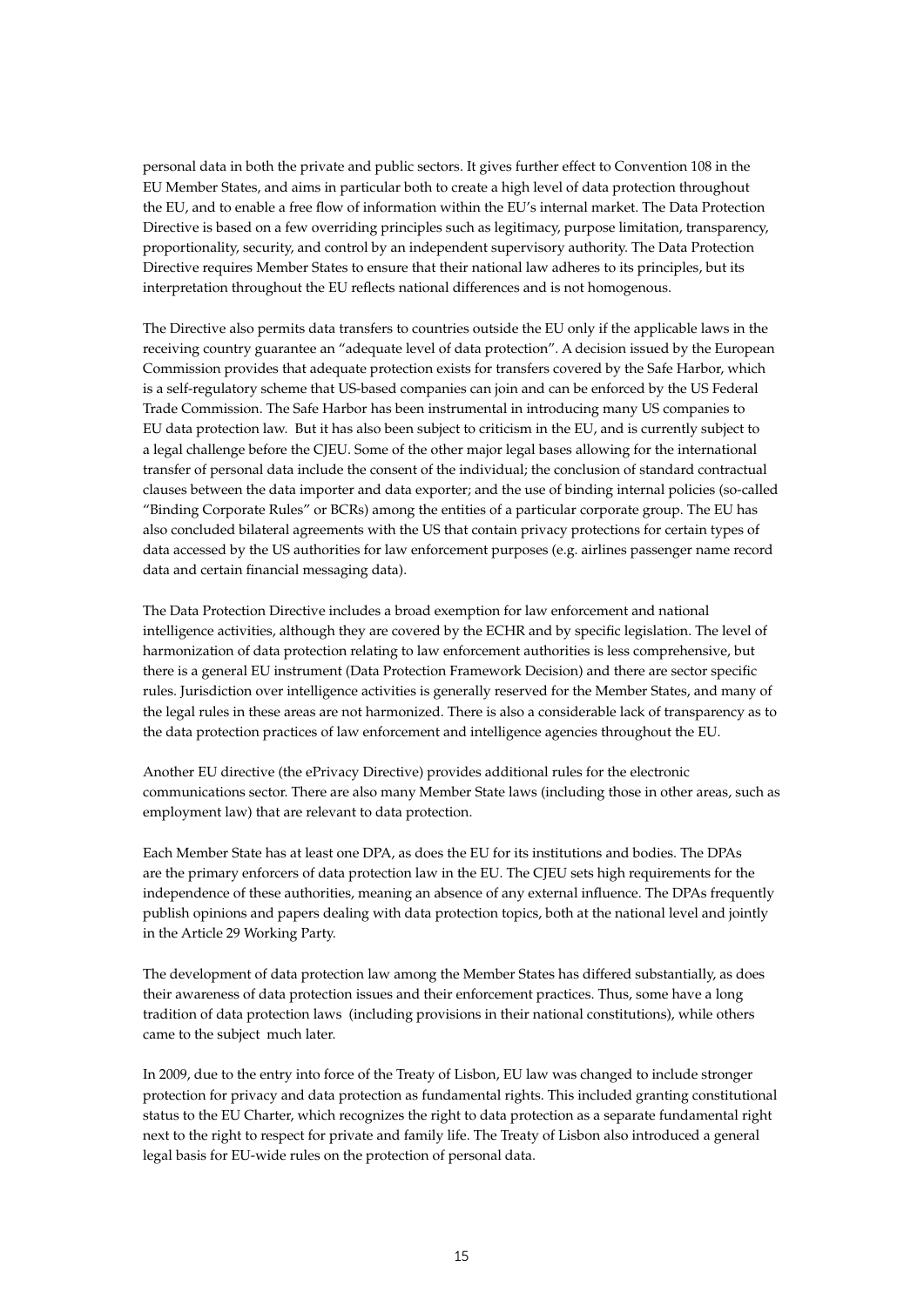personal data in both the private and public sectors. It gives further effect to Convention 108 in the EU Member States, and aims in particular both to create a high level of data protection throughout the EU, and to enable a free flow of information within the EU's internal market. The Data Protection Directive is based on a few overriding principles such as legitimacy, purpose limitation, transparency, proportionality, security, and control by an independent supervisory authority. The Data Protection Directive requires Member States to ensure that their national law adheres to its principles, but its interpretation throughout the EU reflects national differences and is not homogenous.

The Directive also permits data transfers to countries outside the EU only if the applicable laws in the receiving country guarantee an "adequate level of data protection". A decision issued by the European Commission provides that adequate protection exists for transfers covered by the Safe Harbor, which is a self-regulatory scheme that US-based companies can join and can be enforced by the US Federal Trade Commission. The Safe Harbor has been instrumental in introducing many US companies to EU data protection law. But it has also been subject to criticism in the EU, and is currently subject to a legal challenge before the CJEU. Some of the other major legal bases allowing for the international transfer of personal data include the consent of the individual; the conclusion of standard contractual clauses between the data importer and data exporter; and the use of binding internal policies (so-called "Binding Corporate Rules" or BCRs) among the entities of a particular corporate group. The EU has also concluded bilateral agreements with the US that contain privacy protections for certain types of data accessed by the US authorities for law enforcement purposes (e.g. airlines passenger name record data and certain financial messaging data).

The Data Protection Directive includes a broad exemption for law enforcement and national intelligence activities, although they are covered by the ECHR and by specific legislation. The level of harmonization of data protection relating to law enforcement authorities is less comprehensive, but there is a general EU instrument (Data Protection Framework Decision) and there are sector specific rules. Jurisdiction over intelligence activities is generally reserved for the Member States, and many of the legal rules in these areas are not harmonized. There is also a considerable lack of transparency as to the data protection practices of law enforcement and intelligence agencies throughout the EU.

Another EU directive (the ePrivacy Directive) provides additional rules for the electronic communications sector. There are also many Member State laws (including those in other areas, such as employment law) that are relevant to data protection.

Each Member State has at least one DPA, as does the EU for its institutions and bodies. The DPAs are the primary enforcers of data protection law in the EU. The CJEU sets high requirements for the independence of these authorities, meaning an absence of any external influence. The DPAs frequently publish opinions and papers dealing with data protection topics, both at the national level and jointly in the Article 29 Working Party.

The development of data protection law among the Member States has differed substantially, as does their awareness of data protection issues and their enforcement practices. Thus, some have a long tradition of data protection laws (including provisions in their national constitutions), while others came to the subject much later.

In 2009, due to the entry into force of the Treaty of Lisbon, EU law was changed to include stronger protection for privacy and data protection as fundamental rights. This included granting constitutional status to the EU Charter, which recognizes the right to data protection as a separate fundamental right next to the right to respect for private and family life. The Treaty of Lisbon also introduced a general legal basis for EU-wide rules on the protection of personal data.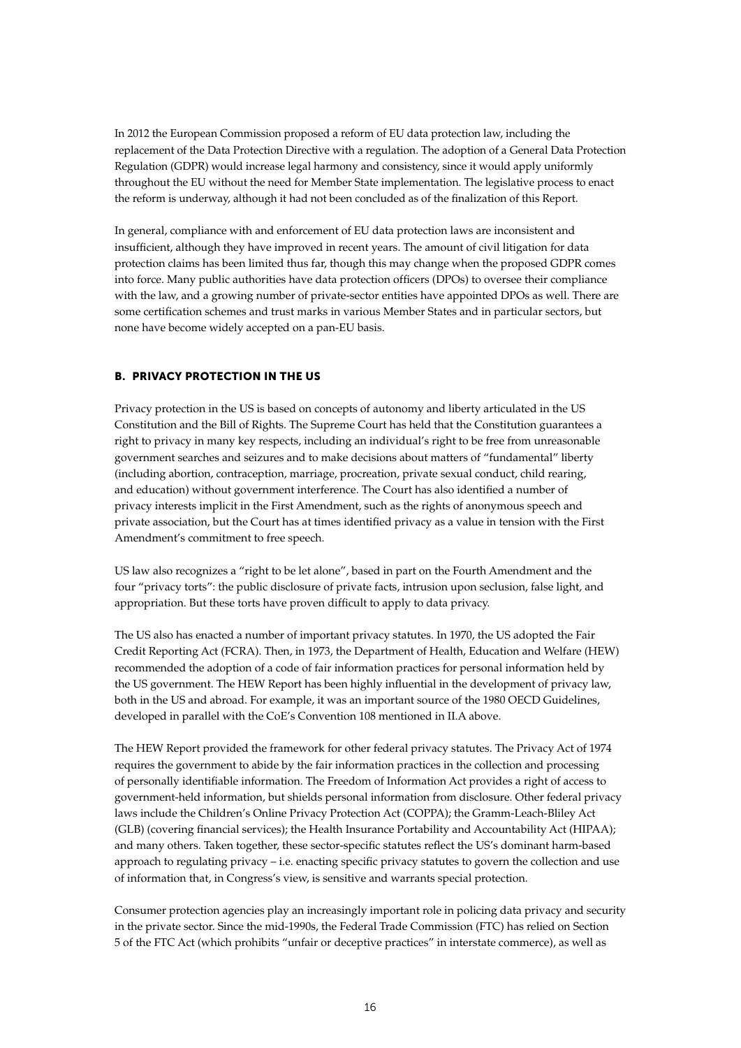In 2012 the European Commission proposed a reform of EU data protection law, including the replacement of the Data Protection Directive with a regulation. The adoption of a General Data Protection Regulation (GDPR) would increase legal harmony and consistency, since it would apply uniformly throughout the EU without the need for Member State implementation. The legislative process to enact the reform is underway, although it had not been concluded as of the finalization of this Report.

In general, compliance with and enforcement of EU data protection laws are inconsistent and insufficient, although they have improved in recent years. The amount of civil litigation for data protection claims has been limited thus far, though this may change when the proposed GDPR comes into force. Many public authorities have data protection officers (DPOs) to oversee their compliance with the law, and a growing number of private-sector entities have appointed DPOs as well. There are some certification schemes and trust marks in various Member States and in particular sectors, but none have become widely accepted on a pan-EU basis.

### B. PRIVACY PROTECTION IN THE US

Privacy protection in the US is based on concepts of autonomy and liberty articulated in the US Constitution and the Bill of Rights. The Supreme Court has held that the Constitution guarantees a right to privacy in many key respects, including an individual's right to be free from unreasonable government searches and seizures and to make decisions about matters of "fundamental" liberty (including abortion, contraception, marriage, procreation, private sexual conduct, child rearing, and education) without government interference. The Court has also identified a number of privacy interests implicit in the First Amendment, such as the rights of anonymous speech and private association, but the Court has at times identified privacy as a value in tension with the First Amendment's commitment to free speech.

US law also recognizes a "right to be let alone", based in part on the Fourth Amendment and the four "privacy torts": the public disclosure of private facts, intrusion upon seclusion, false light, and appropriation. But these torts have proven difficult to apply to data privacy.

The US also has enacted a number of important privacy statutes. In 1970, the US adopted the Fair Credit Reporting Act (FCRA). Then, in 1973, the Department of Health, Education and Welfare (HEW) recommended the adoption of a code of fair information practices for personal information held by the US government. The HEW Report has been highly influential in the development of privacy law, both in the US and abroad. For example, it was an important source of the 1980 OECD Guidelines, developed in parallel with the CoE's Convention 108 mentioned in II.A above.

The HEW Report provided the framework for other federal privacy statutes. The Privacy Act of 1974 requires the government to abide by the fair information practices in the collection and processing of personally identifiable information. The Freedom of Information Act provides a right of access to government-held information, but shields personal information from disclosure. Other federal privacy laws include the Children's Online Privacy Protection Act (COPPA); the Gramm-Leach-Bliley Act (GLB) (covering financial services); the Health Insurance Portability and Accountability Act (HIPAA); and many others. Taken together, these sector-specific statutes reflect the US's dominant harm-based approach to regulating privacy – i.e. enacting specific privacy statutes to govern the collection and use of information that, in Congress's view, is sensitive and warrants special protection.

Consumer protection agencies play an increasingly important role in policing data privacy and security in the private sector. Since the mid-1990s, the Federal Trade Commission (FTC) has relied on Section 5 of the FTC Act (which prohibits "unfair or deceptive practices" in interstate commerce), as well as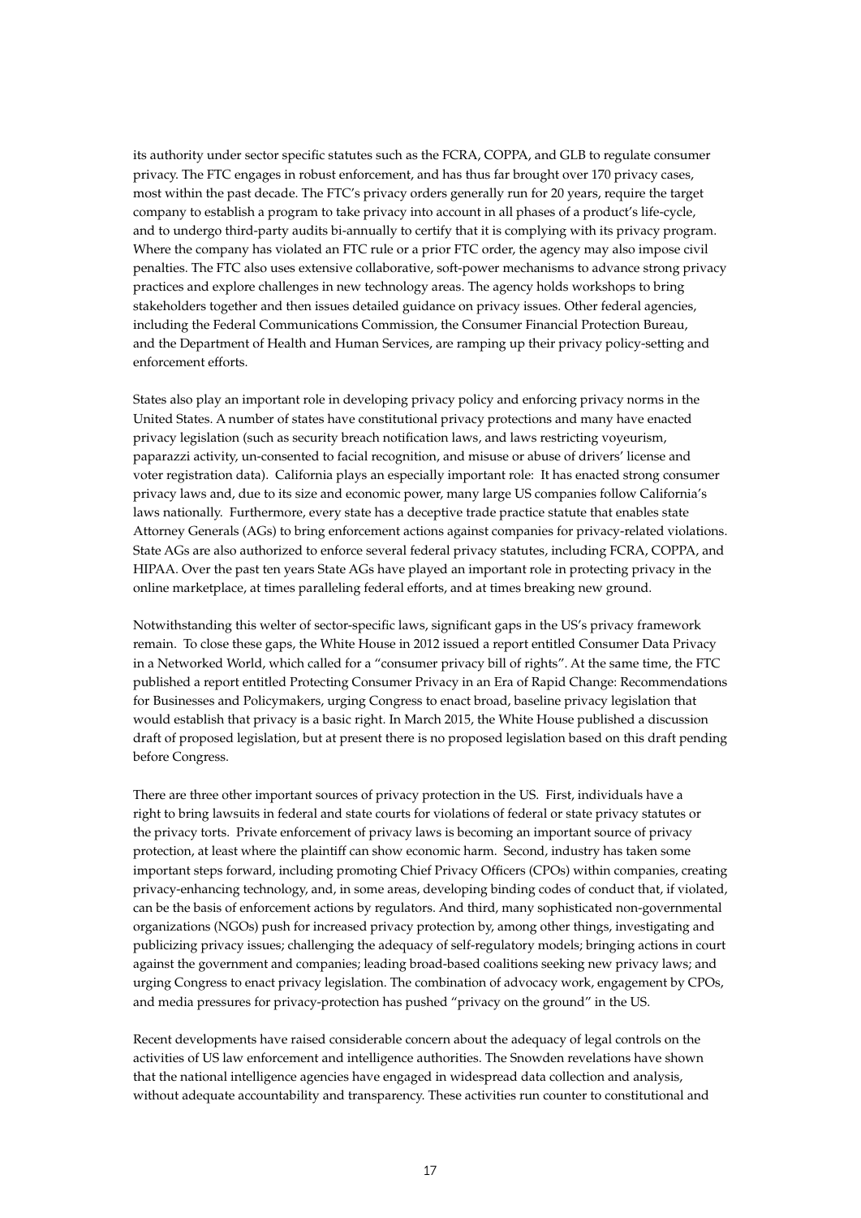its authority under sector specific statutes such as the FCRA, COPPA, and GLB to regulate consumer privacy. The FTC engages in robust enforcement, and has thus far brought over 170 privacy cases, most within the past decade. The FTC's privacy orders generally run for 20 years, require the target company to establish a program to take privacy into account in all phases of a product's life-cycle, and to undergo third-party audits bi-annually to certify that it is complying with its privacy program. Where the company has violated an FTC rule or a prior FTC order, the agency may also impose civil penalties. The FTC also uses extensive collaborative, soft-power mechanisms to advance strong privacy practices and explore challenges in new technology areas. The agency holds workshops to bring stakeholders together and then issues detailed guidance on privacy issues. Other federal agencies, including the Federal Communications Commission, the Consumer Financial Protection Bureau, and the Department of Health and Human Services, are ramping up their privacy policy-setting and enforcement efforts.

States also play an important role in developing privacy policy and enforcing privacy norms in the United States. A number of states have constitutional privacy protections and many have enacted privacy legislation (such as security breach notification laws, and laws restricting voyeurism, paparazzi activity, un-consented to facial recognition, and misuse or abuse of drivers' license and voter registration data). California plays an especially important role: It has enacted strong consumer privacy laws and, due to its size and economic power, many large US companies follow California's laws nationally. Furthermore, every state has a deceptive trade practice statute that enables state Attorney Generals (AGs) to bring enforcement actions against companies for privacy-related violations. State AGs are also authorized to enforce several federal privacy statutes, including FCRA, COPPA, and HIPAA. Over the past ten years State AGs have played an important role in protecting privacy in the online marketplace, at times paralleling federal efforts, and at times breaking new ground.

Notwithstanding this welter of sector-specific laws, significant gaps in the US's privacy framework remain. To close these gaps, the White House in 2012 issued a report entitled Consumer Data Privacy in a Networked World, which called for a "consumer privacy bill of rights". At the same time, the FTC published a report entitled Protecting Consumer Privacy in an Era of Rapid Change: Recommendations for Businesses and Policymakers, urging Congress to enact broad, baseline privacy legislation that would establish that privacy is a basic right. In March 2015, the White House published a discussion draft of proposed legislation, but at present there is no proposed legislation based on this draft pending before Congress.

There are three other important sources of privacy protection in the US. First, individuals have a right to bring lawsuits in federal and state courts for violations of federal or state privacy statutes or the privacy torts. Private enforcement of privacy laws is becoming an important source of privacy protection, at least where the plaintiff can show economic harm. Second, industry has taken some important steps forward, including promoting Chief Privacy Officers (CPOs) within companies, creating privacy-enhancing technology, and, in some areas, developing binding codes of conduct that, if violated, can be the basis of enforcement actions by regulators. And third, many sophisticated non-governmental organizations (NGOs) push for increased privacy protection by, among other things, investigating and publicizing privacy issues; challenging the adequacy of self-regulatory models; bringing actions in court against the government and companies; leading broad-based coalitions seeking new privacy laws; and urging Congress to enact privacy legislation. The combination of advocacy work, engagement by CPOs, and media pressures for privacy-protection has pushed "privacy on the ground" in the US.

Recent developments have raised considerable concern about the adequacy of legal controls on the activities of US law enforcement and intelligence authorities. The Snowden revelations have shown that the national intelligence agencies have engaged in widespread data collection and analysis, without adequate accountability and transparency. These activities run counter to constitutional and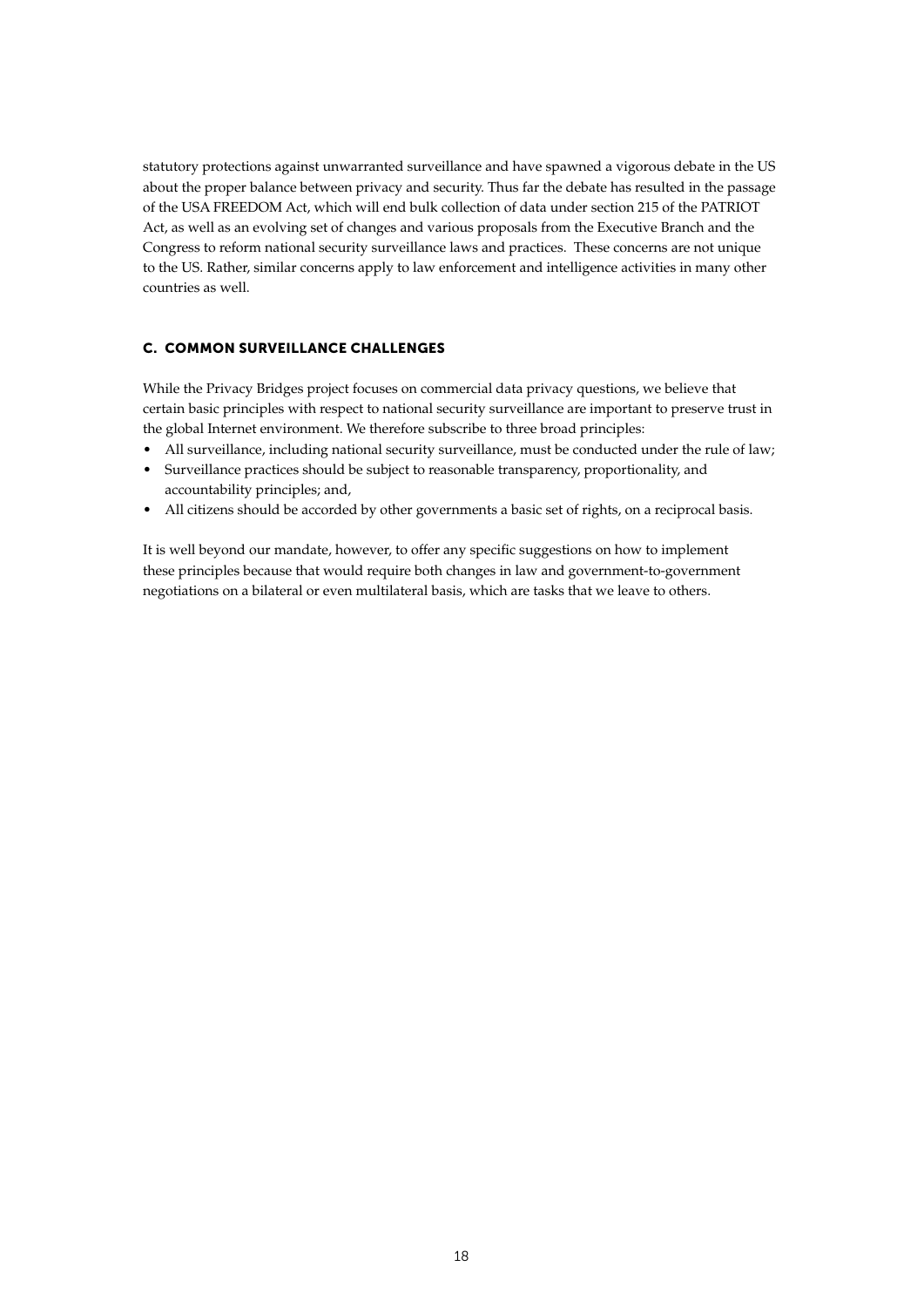statutory protections against unwarranted surveillance and have spawned a vigorous debate in the US about the proper balance between privacy and security. Thus far the debate has resulted in the passage of the USA FREEDOM Act, which will end bulk collection of data under section 215 of the PATRIOT Act, as well as an evolving set of changes and various proposals from the Executive Branch and the Congress to reform national security surveillance laws and practices. These concerns are not unique to the US. Rather, similar concerns apply to law enforcement and intelligence activities in many other countries as well.

### C. COMMON SURVEILLANCE CHALLENGES

While the Privacy Bridges project focuses on commercial data privacy questions, we believe that certain basic principles with respect to national security surveillance are important to preserve trust in the global Internet environment. We therefore subscribe to three broad principles:

- All surveillance, including national security surveillance, must be conducted under the rule of law;
- Surveillance practices should be subject to reasonable transparency, proportionality, and accountability principles; and,
- All citizens should be accorded by other governments a basic set of rights, on a reciprocal basis.

It is well beyond our mandate, however, to offer any specific suggestions on how to implement these principles because that would require both changes in law and government-to-government negotiations on a bilateral or even multilateral basis, which are tasks that we leave to others.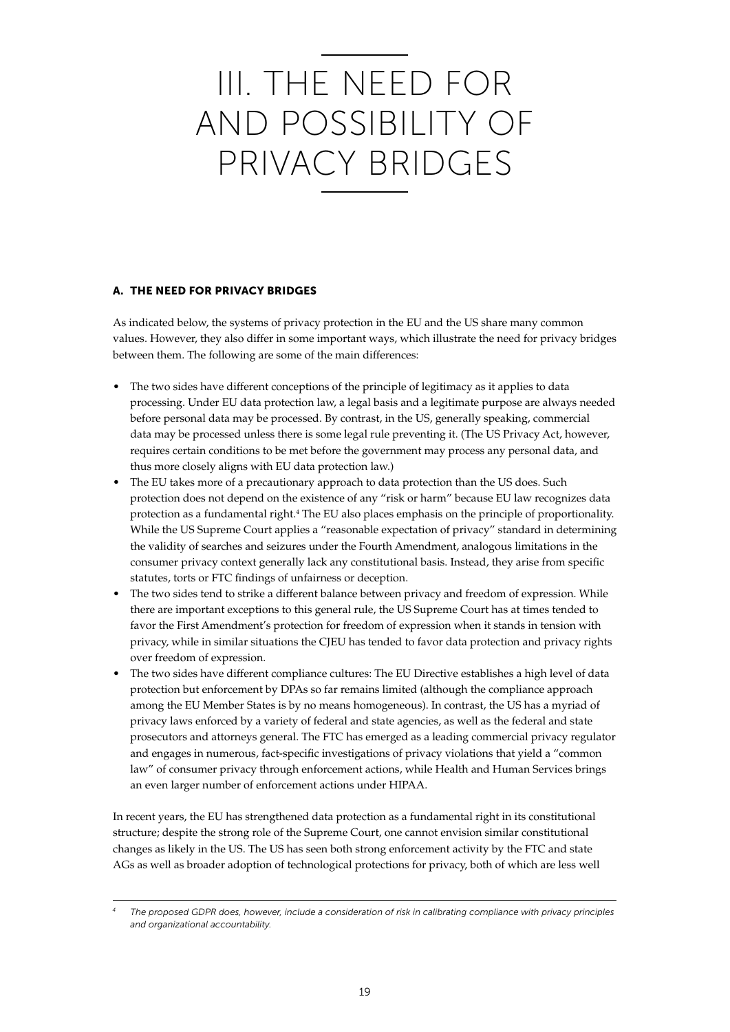# III. THE NEED FOR AND POSSIBILITY OF PRIVACY BRIDGES

## A. THE NEED FOR PRIVACY BRIDGES

As indicated below, the systems of privacy protection in the EU and the US share many common values. However, they also differ in some important ways, which illustrate the need for privacy bridges between them. The following are some of the main differences:

- The two sides have different conceptions of the principle of legitimacy as it applies to data processing. Under EU data protection law, a legal basis and a legitimate purpose are always needed before personal data may be processed. By contrast, in the US, generally speaking, commercial data may be processed unless there is some legal rule preventing it. (The US Privacy Act, however, requires certain conditions to be met before the government may process any personal data, and thus more closely aligns with EU data protection law.)
- The EU takes more of a precautionary approach to data protection than the US does. Such protection does not depend on the existence of any "risk or harm" because EU law recognizes data protection as a fundamental right.[4] The EU also places emphasis on the principle of proportionality. While the US Supreme Court applies a "reasonable expectation of privacy" standard in determining the validity of searches and seizures under the Fourth Amendment, analogous limitations in the consumer privacy context generally lack any constitutional basis. Instead, they arise from specific statutes, torts or FTC findings of unfairness or deception.
- The two sides tend to strike a different balance between privacy and freedom of expression. While there are important exceptions to this general rule, the US Supreme Court has at times tended to favor the First Amendment's protection for freedom of expression when it stands in tension with privacy, while in similar situations the CJEU has tended to favor data protection and privacy rights over freedom of expression.
- The two sides have different compliance cultures: The EU Directive establishes a high level of data protection but enforcement by DPAs so far remains limited (although the compliance approach among the EU Member States is by no means homogeneous). In contrast, the US has a myriad of privacy laws enforced by a variety of federal and state agencies, as well as the federal and state prosecutors and attorneys general. The FTC has emerged as a leading commercial privacy regulator and engages in numerous, fact-specific investigations of privacy violations that yield a "common law" of consumer privacy through enforcement actions, while Health and Human Services brings an even larger number of enforcement actions under HIPAA.

In recent years, the EU has strengthened data protection as a fundamental right in its constitutional structure; despite the strong role of the Supreme Court, one cannot envision similar constitutional changes as likely in the US. The US has seen both strong enforcement activity by the FTC and state AGs as well as broader adoption of technological protections for privacy, both of which are less well

---

[4] *The proposed GDPR does, however, include a consideration of risk in calibrating compliance with privacy principles and organizational accountability.*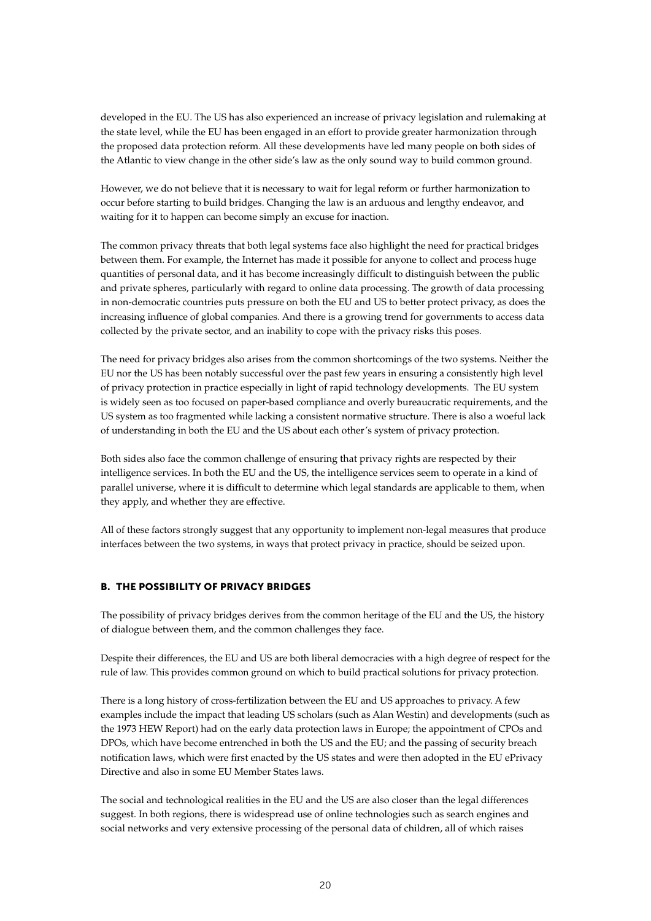developed in the EU. The US has also experienced an increase of privacy legislation and rulemaking at the state level, while the EU has been engaged in an effort to provide greater harmonization through the proposed data protection reform. All these developments have led many people on both sides of the Atlantic to view change in the other side's law as the only sound way to build common ground.

However, we do not believe that it is necessary to wait for legal reform or further harmonization to occur before starting to build bridges. Changing the law is an arduous and lengthy endeavor, and waiting for it to happen can become simply an excuse for inaction.

The common privacy threats that both legal systems face also highlight the need for practical bridges between them. For example, the Internet has made it possible for anyone to collect and process huge quantities of personal data, and it has become increasingly difficult to distinguish between the public and private spheres, particularly with regard to online data processing. The growth of data processing in non-democratic countries puts pressure on both the EU and US to better protect privacy, as does the increasing influence of global companies. And there is a growing trend for governments to access data collected by the private sector, and an inability to cope with the privacy risks this poses.

The need for privacy bridges also arises from the common shortcomings of the two systems. Neither the EU nor the US has been notably successful over the past few years in ensuring a consistently high level of privacy protection in practice especially in light of rapid technology developments. The EU system is widely seen as too focused on paper-based compliance and overly bureaucratic requirements, and the US system as too fragmented while lacking a consistent normative structure. There is also a woeful lack of understanding in both the EU and the US about each other's system of privacy protection.

Both sides also face the common challenge of ensuring that privacy rights are respected by their intelligence services. In both the EU and the US, the intelligence services seem to operate in a kind of parallel universe, where it is difficult to determine which legal standards are applicable to them, when they apply, and whether they are effective.

All of these factors strongly suggest that any opportunity to implement non-legal measures that produce interfaces between the two systems, in ways that protect privacy in practice, should be seized upon.

### B. THE POSSIBILITY OF PRIVACY BRIDGES

The possibility of privacy bridges derives from the common heritage of the EU and the US, the history of dialogue between them, and the common challenges they face.

Despite their differences, the EU and US are both liberal democracies with a high degree of respect for the rule of law. This provides common ground on which to build practical solutions for privacy protection.

There is a long history of cross-fertilization between the EU and US approaches to privacy. A few examples include the impact that leading US scholars (such as Alan Westin) and developments (such as the 1973 HEW Report) had on the early data protection laws in Europe; the appointment of CPOs and DPOs, which have become entrenched in both the US and the EU; and the passing of security breach notification laws, which were first enacted by the US states and were then adopted in the EU ePrivacy Directive and also in some EU Member States laws.

The social and technological realities in the EU and the US are also closer than the legal differences suggest. In both regions, there is widespread use of online technologies such as search engines and social networks and very extensive processing of the personal data of children, all of which raises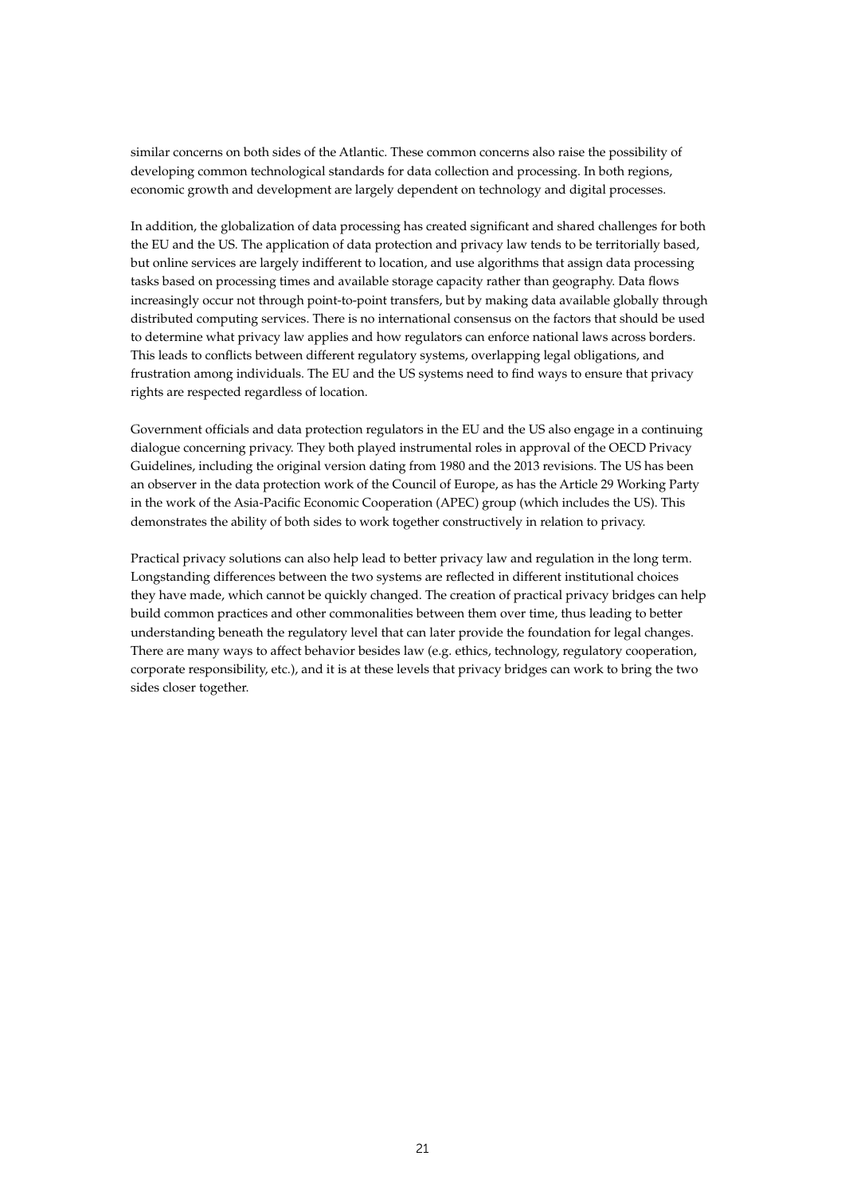similar concerns on both sides of the Atlantic. These common concerns also raise the possibility of developing common technological standards for data collection and processing. In both regions, economic growth and development are largely dependent on technology and digital processes.

In addition, the globalization of data processing has created significant and shared challenges for both the EU and the US. The application of data protection and privacy law tends to be territorially based, but online services are largely indifferent to location, and use algorithms that assign data processing tasks based on processing times and available storage capacity rather than geography. Data flows increasingly occur not through point-to-point transfers, but by making data available globally through distributed computing services. There is no international consensus on the factors that should be used to determine what privacy law applies and how regulators can enforce national laws across borders. This leads to conflicts between different regulatory systems, overlapping legal obligations, and frustration among individuals. The EU and the US systems need to find ways to ensure that privacy rights are respected regardless of location.

Government officials and data protection regulators in the EU and the US also engage in a continuing dialogue concerning privacy. They both played instrumental roles in approval of the OECD Privacy Guidelines, including the original version dating from 1980 and the 2013 revisions. The US has been an observer in the data protection work of the Council of Europe, as has the Article 29 Working Party in the work of the Asia-Pacific Economic Cooperation (APEC) group (which includes the US). This demonstrates the ability of both sides to work together constructively in relation to privacy.

Practical privacy solutions can also help lead to better privacy law and regulation in the long term. Longstanding differences between the two systems are reflected in different institutional choices they have made, which cannot be quickly changed. The creation of practical privacy bridges can help build common practices and other commonalities between them over time, thus leading to better understanding beneath the regulatory level that can later provide the foundation for legal changes. There are many ways to affect behavior besides law (e.g. ethics, technology, regulatory cooperation, corporate responsibility, etc.), and it is at these levels that privacy bridges can work to bring the two sides closer together.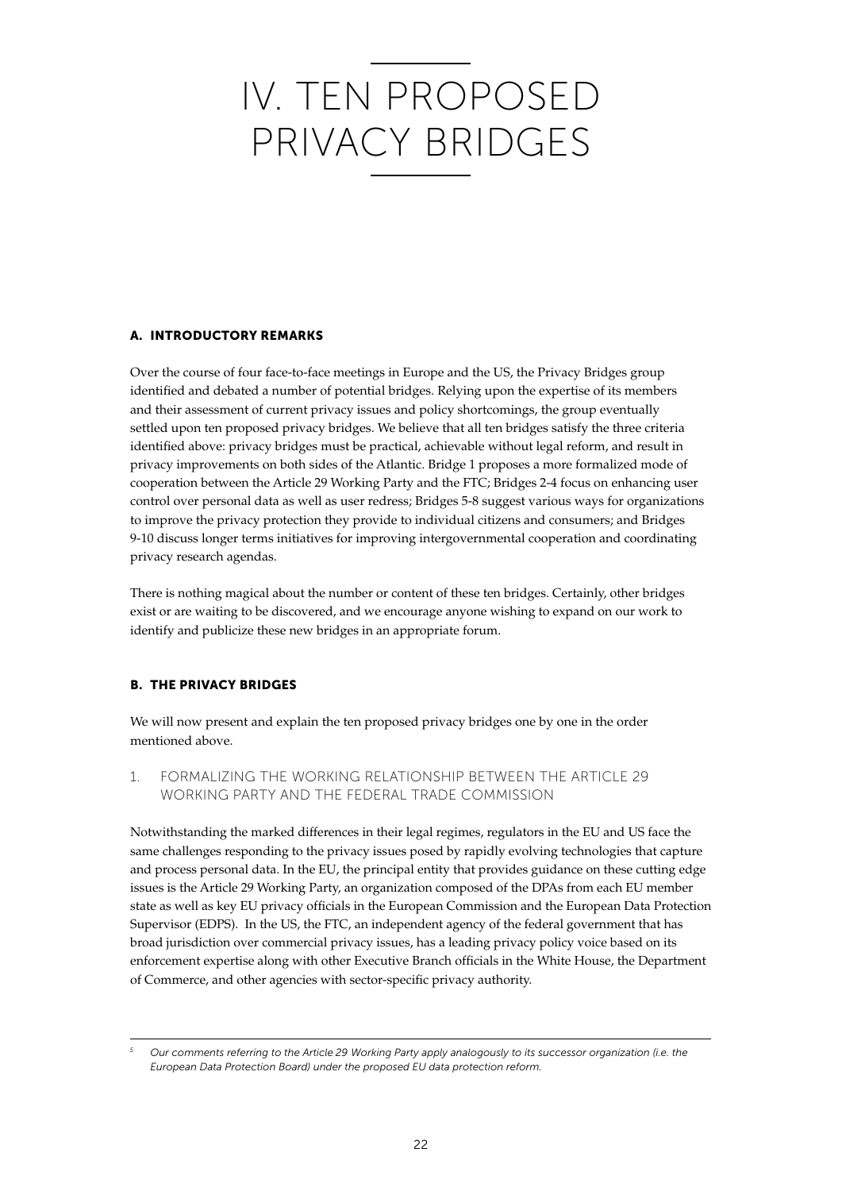# IV. TEN PROPOSED PRIVACY BRIDGES

## A. INTRODUCTORY REMARKS

Over the course of four face-to-face meetings in Europe and the US, the Privacy Bridges group identified and debated a number of potential bridges. Relying upon the expertise of its members and their assessment of current privacy issues and policy shortcomings, the group eventually settled upon ten proposed privacy bridges. We believe that all ten bridges satisfy the three criteria identified above: privacy bridges must be practical, achievable without legal reform, and result in privacy improvements on both sides of the Atlantic. Bridge 1 proposes a more formalized mode of cooperation between the Article 29 Working Party and the FTC; Bridges 2-4 focus on enhancing user control over personal data as well as user redress; Bridges 5-8 suggest various ways for organizations to improve the privacy protection they provide to individual citizens and consumers; and Bridges 9-10 discuss longer terms initiatives for improving intergovernmental cooperation and coordinating privacy research agendas.

There is nothing magical about the number or content of these ten bridges. Certainly, other bridges exist or are waiting to be discovered, and we encourage anyone wishing to expand on our work to identify and publicize these new bridges in an appropriate forum.

## B. THE PRIVACY BRIDGES

We will now present and explain the ten proposed privacy bridges one by one in the order mentioned above.

### 1. FORMALIZING THE WORKING RELATIONSHIP BETWEEN THE ARTICLE 29 WORKING PARTY AND THE FEDERAL TRADE COMMISSION

Notwithstanding the marked differences in their legal regimes, regulators in the EU and US face the same challenges responding to the privacy issues posed by rapidly evolving technologies that capture and process personal data. In the EU, the principal entity that provides guidance on these cutting edge issues is the Article 29 Working Party, an organization composed of the DPAs from each EU member state as well as key EU privacy officials in the European Commission and the European Data Protection Supervisor (EDPS). In the US, the FTC, an independent agency of the federal government that has broad jurisdiction over commercial privacy issues, has a leading privacy policy voice based on its enforcement expertise along with other Executive Branch officials in the White House, the Department of Commerce, and other agencies with sector-specific privacy authority.

---

[5] *Our comments referring to the Article 29 Working Party apply analogously to its successor organization (i.e. the European Data Protection Board) under the proposed EU data protection reform.*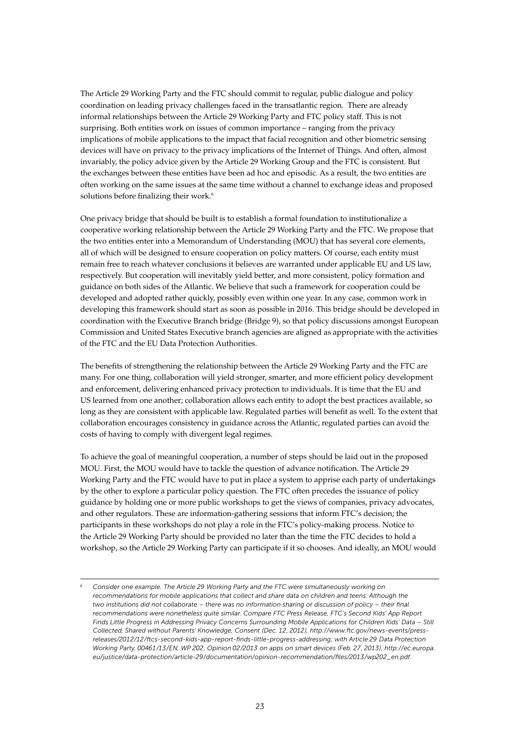The Article 29 Working Party and the FTC should commit to regular, public dialogue and policy coordination on leading privacy challenges faced in the transatlantic region. There are already informal relationships between the Article 29 Working Party and FTC policy staff. This is not surprising. Both entities work on issues of common importance – ranging from the privacy implications of mobile applications to the impact that facial recognition and other biometric sensing devices will have on privacy to the privacy implications of the Internet of Things. And often, almost invariably, the policy advice given by the Article 29 Working Group and the FTC is consistent. But the exchanges between these entities have been ad hoc and episodic. As a result, the two entities are often working on the same issues at the same time without a channel to exchange ideas and proposed solutions before finalizing their work.[6]

One privacy bridge that should be built is to establish a formal foundation to institutionalize a cooperative working relationship between the Article 29 Working Party and the FTC. We propose that the two entities enter into a Memorandum of Understanding (MOU) that has several core elements, all of which will be designed to ensure cooperation on policy matters. Of course, each entity must remain free to reach whatever conclusions it believes are warranted under applicable EU and US law, respectively. But cooperation will inevitably yield better, and more consistent, policy formation and guidance on both sides of the Atlantic. We believe that such a framework for cooperation could be developed and adopted rather quickly, possibly even within one year. In any case, common work in developing this framework should start as soon as possible in 2016. This bridge should be developed in coordination with the Executive Branch bridge (Bridge 9), so that policy discussions amongst European Commission and United States Executive branch agencies are aligned as appropriate with the activities of the FTC and the EU Data Protection Authorities.

The benefits of strengthening the relationship between the Article 29 Working Party and the FTC are many. For one thing, collaboration will yield stronger, smarter, and more efficient policy development and enforcement, delivering enhanced privacy protection to individuals. It is time that the EU and US learned from one another; collaboration allows each entity to adopt the best practices available, so long as they are consistent with applicable law. Regulated parties will benefit as well. To the extent that collaboration encourages consistency in guidance across the Atlantic, regulated parties can avoid the costs of having to comply with divergent legal regimes.

To achieve the goal of meaningful cooperation, a number of steps should be laid out in the proposed MOU. First, the MOU would have to tackle the question of advance notification. The Article 29 Working Party and the FTC would have to put in place a system to apprise each party of undertakings by the other to explore a particular policy question. The FTC often precedes the issuance of policy guidance by holding one or more public workshops to get the views of companies, privacy advocates, and other regulators. These are information-gathering sessions that inform FTC's decision; the participants in these workshops do not play a role in the FTC's policy-making process. Notice to the Article 29 Working Party should be provided no later than the time the FTC decides to hold a workshop, so the Article 29 Working Party can participate if it so chooses. And ideally, an MOU would

---

[6] *Consider one example. The Article 29 Working Party and the FTC were simultaneously working on recommendations for mobile applications that collect and share data on children and teens. Although the two institutions did not collaborate – there was no information sharing or discussion of policy – their final recommendations were nonetheless quite similar. Compare FTC Press Release, FTC's Second Kids' App Report Finds Little Progress in Addressing Privacy Concerns Surrounding Mobile Applications for Children Kids' Data – Still Collected, Shared without Parents' Knowledge, Consent (Dec. 12, 2012), http://www.ftc.gov/news-events/press-releases/2012/12/ftcs-second-kids-app-report-finds-little-progress-addressing; with Article 29 Data Protection Working Party, 00461/13/EN, WP 202, Opinion 02/2013 on apps on smart devices (Feb. 27, 2013), http://ec.europa.eu/justice/data-protection/article-29/documentation/opinion-recommendation/files/2013/wp202_en.pdf.*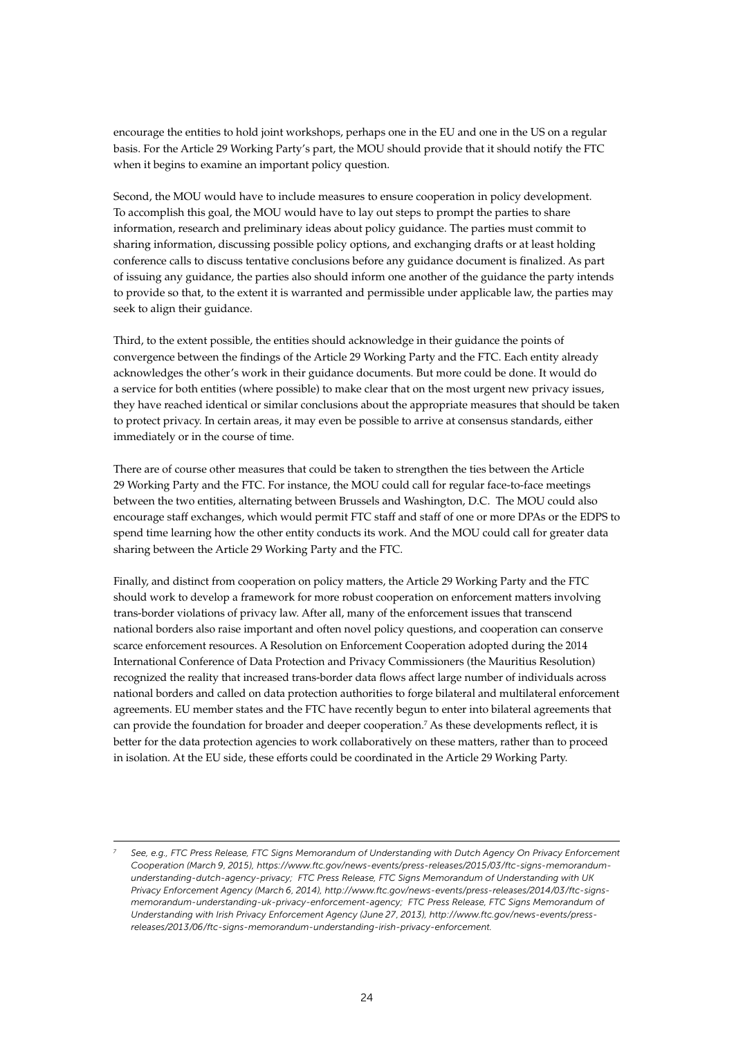encourage the entities to hold joint workshops, perhaps one in the EU and one in the US on a regular basis. For the Article 29 Working Party's part, the MOU should provide that it should notify the FTC when it begins to examine an important policy question.

Second, the MOU would have to include measures to ensure cooperation in policy development. To accomplish this goal, the MOU would have to lay out steps to prompt the parties to share information, research and preliminary ideas about policy guidance. The parties must commit to sharing information, discussing possible policy options, and exchanging drafts or at least holding conference calls to discuss tentative conclusions before any guidance document is finalized. As part of issuing any guidance, the parties also should inform one another of the guidance the party intends to provide so that, to the extent it is warranted and permissible under applicable law, the parties may seek to align their guidance.

Third, to the extent possible, the entities should acknowledge in their guidance the points of convergence between the findings of the Article 29 Working Party and the FTC. Each entity already acknowledges the other's work in their guidance documents. But more could be done. It would do a service for both entities (where possible) to make clear that on the most urgent new privacy issues, they have reached identical or similar conclusions about the appropriate measures that should be taken to protect privacy. In certain areas, it may even be possible to arrive at consensus standards, either immediately or in the course of time.

There are of course other measures that could be taken to strengthen the ties between the Article 29 Working Party and the FTC. For instance, the MOU could call for regular face-to-face meetings between the two entities, alternating between Brussels and Washington, D.C. The MOU could also encourage staff exchanges, which would permit FTC staff and staff of one or more DPAs or the EDPS to spend time learning how the other entity conducts its work. And the MOU could call for greater data sharing between the Article 29 Working Party and the FTC.

Finally, and distinct from cooperation on policy matters, the Article 29 Working Party and the FTC should work to develop a framework for more robust cooperation on enforcement matters involving trans-border violations of privacy law. After all, many of the enforcement issues that transcend national borders also raise important and often novel policy questions, and cooperation can conserve scarce enforcement resources. A Resolution on Enforcement Cooperation adopted during the 2014 International Conference of Data Protection and Privacy Commissioners (the Mauritius Resolution) recognized the reality that increased trans-border data flows affect large number of individuals across national borders and called on data protection authorities to forge bilateral and multilateral enforcement agreements. EU member states and the FTC have recently begun to enter into bilateral agreements that can provide the foundation for broader and deeper cooperation.[7] As these developments reflect, it is better for the data protection agencies to work collaboratively on these matters, rather than to proceed in isolation. At the EU side, these efforts could be coordinated in the Article 29 Working Party.

---

[7] *See, e.g., FTC Press Release, FTC Signs Memorandum of Understanding with Dutch Agency On Privacy Enforcement Cooperation (March 9, 2015), https://www.ftc.gov/news-events/press-releases/2015/03/ftc-signs-memorandum-understanding-dutch-agency-privacy; FTC Press Release, FTC Signs Memorandum of Understanding with UK Privacy Enforcement Agency (March 6, 2014), http://www.ftc.gov/news-events/press-releases/2014/03/ftc-signs-memorandum-understanding-uk-privacy-enforcement-agency; FTC Press Release, FTC Signs Memorandum of Understanding with Irish Privacy Enforcement Agency (June 27, 2013), http://www.ftc.gov/news-events/press-releases/2013/06/ftc-signs-memorandum-understanding-irish-privacy-enforcement.*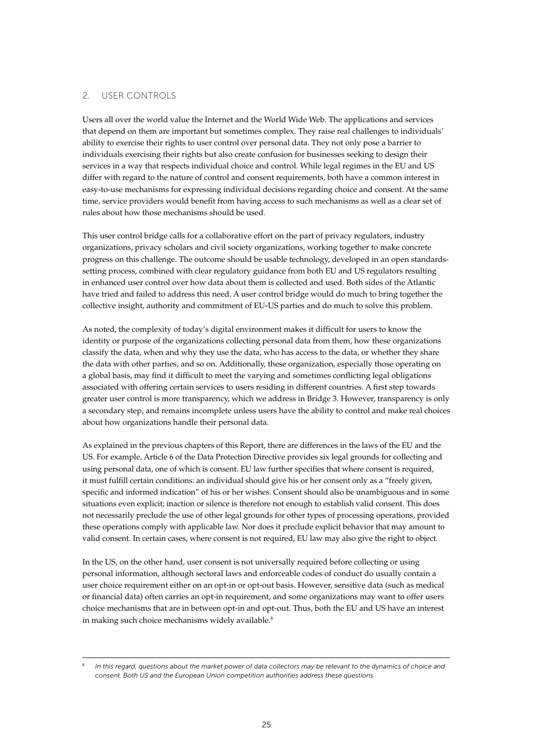## 2. USER CONTROLS

Users all over the world value the Internet and the World Wide Web. The applications and services that depend on them are important but sometimes complex. They raise real challenges to individuals' ability to exercise their rights to user control over personal data. They not only pose a barrier to individuals exercising their rights but also create confusion for businesses seeking to design their services in a way that respects individual choice and control. While legal regimes in the EU and US differ with regard to the nature of control and consent requirements, both have a common interest in easy-to-use mechanisms for expressing individual decisions regarding choice and consent. At the same time, service providers would benefit from having access to such mechanisms as well as a clear set of rules about how those mechanisms should be used.

This user control bridge calls for a collaborative effort on the part of privacy regulators, industry organizations, privacy scholars and civil society organizations, working together to make concrete progress on this challenge. The outcome should be usable technology, developed in an open standards-setting process, combined with clear regulatory guidance from both EU and US regulators resulting in enhanced user control over how data about them is collected and used. Both sides of the Atlantic have tried and failed to address this need. A user control bridge would do much to bring together the collective insight, authority and commitment of EU-US parties and do much to solve this problem.

As noted, the complexity of today's digital environment makes it difficult for users to know the identity or purpose of the organizations collecting personal data from them, how these organizations classify the data, when and why they use the data, who has access to the data, or whether they share the data with other parties, and so on. Additionally, these organization, especially those operating on a global basis, may find it difficult to meet the varying and sometimes conflicting legal obligations associated with offering certain services to users residing in different countries. A first step towards greater user control is more transparency, which we address in Bridge 3. However, transparency is only a secondary step, and remains incomplete unless users have the ability to control and make real choices about how organizations handle their personal data.

As explained in the previous chapters of this Report, there are differences in the laws of the EU and the US. For example, Article 6 of the Data Protection Directive provides six legal grounds for collecting and using personal data, one of which is consent. EU law further specifies that where consent is required, it must fulfill certain conditions: an individual should give his or her consent only as a "freely given, specific and informed indication" of his or her wishes. Consent should also be unambiguous and in some situations even explicit; inaction or silence is therefore not enough to establish valid consent. This does not necessarily preclude the use of other legal grounds for other types of processing operations, provided these operations comply with applicable law. Nor does it preclude explicit behavior that may amount to valid consent. In certain cases, where consent is not required, EU law may also give the right to object.

In the US, on the other hand, user consent is not universally required before collecting or using personal information, although sectoral laws and enforceable codes of conduct do usually contain a user choice requirement either on an opt-in or opt-out basis. However, sensitive data (such as medical or financial data) often carries an opt-in requirement, and some organizations may want to offer users choice mechanisms that are in between opt-in and opt-out. Thus, both the EU and US have an interest in making such choice mechanisms widely available.[8]

---

[8] *In this regard, questions about the market power of data collectors may be relevant to the dynamics of choice and consent. Both US and the European Union competition authorities address these questions.*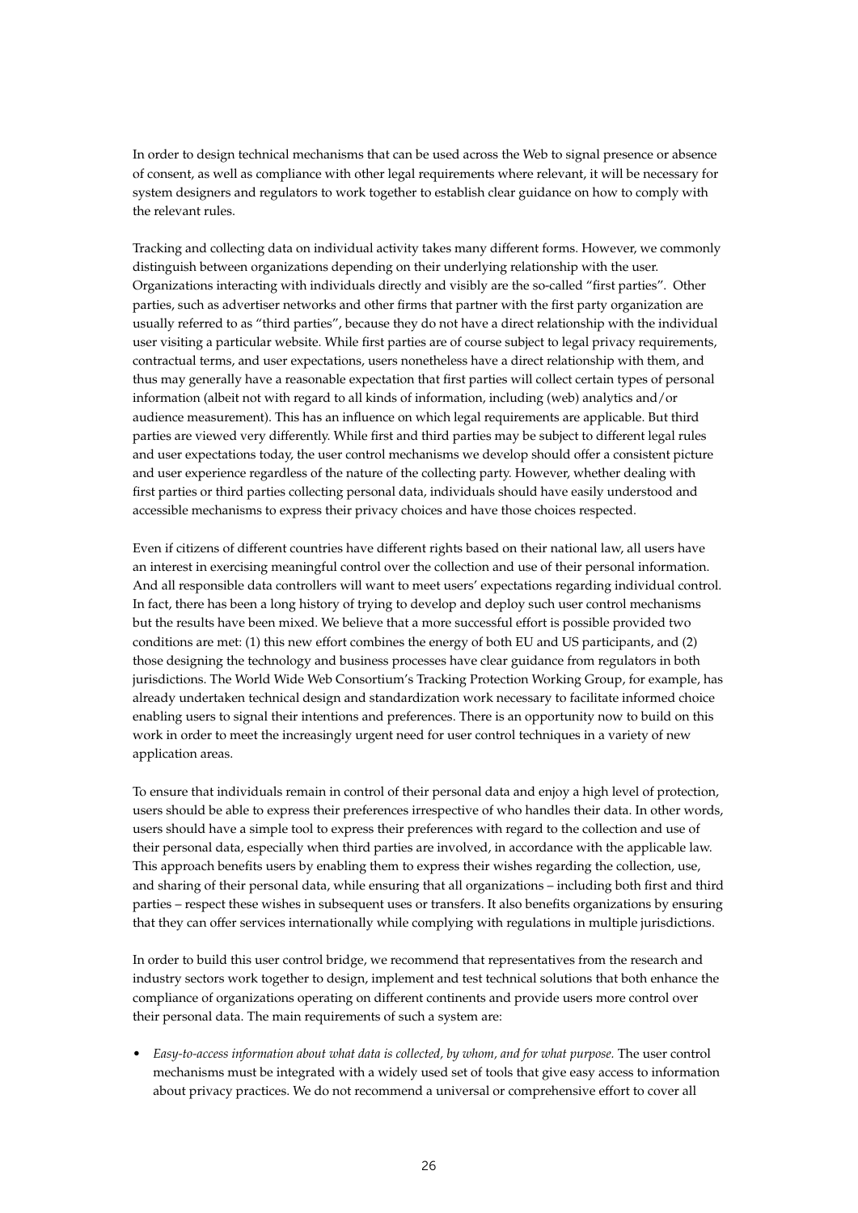In order to design technical mechanisms that can be used across the Web to signal presence or absence of consent, as well as compliance with other legal requirements where relevant, it will be necessary for system designers and regulators to work together to establish clear guidance on how to comply with the relevant rules.

Tracking and collecting data on individual activity takes many different forms. However, we commonly distinguish between organizations depending on their underlying relationship with the user. Organizations interacting with individuals directly and visibly are the so-called "first parties". Other parties, such as advertiser networks and other firms that partner with the first party organization are usually referred to as "third parties", because they do not have a direct relationship with the individual user visiting a particular website. While first parties are of course subject to legal privacy requirements, contractual terms, and user expectations, users nonetheless have a direct relationship with them, and thus may generally have a reasonable expectation that first parties will collect certain types of personal information (albeit not with regard to all kinds of information, including (web) analytics and/or audience measurement). This has an influence on which legal requirements are applicable. But third parties are viewed very differently. While first and third parties may be subject to different legal rules and user expectations today, the user control mechanisms we develop should offer a consistent picture and user experience regardless of the nature of the collecting party. However, whether dealing with first parties or third parties collecting personal data, individuals should have easily understood and accessible mechanisms to express their privacy choices and have those choices respected.

Even if citizens of different countries have different rights based on their national law, all users have an interest in exercising meaningful control over the collection and use of their personal information. And all responsible data controllers will want to meet users' expectations regarding individual control. In fact, there has been a long history of trying to develop and deploy such user control mechanisms but the results have been mixed. We believe that a more successful effort is possible provided two conditions are met: (1) this new effort combines the energy of both EU and US participants, and (2) those designing the technology and business processes have clear guidance from regulators in both jurisdictions. The World Wide Web Consortium's Tracking Protection Working Group, for example, has already undertaken technical design and standardization work necessary to facilitate informed choice enabling users to signal their intentions and preferences. There is an opportunity now to build on this work in order to meet the increasingly urgent need for user control techniques in a variety of new application areas.

To ensure that individuals remain in control of their personal data and enjoy a high level of protection, users should be able to express their preferences irrespective of who handles their data. In other words, users should have a simple tool to express their preferences with regard to the collection and use of their personal data, especially when third parties are involved, in accordance with the applicable law. This approach benefits users by enabling them to express their wishes regarding the collection, use, and sharing of their personal data, while ensuring that all organizations – including both first and third parties – respect these wishes in subsequent uses or transfers. It also benefits organizations by ensuring that they can offer services internationally while complying with regulations in multiple jurisdictions.

In order to build this user control bridge, we recommend that representatives from the research and industry sectors work together to design, implement and test technical solutions that both enhance the compliance of organizations operating on different continents and provide users more control over their personal data. The main requirements of such a system are:

- *Easy-to-access information about what data is collected, by whom, and for what purpose.* The user control mechanisms must be integrated with a widely used set of tools that give easy access to information about privacy practices. We do not recommend a universal or comprehensive effort to cover all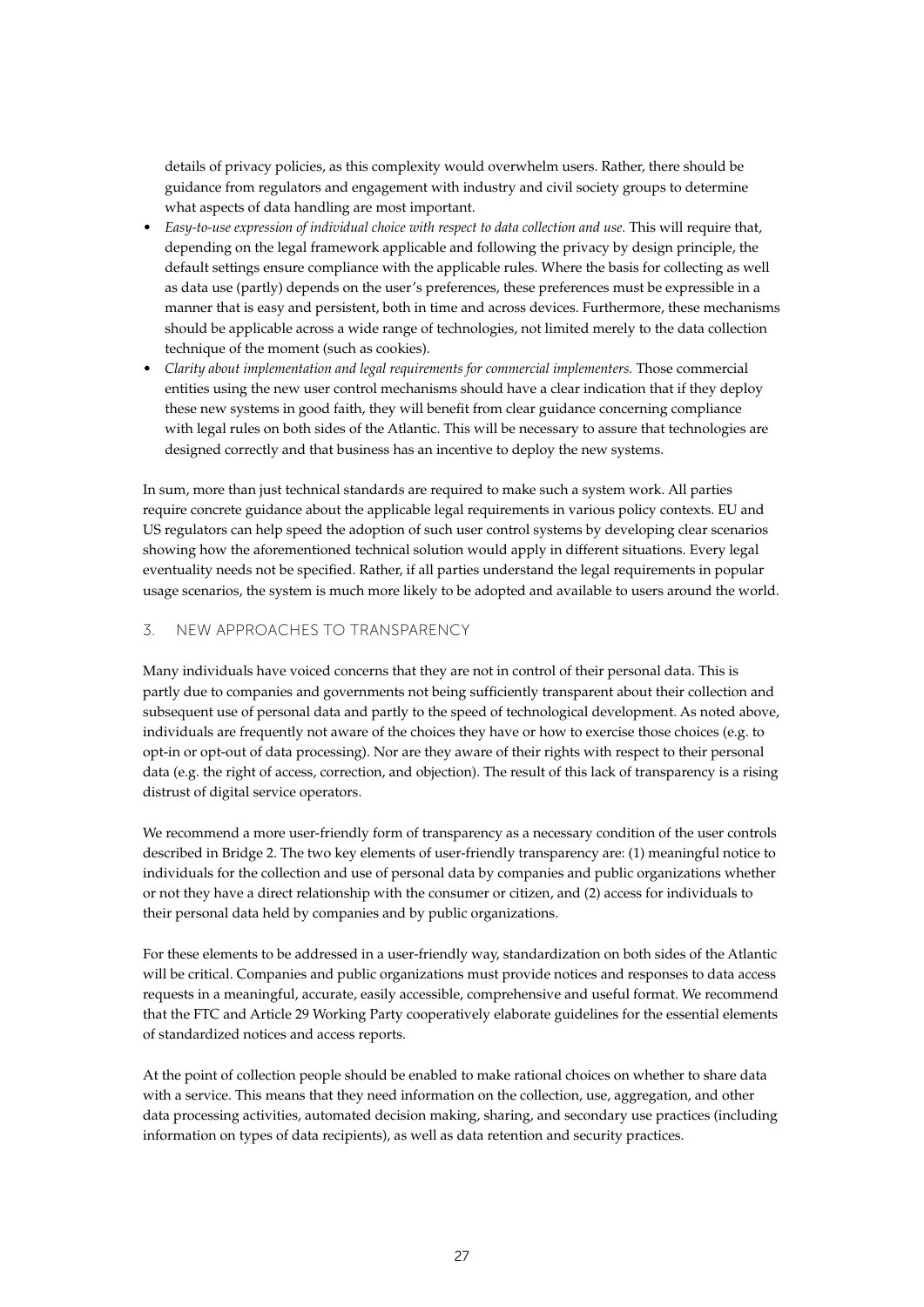details of privacy policies, as this complexity would overwhelm users. Rather, there should be guidance from regulators and engagement with industry and civil society groups to determine what aspects of data handling are most important.

- *Easy-to-use expression of individual choice with respect to data collection and use.* This will require that, depending on the legal framework applicable and following the privacy by design principle, the default settings ensure compliance with the applicable rules. Where the basis for collecting as well as data use (partly) depends on the user's preferences, these preferences must be expressible in a manner that is easy and persistent, both in time and across devices. Furthermore, these mechanisms should be applicable across a wide range of technologies, not limited merely to the data collection technique of the moment (such as cookies).
- *Clarity about implementation and legal requirements for commercial implementers.* Those commercial entities using the new user control mechanisms should have a clear indication that if they deploy these new systems in good faith, they will benefit from clear guidance concerning compliance with legal rules on both sides of the Atlantic. This will be necessary to assure that technologies are designed correctly and that business has an incentive to deploy the new systems.

In sum, more than just technical standards are required to make such a system work. All parties require concrete guidance about the applicable legal requirements in various policy contexts. EU and US regulators can help speed the adoption of such user control systems by developing clear scenarios showing how the aforementioned technical solution would apply in different situations. Every legal eventuality needs not be specified. Rather, if all parties understand the legal requirements in popular usage scenarios, the system is much more likely to be adopted and available to users around the world.

## 3. NEW APPROACHES TO TRANSPARENCY

Many individuals have voiced concerns that they are not in control of their personal data. This is partly due to companies and governments not being sufficiently transparent about their collection and subsequent use of personal data and partly to the speed of technological development. As noted above, individuals are frequently not aware of the choices they have or how to exercise those choices (e.g. to opt-in or opt-out of data processing). Nor are they aware of their rights with respect to their personal data (e.g. the right of access, correction, and objection). The result of this lack of transparency is a rising distrust of digital service operators.

We recommend a more user-friendly form of transparency as a necessary condition of the user controls described in Bridge 2. The two key elements of user-friendly transparency are: (1) meaningful notice to individuals for the collection and use of personal data by companies and public organizations whether or not they have a direct relationship with the consumer or citizen, and (2) access for individuals to their personal data held by companies and by public organizations.

For these elements to be addressed in a user-friendly way, standardization on both sides of the Atlantic will be critical. Companies and public organizations must provide notices and responses to data access requests in a meaningful, accurate, easily accessible, comprehensive and useful format. We recommend that the FTC and Article 29 Working Party cooperatively elaborate guidelines for the essential elements of standardized notices and access reports.

At the point of collection people should be enabled to make rational choices on whether to share data with a service. This means that they need information on the collection, use, aggregation, and other data processing activities, automated decision making, sharing, and secondary use practices (including information on types of data recipients), as well as data retention and security practices.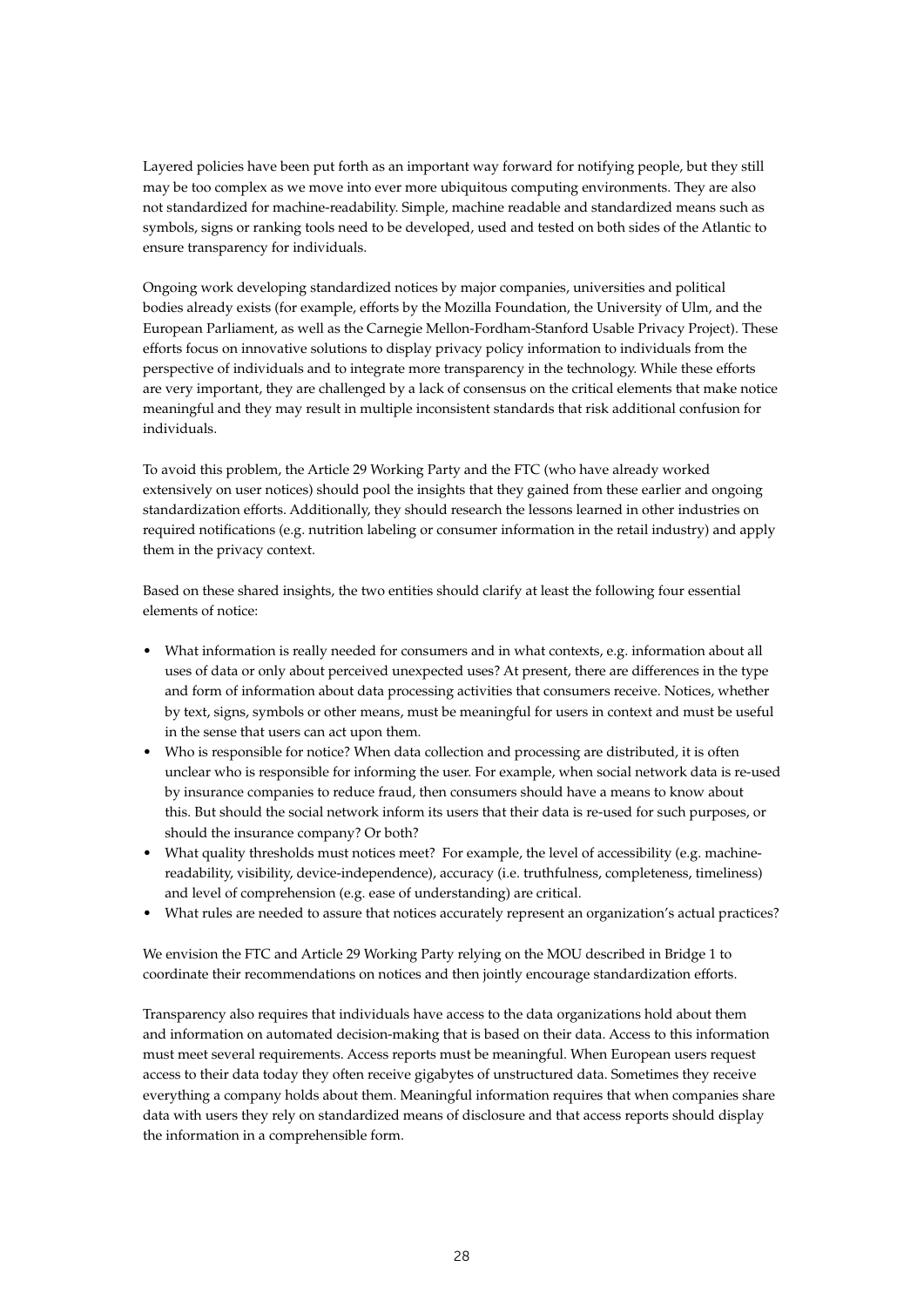Layered policies have been put forth as an important way forward for notifying people, but they still may be too complex as we move into ever more ubiquitous computing environments. They are also not standardized for machine-readability. Simple, machine readable and standardized means such as symbols, signs or ranking tools need to be developed, used and tested on both sides of the Atlantic to ensure transparency for individuals.

Ongoing work developing standardized notices by major companies, universities and political bodies already exists (for example, efforts by the Mozilla Foundation, the University of Ulm, and the European Parliament, as well as the Carnegie Mellon-Fordham-Stanford Usable Privacy Project). These efforts focus on innovative solutions to display privacy policy information to individuals from the perspective of individuals and to integrate more transparency in the technology. While these efforts are very important, they are challenged by a lack of consensus on the critical elements that make notice meaningful and they may result in multiple inconsistent standards that risk additional confusion for individuals.

To avoid this problem, the Article 29 Working Party and the FTC (who have already worked extensively on user notices) should pool the insights that they gained from these earlier and ongoing standardization efforts. Additionally, they should research the lessons learned in other industries on required notifications (e.g. nutrition labeling or consumer information in the retail industry) and apply them in the privacy context.

Based on these shared insights, the two entities should clarify at least the following four essential elements of notice:

- What information is really needed for consumers and in what contexts, e.g. information about all uses of data or only about perceived unexpected uses? At present, there are differences in the type and form of information about data processing activities that consumers receive. Notices, whether by text, signs, symbols or other means, must be meaningful for users in context and must be useful in the sense that users can act upon them.
- Who is responsible for notice? When data collection and processing are distributed, it is often unclear who is responsible for informing the user. For example, when social network data is re-used by insurance companies to reduce fraud, then consumers should have a means to know about this. But should the social network inform its users that their data is re-used for such purposes, or should the insurance company? Or both?
- What quality thresholds must notices meet? For example, the level of accessibility (e.g. machine-readability, visibility, device-independence), accuracy (i.e. truthfulness, completeness, timeliness) and level of comprehension (e.g. ease of understanding) are critical.
- What rules are needed to assure that notices accurately represent an organization's actual practices?

We envision the FTC and Article 29 Working Party relying on the MOU described in Bridge 1 to coordinate their recommendations on notices and then jointly encourage standardization efforts.

Transparency also requires that individuals have access to the data organizations hold about them and information on automated decision-making that is based on their data. Access to this information must meet several requirements. Access reports must be meaningful. When European users request access to their data today they often receive gigabytes of unstructured data. Sometimes they receive everything a company holds about them. Meaningful information requires that when companies share data with users they rely on standardized means of disclosure and that access reports should display the information in a comprehensible form.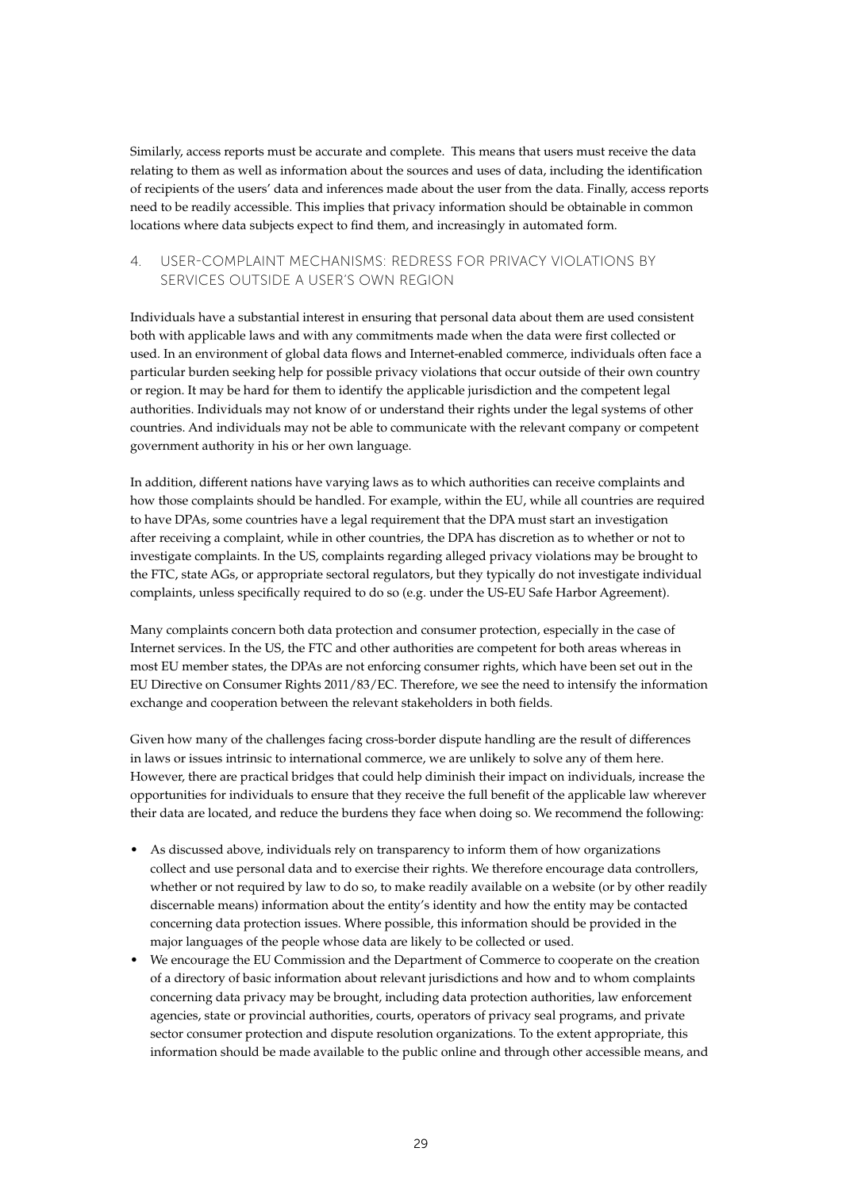Similarly, access reports must be accurate and complete. This means that users must receive the data relating to them as well as information about the sources and uses of data, including the identification of recipients of the users' data and inferences made about the user from the data. Finally, access reports need to be readily accessible. This implies that privacy information should be obtainable in common locations where data subjects expect to find them, and increasingly in automated form.

## 4. USER-COMPLAINT MECHANISMS: REDRESS FOR PRIVACY VIOLATIONS BY SERVICES OUTSIDE A USER'S OWN REGION

Individuals have a substantial interest in ensuring that personal data about them are used consistent both with applicable laws and with any commitments made when the data were first collected or used. In an environment of global data flows and Internet-enabled commerce, individuals often face a particular burden seeking help for possible privacy violations that occur outside of their own country or region. It may be hard for them to identify the applicable jurisdiction and the competent legal authorities. Individuals may not know of or understand their rights under the legal systems of other countries. And individuals may not be able to communicate with the relevant company or competent government authority in his or her own language.

In addition, different nations have varying laws as to which authorities can receive complaints and how those complaints should be handled. For example, within the EU, while all countries are required to have DPAs, some countries have a legal requirement that the DPA must start an investigation after receiving a complaint, while in other countries, the DPA has discretion as to whether or not to investigate complaints. In the US, complaints regarding alleged privacy violations may be brought to the FTC, state AGs, or appropriate sectoral regulators, but they typically do not investigate individual complaints, unless specifically required to do so (e.g. under the US-EU Safe Harbor Agreement).

Many complaints concern both data protection and consumer protection, especially in the case of Internet services. In the US, the FTC and other authorities are competent for both areas whereas in most EU member states, the DPAs are not enforcing consumer rights, which have been set out in the EU Directive on Consumer Rights 2011/83/EC. Therefore, we see the need to intensify the information exchange and cooperation between the relevant stakeholders in both fields.

Given how many of the challenges facing cross-border dispute handling are the result of differences in laws or issues intrinsic to international commerce, we are unlikely to solve any of them here. However, there are practical bridges that could help diminish their impact on individuals, increase the opportunities for individuals to ensure that they receive the full benefit of the applicable law wherever their data are located, and reduce the burdens they face when doing so. We recommend the following:

- As discussed above, individuals rely on transparency to inform them of how organizations collect and use personal data and to exercise their rights. We therefore encourage data controllers, whether or not required by law to do so, to make readily available on a website (or by other readily discernable means) information about the entity's identity and how the entity may be contacted concerning data protection issues. Where possible, this information should be provided in the major languages of the people whose data are likely to be collected or used.
- We encourage the EU Commission and the Department of Commerce to cooperate on the creation of a directory of basic information about relevant jurisdictions and how and to whom complaints concerning data privacy may be brought, including data protection authorities, law enforcement agencies, state or provincial authorities, courts, operators of privacy seal programs, and private sector consumer protection and dispute resolution organizations. To the extent appropriate, this information should be made available to the public online and through other accessible means, and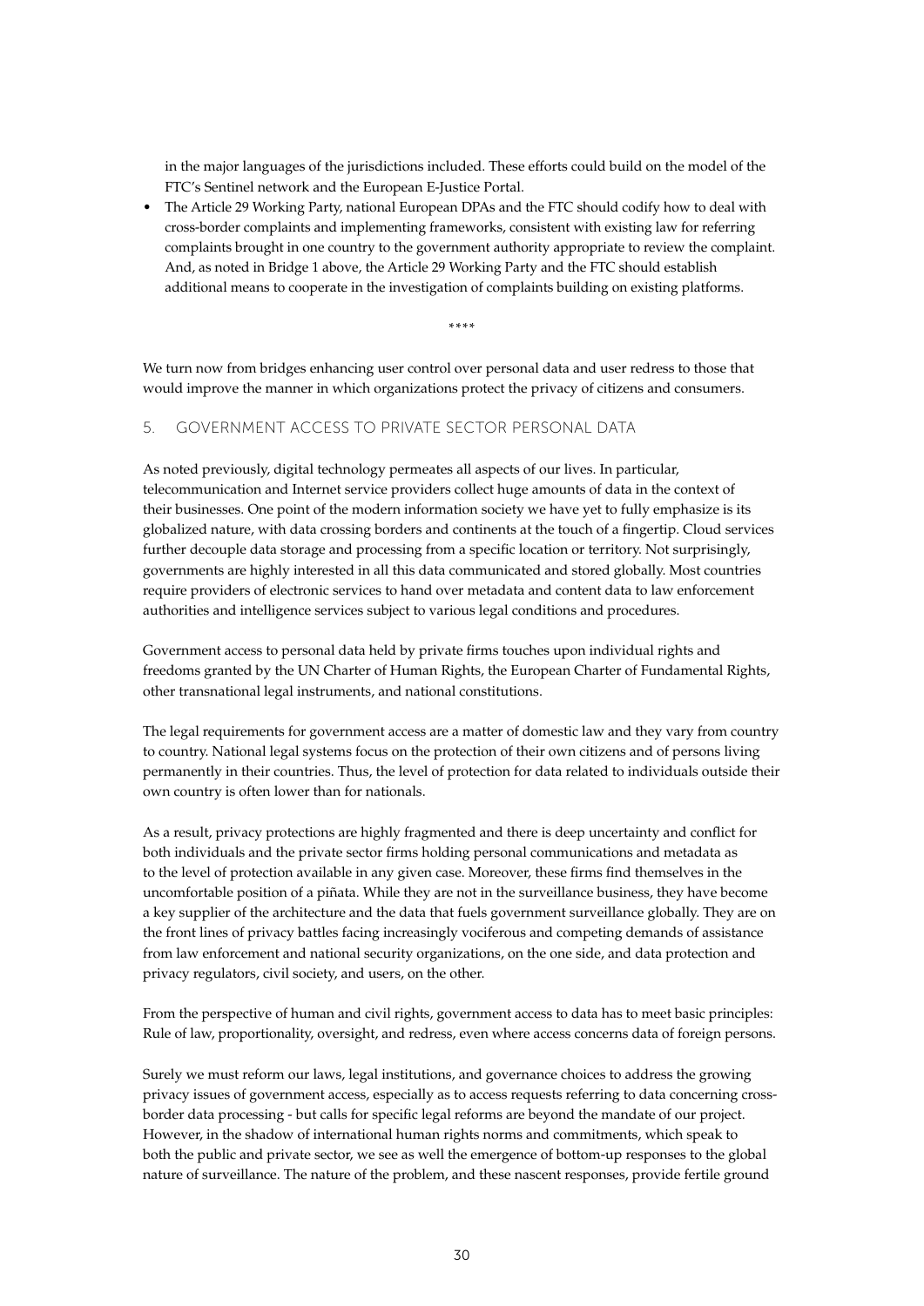in the major languages of the jurisdictions included. These efforts could build on the model of the FTC's Sentinel network and the European E-Justice Portal.

- The Article 29 Working Party, national European DPAs and the FTC should codify how to deal with cross-border complaints and implementing frameworks, consistent with existing law for referring complaints brought in one country to the government authority appropriate to review the complaint. And, as noted in Bridge 1 above, the Article 29 Working Party and the FTC should establish additional means to cooperate in the investigation of complaints building on existing platforms.

****

We turn now from bridges enhancing user control over personal data and user redress to those that would improve the manner in which organizations protect the privacy of citizens and consumers.

## 5. GOVERNMENT ACCESS TO PRIVATE SECTOR PERSONAL DATA

As noted previously, digital technology permeates all aspects of our lives. In particular, telecommunication and Internet service providers collect huge amounts of data in the context of their businesses. One point of the modern information society we have yet to fully emphasize is its globalized nature, with data crossing borders and continents at the touch of a fingertip. Cloud services further decouple data storage and processing from a specific location or territory. Not surprisingly, governments are highly interested in all this data communicated and stored globally. Most countries require providers of electronic services to hand over metadata and content data to law enforcement authorities and intelligence services subject to various legal conditions and procedures.

Government access to personal data held by private firms touches upon individual rights and freedoms granted by the UN Charter of Human Rights, the European Charter of Fundamental Rights, other transnational legal instruments, and national constitutions.

The legal requirements for government access are a matter of domestic law and they vary from country to country. National legal systems focus on the protection of their own citizens and of persons living permanently in their countries. Thus, the level of protection for data related to individuals outside their own country is often lower than for nationals.

As a result, privacy protections are highly fragmented and there is deep uncertainty and conflict for both individuals and the private sector firms holding personal communications and metadata as to the level of protection available in any given case. Moreover, these firms find themselves in the uncomfortable position of a piñata. While they are not in the surveillance business, they have become a key supplier of the architecture and the data that fuels government surveillance globally. They are on the front lines of privacy battles facing increasingly vociferous and competing demands of assistance from law enforcement and national security organizations, on the one side, and data protection and privacy regulators, civil society, and users, on the other.

From the perspective of human and civil rights, government access to data has to meet basic principles: Rule of law, proportionality, oversight, and redress, even where access concerns data of foreign persons.

Surely we must reform our laws, legal institutions, and governance choices to address the growing privacy issues of government access, especially as to access requests referring to data concerning cross-border data processing - but calls for specific legal reforms are beyond the mandate of our project. However, in the shadow of international human rights norms and commitments, which speak to both the public and private sector, we see as well the emergence of bottom-up responses to the global nature of surveillance. The nature of the problem, and these nascent responses, provide fertile ground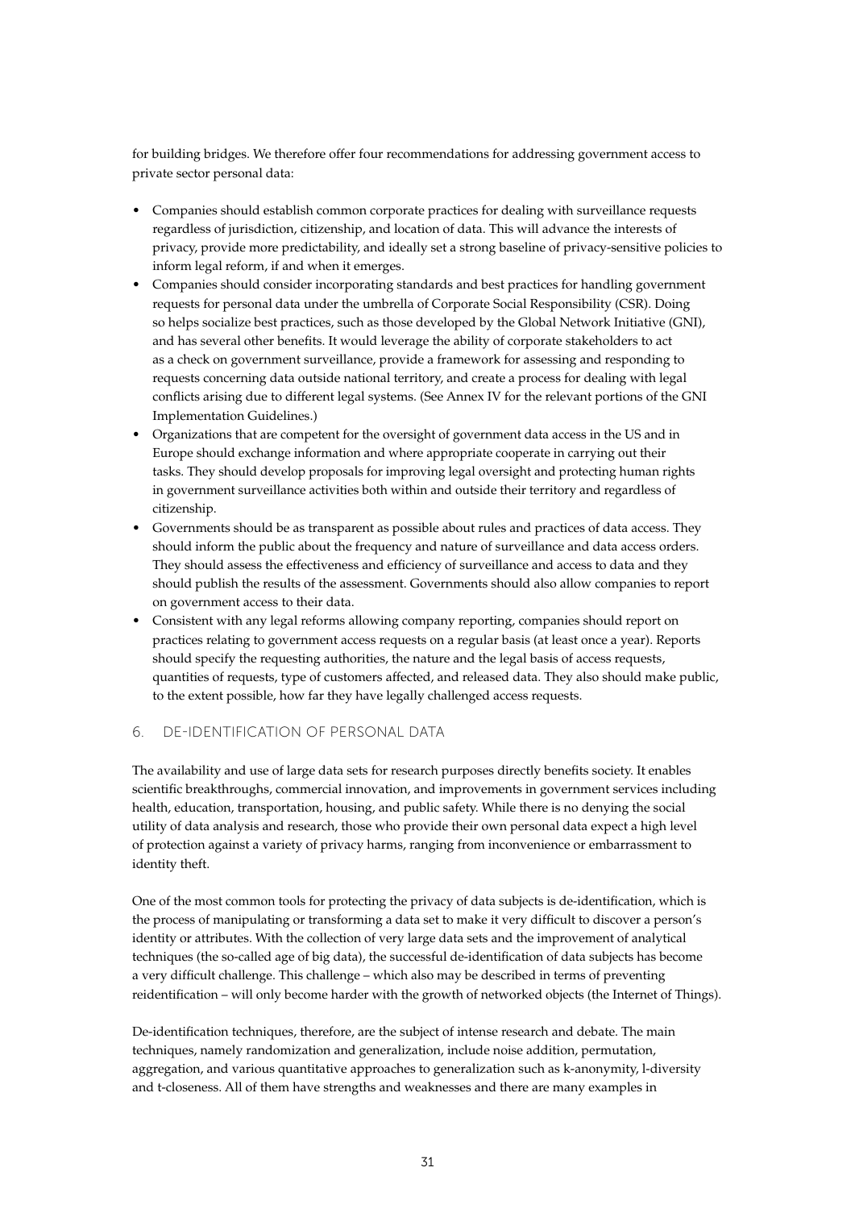for building bridges. We therefore offer four recommendations for addressing government access to private sector personal data:

- Companies should establish common corporate practices for dealing with surveillance requests regardless of jurisdiction, citizenship, and location of data. This will advance the interests of privacy, provide more predictability, and ideally set a strong baseline of privacy-sensitive policies to inform legal reform, if and when it emerges.
- Companies should consider incorporating standards and best practices for handling government requests for personal data under the umbrella of Corporate Social Responsibility (CSR). Doing so helps socialize best practices, such as those developed by the Global Network Initiative (GNI), and has several other benefits. It would leverage the ability of corporate stakeholders to act as a check on government surveillance, provide a framework for assessing and responding to requests concerning data outside national territory, and create a process for dealing with legal conflicts arising due to different legal systems. (See Annex IV for the relevant portions of the GNI Implementation Guidelines.)
- Organizations that are competent for the oversight of government data access in the US and in Europe should exchange information and where appropriate cooperate in carrying out their tasks. They should develop proposals for improving legal oversight and protecting human rights in government surveillance activities both within and outside their territory and regardless of citizenship.
- Governments should be as transparent as possible about rules and practices of data access. They should inform the public about the frequency and nature of surveillance and data access orders. They should assess the effectiveness and efficiency of surveillance and access to data and they should publish the results of the assessment. Governments should also allow companies to report on government access to their data.
- Consistent with any legal reforms allowing company reporting, companies should report on practices relating to government access requests on a regular basis (at least once a year). Reports should specify the requesting authorities, the nature and the legal basis of access requests, quantities of requests, type of customers affected, and released data. They also should make public, to the extent possible, how far they have legally challenged access requests.

## 6. DE-IDENTIFICATION OF PERSONAL DATA

The availability and use of large data sets for research purposes directly benefits society. It enables scientific breakthroughs, commercial innovation, and improvements in government services including health, education, transportation, housing, and public safety. While there is no denying the social utility of data analysis and research, those who provide their own personal data expect a high level of protection against a variety of privacy harms, ranging from inconvenience or embarrassment to identity theft.

One of the most common tools for protecting the privacy of data subjects is de-identification, which is the process of manipulating or transforming a data set to make it very difficult to discover a person's identity or attributes. With the collection of very large data sets and the improvement of analytical techniques (the so-called age of big data), the successful de-identification of data subjects has become a very difficult challenge. This challenge – which also may be described in terms of preventing reidentification – will only become harder with the growth of networked objects (the Internet of Things).

De-identification techniques, therefore, are the subject of intense research and debate. The main techniques, namely randomization and generalization, include noise addition, permutation, aggregation, and various quantitative approaches to generalization such as k-anonymity, l-diversity and t-closeness. All of them have strengths and weaknesses and there are many examples in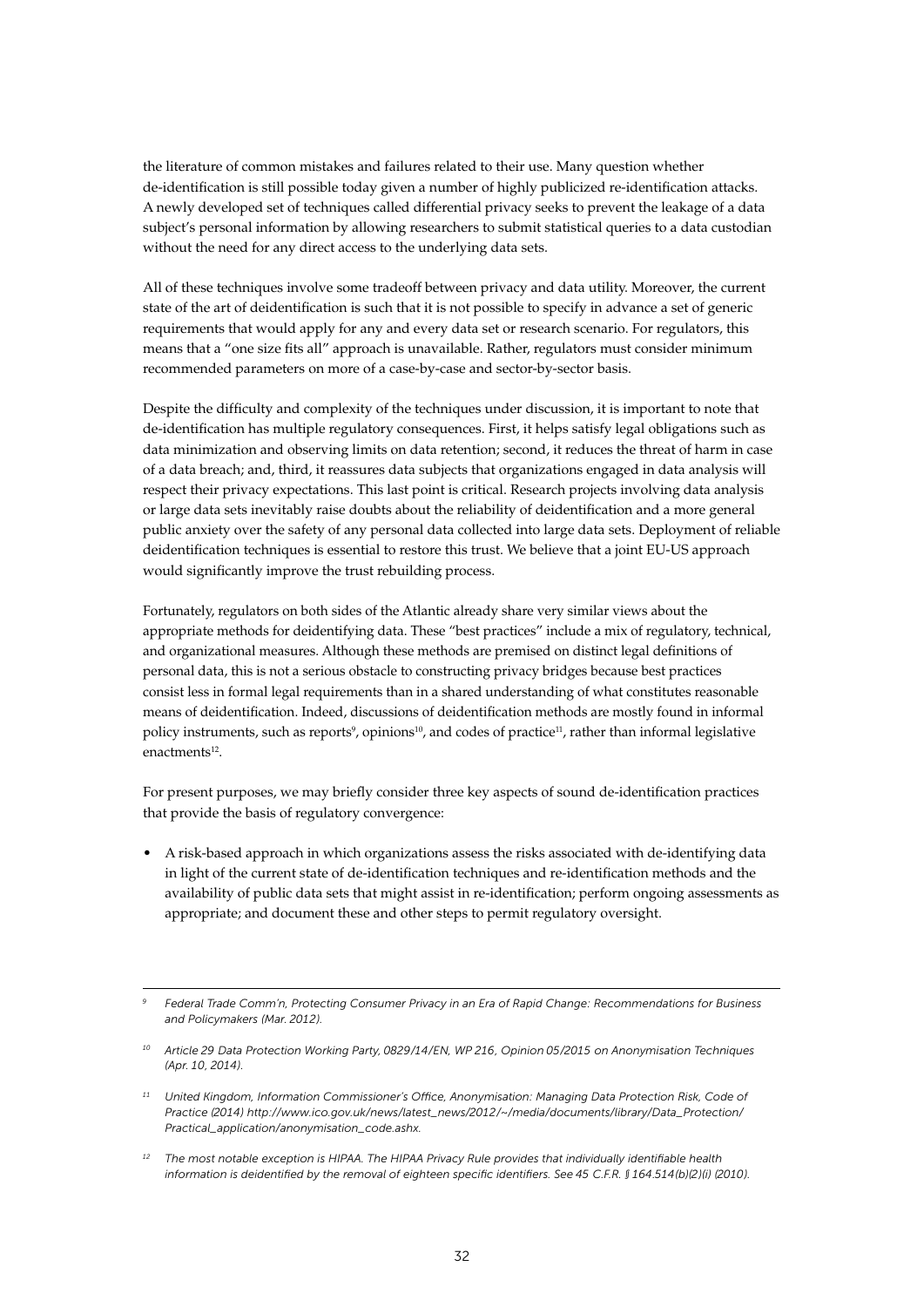the literature of common mistakes and failures related to their use. Many question whether de-identification is still possible today given a number of highly publicized re-identification attacks. A newly developed set of techniques called differential privacy seeks to prevent the leakage of a data subject's personal information by allowing researchers to submit statistical queries to a data custodian without the need for any direct access to the underlying data sets.

All of these techniques involve some tradeoff between privacy and data utility. Moreover, the current state of the art of deidentification is such that it is not possible to specify in advance a set of generic requirements that would apply for any and every data set or research scenario. For regulators, this means that a "one size fits all" approach is unavailable. Rather, regulators must consider minimum recommended parameters on more of a case-by-case and sector-by-sector basis.

Despite the difficulty and complexity of the techniques under discussion, it is important to note that de-identification has multiple regulatory consequences. First, it helps satisfy legal obligations such as data minimization and observing limits on data retention; second, it reduces the threat of harm in case of a data breach; and, third, it reassures data subjects that organizations engaged in data analysis will respect their privacy expectations. This last point is critical. Research projects involving data analysis or large data sets inevitably raise doubts about the reliability of deidentification and a more general public anxiety over the safety of any personal data collected into large data sets. Deployment of reliable deidentification techniques is essential to restore this trust. We believe that a joint EU-US approach would significantly improve the trust rebuilding process.

Fortunately, regulators on both sides of the Atlantic already share very similar views about the appropriate methods for deidentifying data. These "best practices" include a mix of regulatory, technical, and organizational measures. Although these methods are premised on distinct legal definitions of personal data, this is not a serious obstacle to constructing privacy bridges because best practices consist less in formal legal requirements than in a shared understanding of what constitutes reasonable means of deidentification. Indeed, discussions of deidentification methods are mostly found in informal policy instruments, such as reports[9], opinions[10], and codes of practice[11], rather than informal legislative enactments[12].

For present purposes, we may briefly consider three key aspects of sound de-identification practices that provide the basis of regulatory convergence:

- A risk-based approach in which organizations assess the risks associated with de-identifying data in light of the current state of de-identification techniques and re-identification methods and the availability of public data sets that might assist in re-identification; perform ongoing assessments as appropriate; and document these and other steps to permit regulatory oversight.

---

*[9] Federal Trade Comm'n, Protecting Consumer Privacy in an Era of Rapid Change: Recommendations for Business and Policymakers (Mar. 2012).*

*[10] Article 29 Data Protection Working Party, 0829/14/EN, WP 216, Opinion 05/2015 on Anonymisation Techniques (Apr. 10, 2014).*

*[11] United Kingdom, Information Commissioner's Office, Anonymisation: Managing Data Protection Risk, Code of Practice (2014) http://www.ico.gov.uk/news/latest_news/2012/~/media/documents/library/Data_Protection/Practical_application/anonymisation_code.ashx.*

*[12] The most notable exception is HIPAA. The HIPAA Privacy Rule provides that individually identifiable health information is deidentified by the removal of eighteen specific identifiers. See 45 C.F.R. § 164.514(b)(2)(i) (2010).*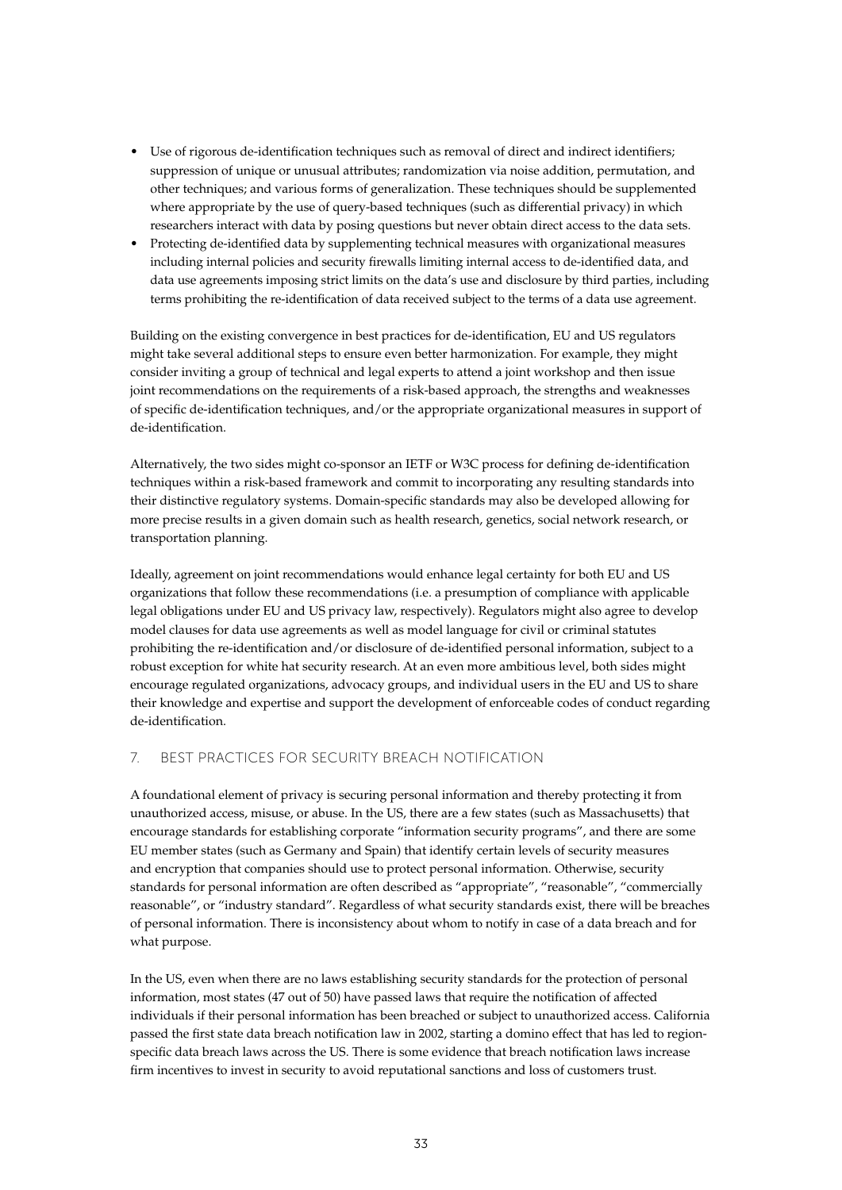- Use of rigorous de-identification techniques such as removal of direct and indirect identifiers; suppression of unique or unusual attributes; randomization via noise addition, permutation, and other techniques; and various forms of generalization. These techniques should be supplemented where appropriate by the use of query-based techniques (such as differential privacy) in which researchers interact with data by posing questions but never obtain direct access to the data sets.
- Protecting de-identified data by supplementing technical measures with organizational measures including internal policies and security firewalls limiting internal access to de-identified data, and data use agreements imposing strict limits on the data's use and disclosure by third parties, including terms prohibiting the re-identification of data received subject to the terms of a data use agreement.

Building on the existing convergence in best practices for de-identification, EU and US regulators might take several additional steps to ensure even better harmonization. For example, they might consider inviting a group of technical and legal experts to attend a joint workshop and then issue joint recommendations on the requirements of a risk-based approach, the strengths and weaknesses of specific de-identification techniques, and/or the appropriate organizational measures in support of de-identification.

Alternatively, the two sides might co-sponsor an IETF or W3C process for defining de-identification techniques within a risk-based framework and commit to incorporating any resulting standards into their distinctive regulatory systems. Domain-specific standards may also be developed allowing for more precise results in a given domain such as health research, genetics, social network research, or transportation planning.

Ideally, agreement on joint recommendations would enhance legal certainty for both EU and US organizations that follow these recommendations (i.e. a presumption of compliance with applicable legal obligations under EU and US privacy law, respectively). Regulators might also agree to develop model clauses for data use agreements as well as model language for civil or criminal statutes prohibiting the re-identification and/or disclosure of de-identified personal information, subject to a robust exception for white hat security research. At an even more ambitious level, both sides might encourage regulated organizations, advocacy groups, and individual users in the EU and US to share their knowledge and expertise and support the development of enforceable codes of conduct regarding de-identification.

## 7. BEST PRACTICES FOR SECURITY BREACH NOTIFICATION

A foundational element of privacy is securing personal information and thereby protecting it from unauthorized access, misuse, or abuse. In the US, there are a few states (such as Massachusetts) that encourage standards for establishing corporate "information security programs", and there are some EU member states (such as Germany and Spain) that identify certain levels of security measures and encryption that companies should use to protect personal information. Otherwise, security standards for personal information are often described as "appropriate", "reasonable", "commercially reasonable", or "industry standard". Regardless of what security standards exist, there will be breaches of personal information. There is inconsistency about whom to notify in case of a data breach and for what purpose.

In the US, even when there are no laws establishing security standards for the protection of personal information, most states (47 out of 50) have passed laws that require the notification of affected individuals if their personal information has been breached or subject to unauthorized access. California passed the first state data breach notification law in 2002, starting a domino effect that has led to region-specific data breach laws across the US. There is some evidence that breach notification laws increase firm incentives to invest in security to avoid reputational sanctions and loss of customers trust.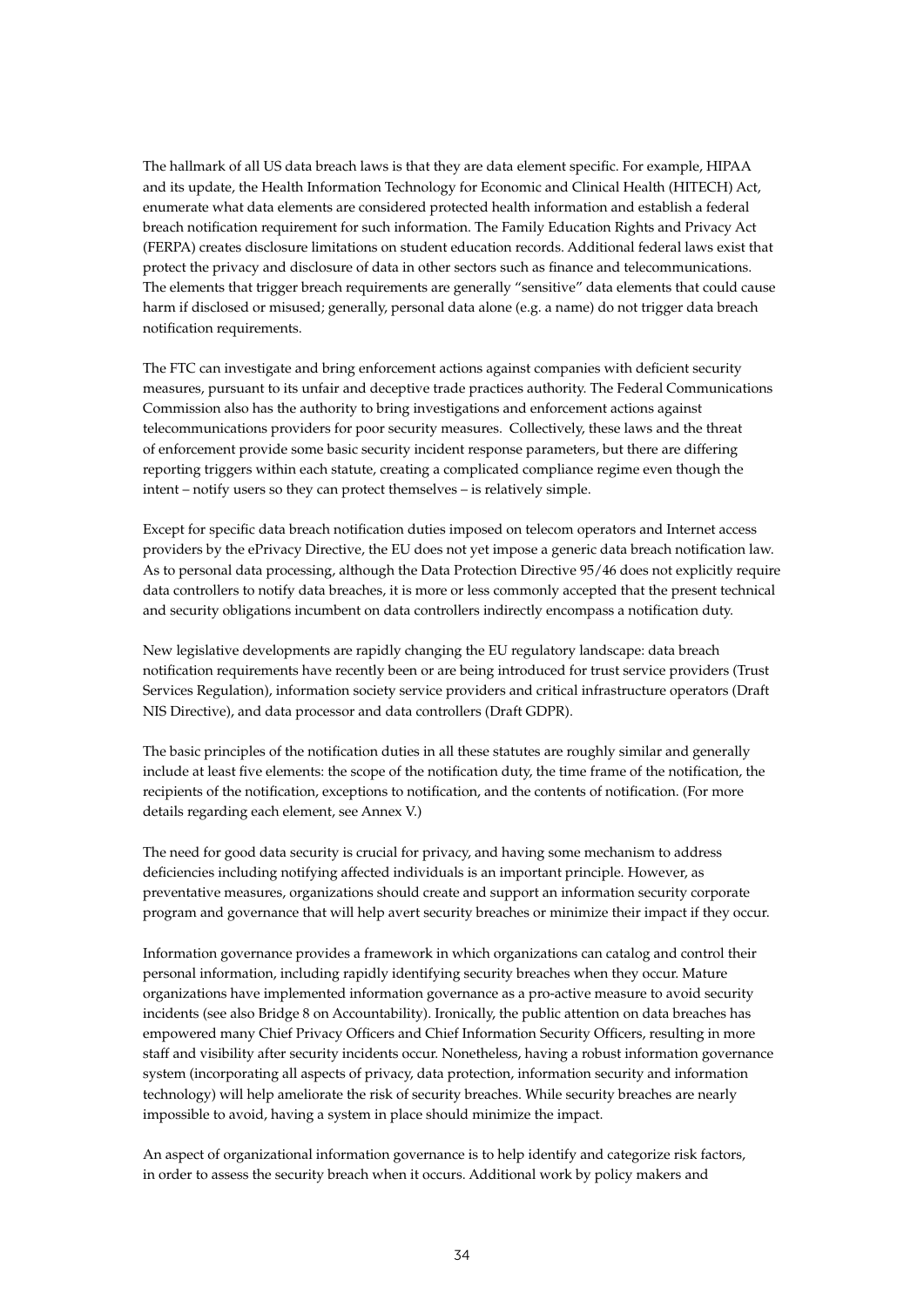The hallmark of all US data breach laws is that they are data element specific. For example, HIPAA and its update, the Health Information Technology for Economic and Clinical Health (HITECH) Act, enumerate what data elements are considered protected health information and establish a federal breach notification requirement for such information. The Family Education Rights and Privacy Act (FERPA) creates disclosure limitations on student education records. Additional federal laws exist that protect the privacy and disclosure of data in other sectors such as finance and telecommunications. The elements that trigger breach requirements are generally "sensitive" data elements that could cause harm if disclosed or misused; generally, personal data alone (e.g. a name) do not trigger data breach notification requirements.

The FTC can investigate and bring enforcement actions against companies with deficient security measures, pursuant to its unfair and deceptive trade practices authority. The Federal Communications Commission also has the authority to bring investigations and enforcement actions against telecommunications providers for poor security measures. Collectively, these laws and the threat of enforcement provide some basic security incident response parameters, but there are differing reporting triggers within each statute, creating a complicated compliance regime even though the intent – notify users so they can protect themselves – is relatively simple.

Except for specific data breach notification duties imposed on telecom operators and Internet access providers by the ePrivacy Directive, the EU does not yet impose a generic data breach notification law. As to personal data processing, although the Data Protection Directive 95/46 does not explicitly require data controllers to notify data breaches, it is more or less commonly accepted that the present technical and security obligations incumbent on data controllers indirectly encompass a notification duty.

New legislative developments are rapidly changing the EU regulatory landscape: data breach notification requirements have recently been or are being introduced for trust service providers (Trust Services Regulation), information society service providers and critical infrastructure operators (Draft NIS Directive), and data processor and data controllers (Draft GDPR).

The basic principles of the notification duties in all these statutes are roughly similar and generally include at least five elements: the scope of the notification duty, the time frame of the notification, the recipients of the notification, exceptions to notification, and the contents of notification. (For more details regarding each element, see Annex V.)

The need for good data security is crucial for privacy, and having some mechanism to address deficiencies including notifying affected individuals is an important principle. However, as preventative measures, organizations should create and support an information security corporate program and governance that will help avert security breaches or minimize their impact if they occur.

Information governance provides a framework in which organizations can catalog and control their personal information, including rapidly identifying security breaches when they occur. Mature organizations have implemented information governance as a pro-active measure to avoid security incidents (see also Bridge 8 on Accountability). Ironically, the public attention on data breaches has empowered many Chief Privacy Officers and Chief Information Security Officers, resulting in more staff and visibility after security incidents occur. Nonetheless, having a robust information governance system (incorporating all aspects of privacy, data protection, information security and information technology) will help ameliorate the risk of security breaches. While security breaches are nearly impossible to avoid, having a system in place should minimize the impact.

An aspect of organizational information governance is to help identify and categorize risk factors, in order to assess the security breach when it occurs. Additional work by policy makers and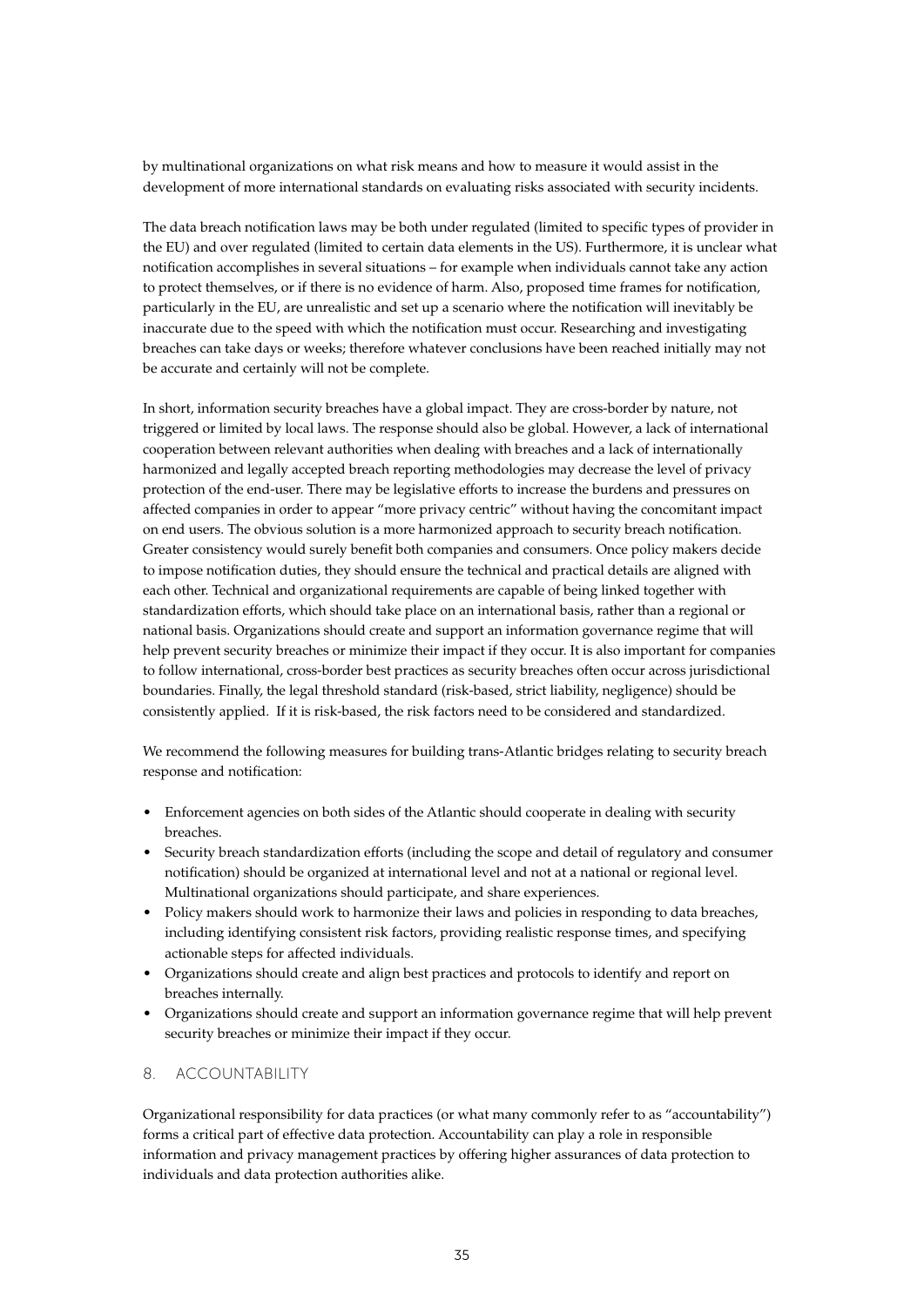by multinational organizations on what risk means and how to measure it would assist in the development of more international standards on evaluating risks associated with security incidents.

The data breach notification laws may be both under regulated (limited to specific types of provider in the EU) and over regulated (limited to certain data elements in the US). Furthermore, it is unclear what notification accomplishes in several situations – for example when individuals cannot take any action to protect themselves, or if there is no evidence of harm. Also, proposed time frames for notification, particularly in the EU, are unrealistic and set up a scenario where the notification will inevitably be inaccurate due to the speed with which the notification must occur. Researching and investigating breaches can take days or weeks; therefore whatever conclusions have been reached initially may not be accurate and certainly will not be complete.

In short, information security breaches have a global impact. They are cross-border by nature, not triggered or limited by local laws. The response should also be global. However, a lack of international cooperation between relevant authorities when dealing with breaches and a lack of internationally harmonized and legally accepted breach reporting methodologies may decrease the level of privacy protection of the end-user. There may be legislative efforts to increase the burdens and pressures on affected companies in order to appear "more privacy centric" without having the concomitant impact on end users. The obvious solution is a more harmonized approach to security breach notification. Greater consistency would surely benefit both companies and consumers. Once policy makers decide to impose notification duties, they should ensure the technical and practical details are aligned with each other. Technical and organizational requirements are capable of being linked together with standardization efforts, which should take place on an international basis, rather than a regional or national basis. Organizations should create and support an information governance regime that will help prevent security breaches or minimize their impact if they occur. It is also important for companies to follow international, cross-border best practices as security breaches often occur across jurisdictional boundaries. Finally, the legal threshold standard (risk-based, strict liability, negligence) should be consistently applied. If it is risk-based, the risk factors need to be considered and standardized.

We recommend the following measures for building trans-Atlantic bridges relating to security breach response and notification:

- Enforcement agencies on both sides of the Atlantic should cooperate in dealing with security breaches.
- Security breach standardization efforts (including the scope and detail of regulatory and consumer notification) should be organized at international level and not at a national or regional level. Multinational organizations should participate, and share experiences.
- Policy makers should work to harmonize their laws and policies in responding to data breaches, including identifying consistent risk factors, providing realistic response times, and specifying actionable steps for affected individuals.
- Organizations should create and align best practices and protocols to identify and report on breaches internally.
- Organizations should create and support an information governance regime that will help prevent security breaches or minimize their impact if they occur.

## 8. ACCOUNTABILITY

Organizational responsibility for data practices (or what many commonly refer to as "accountability") forms a critical part of effective data protection. Accountability can play a role in responsible information and privacy management practices by offering higher assurances of data protection to individuals and data protection authorities alike.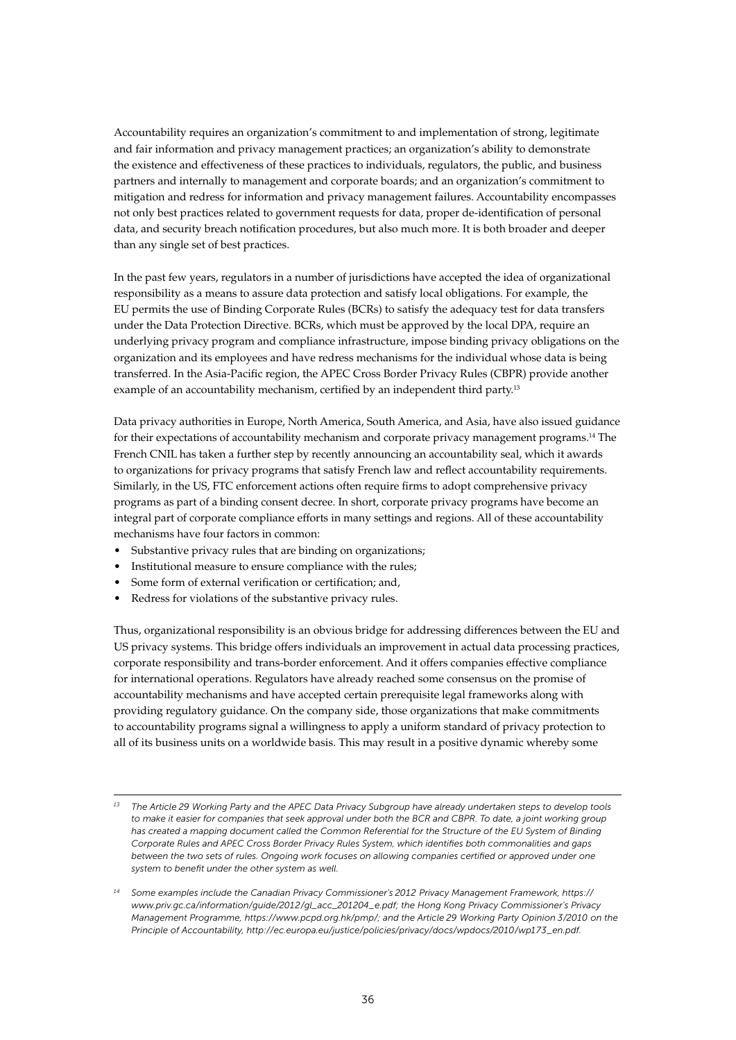Accountability requires an organization's commitment to and implementation of strong, legitimate and fair information and privacy management practices; an organization's ability to demonstrate the existence and effectiveness of these practices to individuals, regulators, the public, and business partners and internally to management and corporate boards; and an organization's commitment to mitigation and redress for information and privacy management failures. Accountability encompasses not only best practices related to government requests for data, proper de-identification of personal data, and security breach notification procedures, but also much more. It is both broader and deeper than any single set of best practices.

In the past few years, regulators in a number of jurisdictions have accepted the idea of organizational responsibility as a means to assure data protection and satisfy local obligations. For example, the EU permits the use of Binding Corporate Rules (BCRs) to satisfy the adequacy test for data transfers under the Data Protection Directive. BCRs, which must be approved by the local DPA, require an underlying privacy program and compliance infrastructure, impose binding privacy obligations on the organization and its employees and have redress mechanisms for the individual whose data is being transferred. In the Asia-Pacific region, the APEC Cross Border Privacy Rules (CBPR) provide another example of an accountability mechanism, certified by an independent third party.[13]

Data privacy authorities in Europe, North America, South America, and Asia, have also issued guidance for their expectations of accountability mechanism and corporate privacy management programs.[14] The French CNIL has taken a further step by recently announcing an accountability seal, which it awards to organizations for privacy programs that satisfy French law and reflect accountability requirements. Similarly, in the US, FTC enforcement actions often require firms to adopt comprehensive privacy programs as part of a binding consent decree. In short, corporate privacy programs have become an integral part of corporate compliance efforts in many settings and regions. All of these accountability mechanisms have four factors in common:

- Substantive privacy rules that are binding on organizations;
- Institutional measure to ensure compliance with the rules;
- Some form of external verification or certification; and,
- Redress for violations of the substantive privacy rules.

Thus, organizational responsibility is an obvious bridge for addressing differences between the EU and US privacy systems. This bridge offers individuals an improvement in actual data processing practices, corporate responsibility and trans-border enforcement. And it offers companies effective compliance for international operations. Regulators have already reached some consensus on the promise of accountability mechanisms and have accepted certain prerequisite legal frameworks along with providing regulatory guidance. On the company side, those organizations that make commitments to accountability programs signal a willingness to apply a uniform standard of privacy protection to all of its business units on a worldwide basis. This may result in a positive dynamic whereby some

---

[13] *The Article 29 Working Party and the APEC Data Privacy Subgroup have already undertaken steps to develop tools to make it easier for companies that seek approval under both the BCR and CBPR. To date, a joint working group has created a mapping document called the Common Referential for the Structure of the EU System of Binding Corporate Rules and APEC Cross Border Privacy Rules System, which identifies both commonalities and gaps between the two sets of rules. Ongoing work focuses on allowing companies certified or approved under one system to benefit under the other system as well.*

[14] *Some examples include the Canadian Privacy Commissioner's 2012 Privacy Management Framework, https://www.priv.gc.ca/information/guide/2012/gl_acc_201204_e.pdf; the Hong Kong Privacy Commissioner's Privacy Management Programme, https://www.pcpd.org.hk/pmp/; and the Article 29 Working Party Opinion 3/2010 on the Principle of Accountability, http://ec.europa.eu/justice/policies/privacy/docs/wpdocs/2010/wp173_en.pdf.*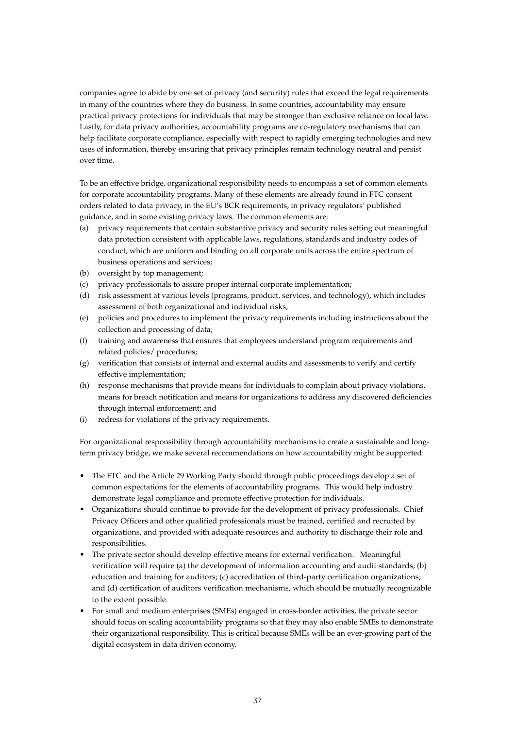companies agree to abide by one set of privacy (and security) rules that exceed the legal requirements in many of the countries where they do business. In some countries, accountability may ensure practical privacy protections for individuals that may be stronger than exclusive reliance on local law. Lastly, for data privacy authorities, accountability programs are co-regulatory mechanisms that can help facilitate corporate compliance, especially with respect to rapidly emerging technologies and new uses of information, thereby ensuring that privacy principles remain technology neutral and persist over time.

To be an effective bridge, organizational responsibility needs to encompass a set of common elements for corporate accountability programs. Many of these elements are already found in FTC consent orders related to data privacy, in the EU's BCR requirements, in privacy regulators' published guidance, and in some existing privacy laws. The common elements are:

(a) privacy requirements that contain substantive privacy and security rules setting out meaningful data protection consistent with applicable laws, regulations, standards and industry codes of conduct, which are uniform and binding on all corporate units across the entire spectrum of business operations and services;

(b) oversight by top management;

(c) privacy professionals to assure proper internal corporate implementation;

(d) risk assessment at various levels (programs, product, services, and technology), which includes assessment of both organizational and individual risks;

(e) policies and procedures to implement the privacy requirements including instructions about the collection and processing of data;

(f) training and awareness that ensures that employees understand program requirements and related policies/ procedures;

(g) verification that consists of internal and external audits and assessments to verify and certify effective implementation;

(h) response mechanisms that provide means for individuals to complain about privacy violations, means for breach notification and means for organizations to address any discovered deficiencies through internal enforcement; and

(i) redress for violations of the privacy requirements.

For organizational responsibility through accountability mechanisms to create a sustainable and long-term privacy bridge, we make several recommendations on how accountability might be supported:

- The FTC and the Article 29 Working Party should through public proceedings develop a set of common expectations for the elements of accountability programs. This would help industry demonstrate legal compliance and promote effective protection for individuals.
- Organizations should continue to provide for the development of privacy professionals. Chief Privacy Officers and other qualified professionals must be trained, certified and recruited by organizations, and provided with adequate resources and authority to discharge their role and responsibilities.
- The private sector should develop effective means for external verification. Meaningful verification will require (a) the development of information accounting and audit standards; (b) education and training for auditors; (c) accreditation of third-party certification organizations; and (d) certification of auditors verification mechanisms, which should be mutually recognizable to the extent possible.
- For small and medium enterprises (SMEs) engaged in cross-border activities, the private sector should focus on scaling accountability programs so that they may also enable SMEs to demonstrate their organizational responsibility. This is critical because SMEs will be an ever-growing part of the digital ecosystem in data driven economy.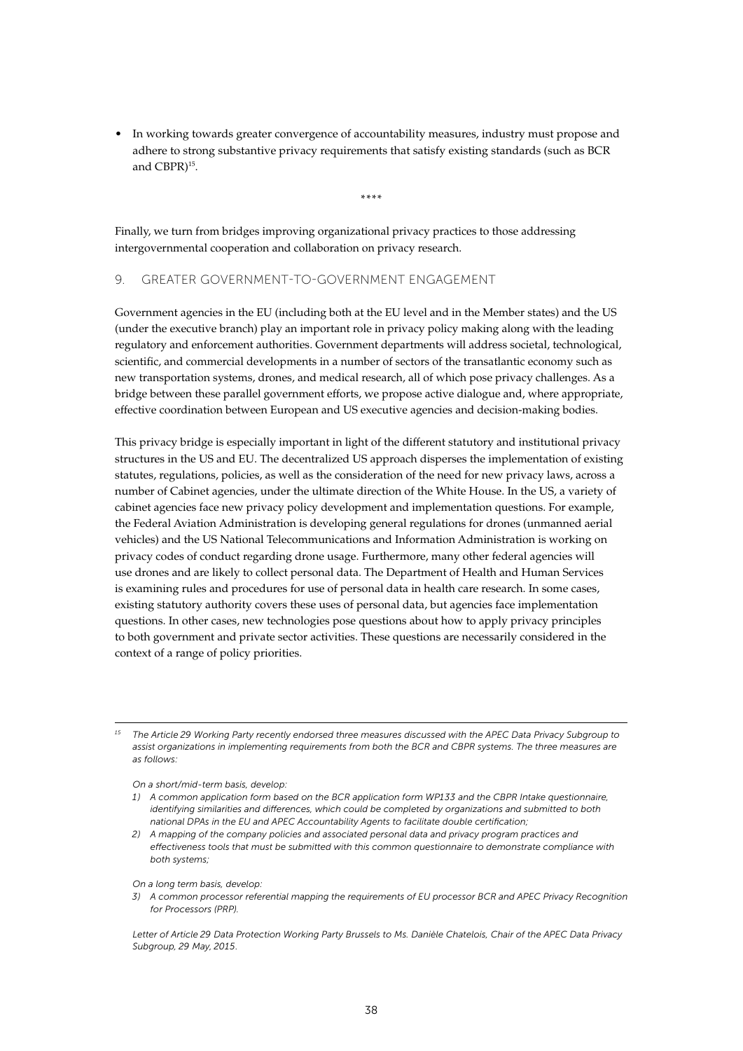- In working towards greater convergence of accountability measures, industry must propose and adhere to strong substantive privacy requirements that satisfy existing standards (such as BCR and CBPR)[15].

****

Finally, we turn from bridges improving organizational privacy practices to those addressing intergovernmental cooperation and collaboration on privacy research.

## 9. GREATER GOVERNMENT-TO-GOVERNMENT ENGAGEMENT

Government agencies in the EU (including both at the EU level and in the Member states) and the US (under the executive branch) play an important role in privacy policy making along with the leading regulatory and enforcement authorities. Government departments will address societal, technological, scientific, and commercial developments in a number of sectors of the transatlantic economy such as new transportation systems, drones, and medical research, all of which pose privacy challenges. As a bridge between these parallel government efforts, we propose active dialogue and, where appropriate, effective coordination between European and US executive agencies and decision-making bodies.

This privacy bridge is especially important in light of the different statutory and institutional privacy structures in the US and EU. The decentralized US approach disperses the implementation of existing statutes, regulations, policies, as well as the consideration of the need for new privacy laws, across a number of Cabinet agencies, under the ultimate direction of the White House. In the US, a variety of cabinet agencies face new privacy policy development and implementation questions. For example, the Federal Aviation Administration is developing general regulations for drones (unmanned aerial vehicles) and the US National Telecommunications and Information Administration is working on privacy codes of conduct regarding drone usage. Furthermore, many other federal agencies will use drones and are likely to collect personal data. The Department of Health and Human Services is examining rules and procedures for use of personal data in health care research. In some cases, existing statutory authority covers these uses of personal data, but agencies face implementation questions. In other cases, new technologies pose questions about how to apply privacy principles to both government and private sector activities. These questions are necessarily considered in the context of a range of policy priorities.

---

[15] *The Article 29 Working Party recently endorsed three measures discussed with the APEC Data Privacy Subgroup to assist organizations in implementing requirements from both the BCR and CBPR systems. The three measures are as follows:*

*On a short/mid-term basis, develop:*

1) *A common application form based on the BCR application form WP133 and the CBPR Intake questionnaire, identifying similarities and differences, which could be completed by organizations and submitted to both national DPAs in the EU and APEC Accountability Agents to facilitate double certification;*
2) *A mapping of the company policies and associated personal data and privacy program practices and effectiveness tools that must be submitted with this common questionnaire to demonstrate compliance with both systems;*

*On a long term basis, develop:*

3) *A common processor referential mapping the requirements of EU processor BCR and APEC Privacy Recognition for Processors (PRP).*

*Letter of Article 29 Data Protection Working Party Brussels to Ms. Danièle Chatelois, Chair of the APEC Data Privacy Subgroup, 29 May, 2015.*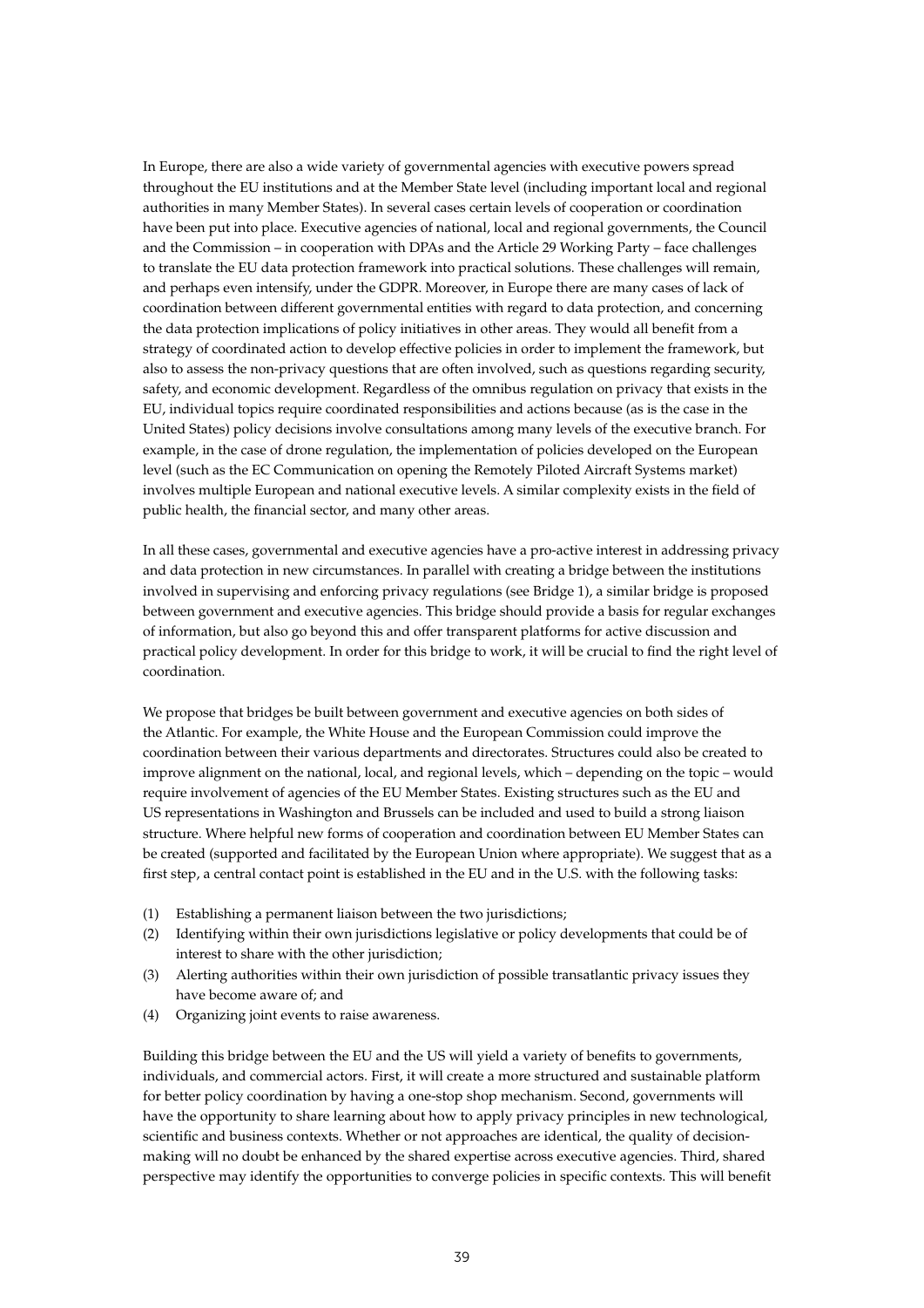In Europe, there are also a wide variety of governmental agencies with executive powers spread throughout the EU institutions and at the Member State level (including important local and regional authorities in many Member States). In several cases certain levels of cooperation or coordination have been put into place. Executive agencies of national, local and regional governments, the Council and the Commission – in cooperation with DPAs and the Article 29 Working Party – face challenges to translate the EU data protection framework into practical solutions. These challenges will remain, and perhaps even intensify, under the GDPR. Moreover, in Europe there are many cases of lack of coordination between different governmental entities with regard to data protection, and concerning the data protection implications of policy initiatives in other areas. They would all benefit from a strategy of coordinated action to develop effective policies in order to implement the framework, but also to assess the non-privacy questions that are often involved, such as questions regarding security, safety, and economic development. Regardless of the omnibus regulation on privacy that exists in the EU, individual topics require coordinated responsibilities and actions because (as is the case in the United States) policy decisions involve consultations among many levels of the executive branch. For example, in the case of drone regulation, the implementation of policies developed on the European level (such as the EC Communication on opening the Remotely Piloted Aircraft Systems market) involves multiple European and national executive levels. A similar complexity exists in the field of public health, the financial sector, and many other areas.

In all these cases, governmental and executive agencies have a pro-active interest in addressing privacy and data protection in new circumstances. In parallel with creating a bridge between the institutions involved in supervising and enforcing privacy regulations (see Bridge 1), a similar bridge is proposed between government and executive agencies. This bridge should provide a basis for regular exchanges of information, but also go beyond this and offer transparent platforms for active discussion and practical policy development. In order for this bridge to work, it will be crucial to find the right level of coordination.

We propose that bridges be built between government and executive agencies on both sides of the Atlantic. For example, the White House and the European Commission could improve the coordination between their various departments and directorates. Structures could also be created to improve alignment on the national, local, and regional levels, which – depending on the topic – would require involvement of agencies of the EU Member States. Existing structures such as the EU and US representations in Washington and Brussels can be included and used to build a strong liaison structure. Where helpful new forms of cooperation and coordination between EU Member States can be created (supported and facilitated by the European Union where appropriate). We suggest that as a first step, a central contact point is established in the EU and in the U.S. with the following tasks:

(1) Establishing a permanent liaison between the two jurisdictions;
(2) Identifying within their own jurisdictions legislative or policy developments that could be of interest to share with the other jurisdiction;
(3) Alerting authorities within their own jurisdiction of possible transatlantic privacy issues they have become aware of; and
(4) Organizing joint events to raise awareness.

Building this bridge between the EU and the US will yield a variety of benefits to governments, individuals, and commercial actors. First, it will create a more structured and sustainable platform for better policy coordination by having a one-stop shop mechanism. Second, governments will have the opportunity to share learning about how to apply privacy principles in new technological, scientific and business contexts. Whether or not approaches are identical, the quality of decision-making will no doubt be enhanced by the shared expertise across executive agencies. Third, shared perspective may identify the opportunities to converge policies in specific contexts. This will benefit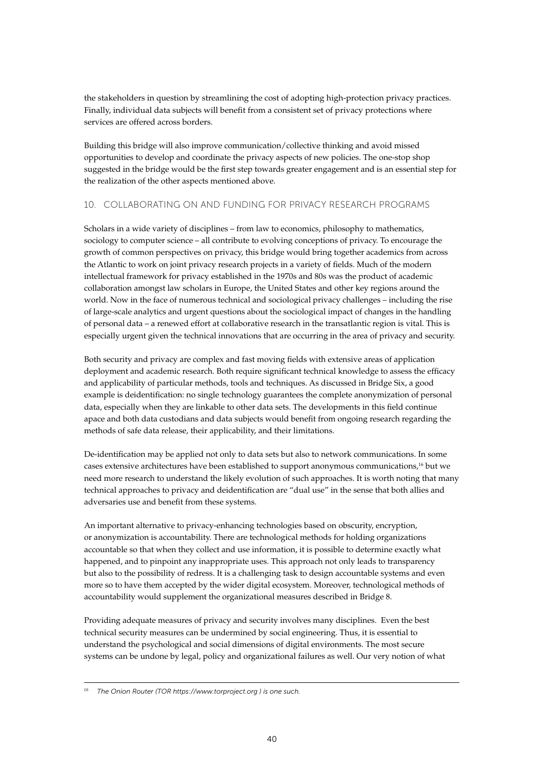the stakeholders in question by streamlining the cost of adopting high-protection privacy practices. Finally, individual data subjects will benefit from a consistent set of privacy protections where services are offered across borders.

Building this bridge will also improve communication/collective thinking and avoid missed opportunities to develop and coordinate the privacy aspects of new policies. The one-stop shop suggested in the bridge would be the first step towards greater engagement and is an essential step for the realization of the other aspects mentioned above.

## 10. COLLABORATING ON AND FUNDING FOR PRIVACY RESEARCH PROGRAMS

Scholars in a wide variety of disciplines – from law to economics, philosophy to mathematics, sociology to computer science – all contribute to evolving conceptions of privacy. To encourage the growth of common perspectives on privacy, this bridge would bring together academics from across the Atlantic to work on joint privacy research projects in a variety of fields. Much of the modern intellectual framework for privacy established in the 1970s and 80s was the product of academic collaboration amongst law scholars in Europe, the United States and other key regions around the world. Now in the face of numerous technical and sociological privacy challenges – including the rise of large-scale analytics and urgent questions about the sociological impact of changes in the handling of personal data – a renewed effort at collaborative research in the transatlantic region is vital. This is especially urgent given the technical innovations that are occurring in the area of privacy and security.

Both security and privacy are complex and fast moving fields with extensive areas of application deployment and academic research. Both require significant technical knowledge to assess the efficacy and applicability of particular methods, tools and techniques. As discussed in Bridge Six, a good example is deidentification: no single technology guarantees the complete anonymization of personal data, especially when they are linkable to other data sets. The developments in this field continue apace and both data custodians and data subjects would benefit from ongoing research regarding the methods of safe data release, their applicability, and their limitations.

De-identification may be applied not only to data sets but also to network communications. In some cases extensive architectures have been established to support anonymous communications,[16] but we need more research to understand the likely evolution of such approaches. It is worth noting that many technical approaches to privacy and deidentification are "dual use" in the sense that both allies and adversaries use and benefit from these systems.

An important alternative to privacy-enhancing technologies based on obscurity, encryption, or anonymization is accountability. There are technological methods for holding organizations accountable so that when they collect and use information, it is possible to determine exactly what happened, and to pinpoint any inappropriate uses. This approach not only leads to transparency but also to the possibility of redress. It is a challenging task to design accountable systems and even more so to have them accepted by the wider digital ecosystem. Moreover, technological methods of accountability would supplement the organizational measures described in Bridge 8.

Providing adequate measures of privacy and security involves many disciplines. Even the best technical security measures can be undermined by social engineering. Thus, it is essential to understand the psychological and social dimensions of digital environments. The most secure systems can be undone by legal, policy and organizational failures as well. Our very notion of what

---

[16] *The Onion Router (TOR https://www.torproject.org ) is one such.*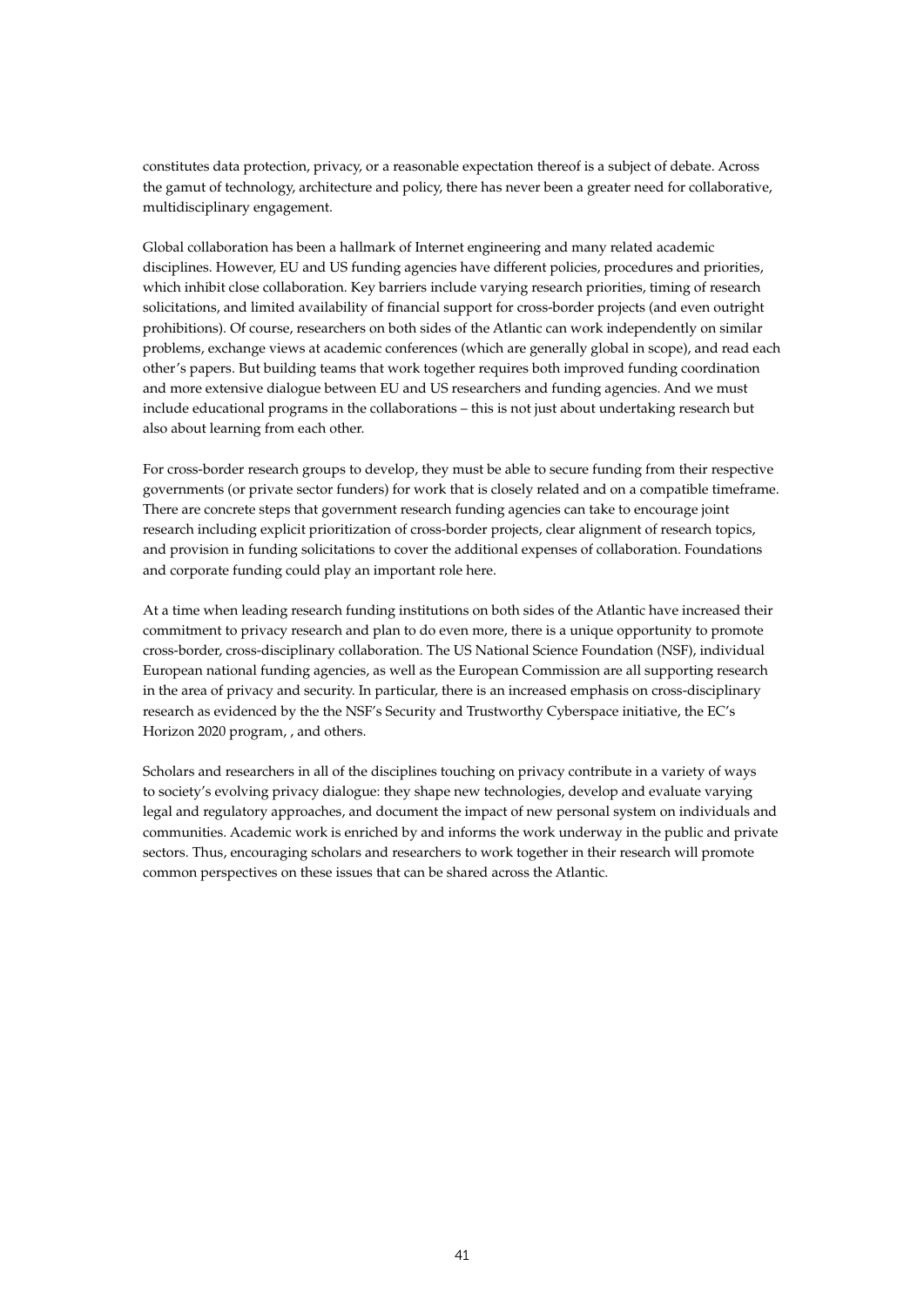constitutes data protection, privacy, or a reasonable expectation thereof is a subject of debate. Across the gamut of technology, architecture and policy, there has never been a greater need for collaborative, multidisciplinary engagement.

Global collaboration has been a hallmark of Internet engineering and many related academic disciplines. However, EU and US funding agencies have different policies, procedures and priorities, which inhibit close collaboration. Key barriers include varying research priorities, timing of research solicitations, and limited availability of financial support for cross-border projects (and even outright prohibitions). Of course, researchers on both sides of the Atlantic can work independently on similar problems, exchange views at academic conferences (which are generally global in scope), and read each other's papers. But building teams that work together requires both improved funding coordination and more extensive dialogue between EU and US researchers and funding agencies. And we must include educational programs in the collaborations – this is not just about undertaking research but also about learning from each other.

For cross-border research groups to develop, they must be able to secure funding from their respective governments (or private sector funders) for work that is closely related and on a compatible timeframe. There are concrete steps that government research funding agencies can take to encourage joint research including explicit prioritization of cross-border projects, clear alignment of research topics, and provision in funding solicitations to cover the additional expenses of collaboration. Foundations and corporate funding could play an important role here.

At a time when leading research funding institutions on both sides of the Atlantic have increased their commitment to privacy research and plan to do even more, there is a unique opportunity to promote cross-border, cross-disciplinary collaboration. The US National Science Foundation (NSF), individual European national funding agencies, as well as the European Commission are all supporting research in the area of privacy and security. In particular, there is an increased emphasis on cross-disciplinary research as evidenced by the the NSF's Security and Trustworthy Cyberspace initiative, the EC's Horizon 2020 program, , and others.

Scholars and researchers in all of the disciplines touching on privacy contribute in a variety of ways to society's evolving privacy dialogue: they shape new technologies, develop and evaluate varying legal and regulatory approaches, and document the impact of new personal system on individuals and communities. Academic work is enriched by and informs the work underway in the public and private sectors. Thus, encouraging scholars and researchers to work together in their research will promote common perspectives on these issues that can be shared across the Atlantic.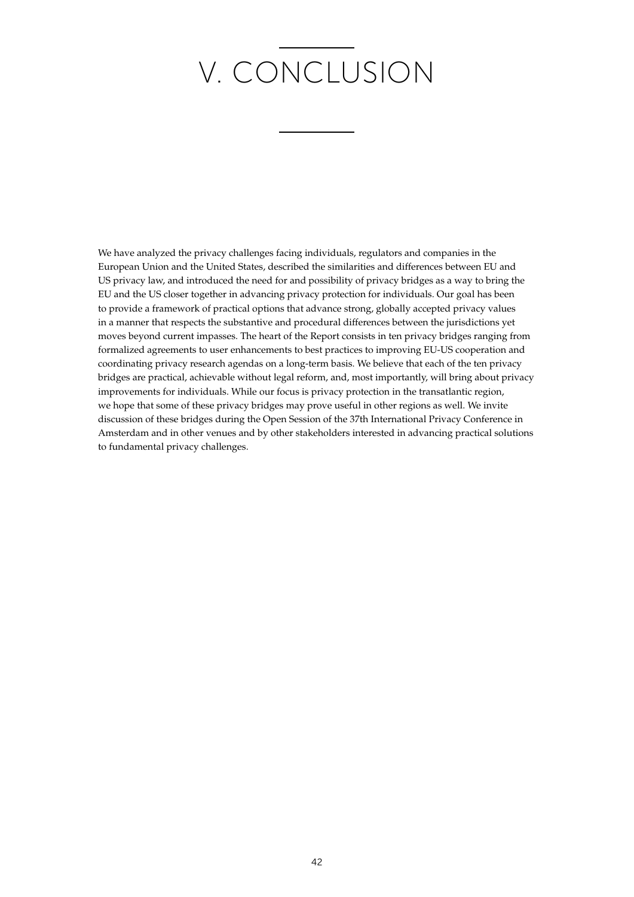# V. CONCLUSION

We have analyzed the privacy challenges facing individuals, regulators and companies in the European Union and the United States, described the similarities and differences between EU and US privacy law, and introduced the need for and possibility of privacy bridges as a way to bring the EU and the US closer together in advancing privacy protection for individuals. Our goal has been to provide a framework of practical options that advance strong, globally accepted privacy values in a manner that respects the substantive and procedural differences between the jurisdictions yet moves beyond current impasses. The heart of the Report consists in ten privacy bridges ranging from formalized agreements to user enhancements to best practices to improving EU-US cooperation and coordinating privacy research agendas on a long-term basis. We believe that each of the ten privacy bridges are practical, achievable without legal reform, and, most importantly, will bring about privacy improvements for individuals. While our focus is privacy protection in the transatlantic region, we hope that some of these privacy bridges may prove useful in other regions as well. We invite discussion of these bridges during the Open Session of the 37th International Privacy Conference in Amsterdam and in other venues and by other stakeholders interested in advancing practical solutions to fundamental privacy challenges.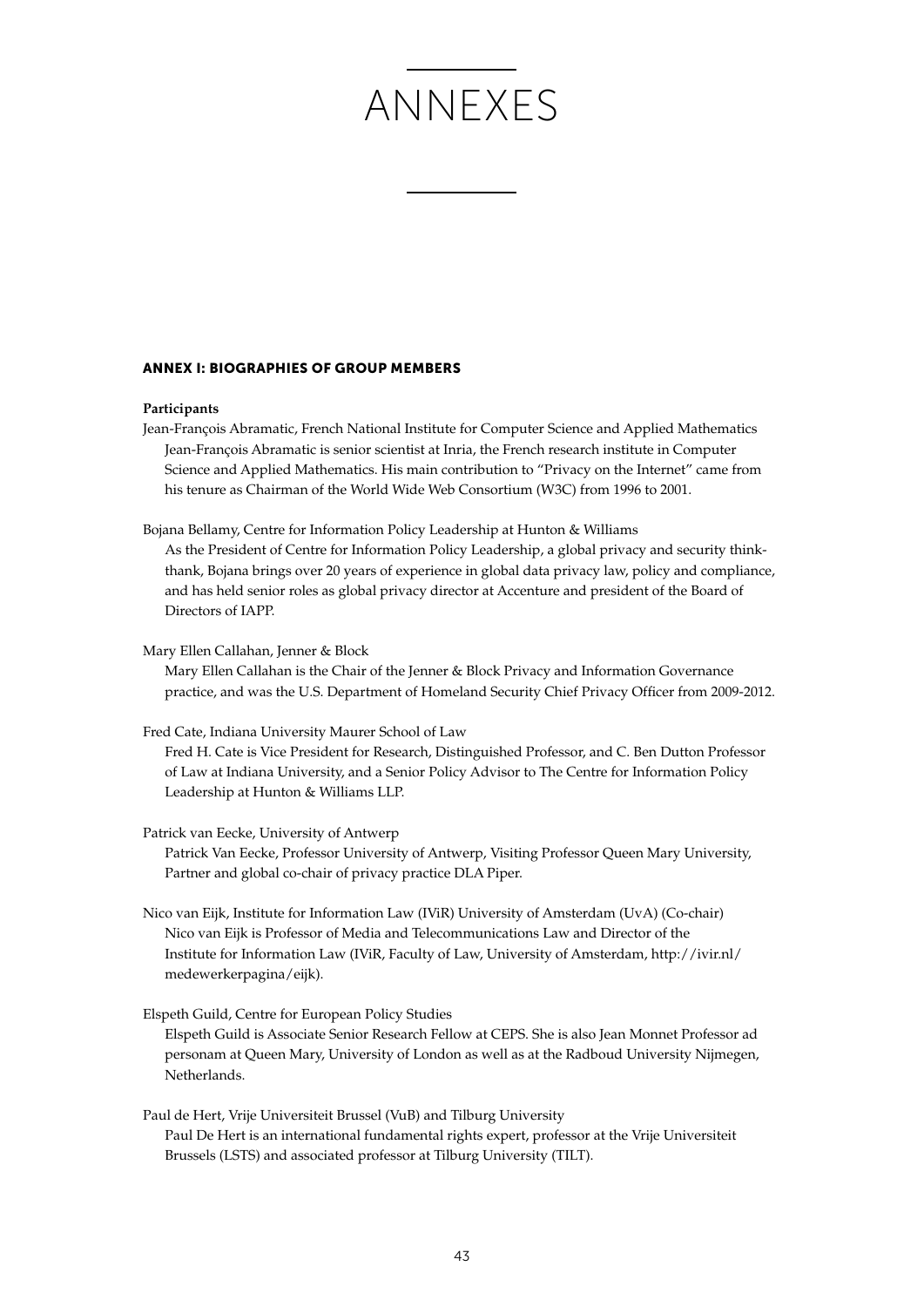# ANNEXES

## ANNEX I: BIOGRAPHIES OF GROUP MEMBERS

**Participants**

Jean-François Abramatic, French National Institute for Computer Science and Applied Mathematics
Jean-François Abramatic is senior scientist at Inria, the French research institute in Computer Science and Applied Mathematics. His main contribution to "Privacy on the Internet" came from his tenure as Chairman of the World Wide Web Consortium (W3C) from 1996 to 2001.

Bojana Bellamy, Centre for Information Policy Leadership at Hunton & Williams
As the President of Centre for Information Policy Leadership, a global privacy and security think-thank, Bojana brings over 20 years of experience in global data privacy law, policy and compliance, and has held senior roles as global privacy director at Accenture and president of the Board of Directors of IAPP.

Mary Ellen Callahan, Jenner & Block
Mary Ellen Callahan is the Chair of the Jenner & Block Privacy and Information Governance practice, and was the U.S. Department of Homeland Security Chief Privacy Officer from 2009-2012.

Fred Cate, Indiana University Maurer School of Law
Fred H. Cate is Vice President for Research, Distinguished Professor, and C. Ben Dutton Professor of Law at Indiana University, and a Senior Policy Advisor to The Centre for Information Policy Leadership at Hunton & Williams LLP.

Patrick van Eecke, University of Antwerp
Patrick Van Eecke, Professor University of Antwerp, Visiting Professor Queen Mary University, Partner and global co-chair of privacy practice DLA Piper.

Nico van Eijk, Institute for Information Law (IViR) University of Amsterdam (UvA) (Co-chair)
Nico van Eijk is Professor of Media and Telecommunications Law and Director of the Institute for Information Law (IViR, Faculty of Law, University of Amsterdam, http://ivir.nl/medewerkerpagina/eijk).

Elspeth Guild, Centre for European Policy Studies
Elspeth Guild is Associate Senior Research Fellow at CEPS. She is also Jean Monnet Professor ad personam at Queen Mary, University of London as well as at the Radboud University Nijmegen, Netherlands.

Paul de Hert, Vrije Universiteit Brussel (VuB) and Tilburg University
Paul De Hert is an international fundamental rights expert, professor at the Vrije Universiteit Brussels (LSTS) and associated professor at Tilburg University (TILT).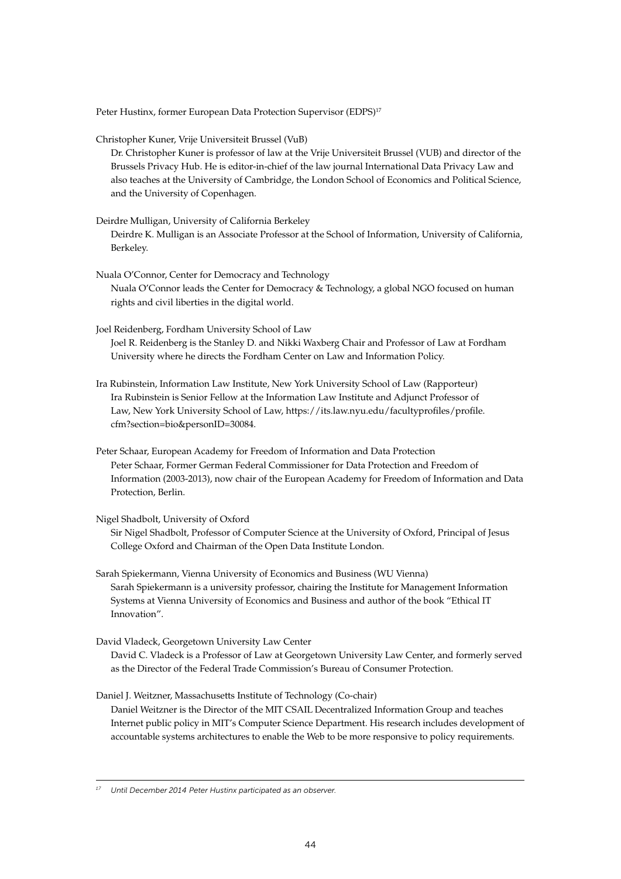Peter Hustinx, former European Data Protection Supervisor (EDPS)[17]

Christopher Kuner, Vrije Universiteit Brussel (VuB)

Dr. Christopher Kuner is professor of law at the Vrije Universiteit Brussel (VUB) and director of the Brussels Privacy Hub. He is editor-in-chief of the law journal International Data Privacy Law and also teaches at the University of Cambridge, the London School of Economics and Political Science, and the University of Copenhagen.

Deirdre Mulligan, University of California Berkeley

Deirdre K. Mulligan is an Associate Professor at the School of Information, University of California, Berkeley.

Nuala O'Connor, Center for Democracy and Technology

Nuala O'Connor leads the Center for Democracy & Technology, a global NGO focused on human rights and civil liberties in the digital world.

Joel Reidenberg, Fordham University School of Law

Joel R. Reidenberg is the Stanley D. and Nikki Waxberg Chair and Professor of Law at Fordham University where he directs the Fordham Center on Law and Information Policy.

Ira Rubinstein, Information Law Institute, New York University School of Law (Rapporteur)

Ira Rubinstein is Senior Fellow at the Information Law Institute and Adjunct Professor of Law, New York University School of Law, https://its.law.nyu.edu/facultyprofiles/profile.cfm?section=bio&personID=30084.

Peter Schaar, European Academy for Freedom of Information and Data Protection

Peter Schaar, Former German Federal Commissioner for Data Protection and Freedom of Information (2003-2013), now chair of the European Academy for Freedom of Information and Data Protection, Berlin.

Nigel Shadbolt, University of Oxford

Sir Nigel Shadbolt, Professor of Computer Science at the University of Oxford, Principal of Jesus College Oxford and Chairman of the Open Data Institute London.

Sarah Spiekermann, Vienna University of Economics and Business (WU Vienna)

Sarah Spiekermann is a university professor, chairing the Institute for Management Information Systems at Vienna University of Economics and Business and author of the book "Ethical IT Innovation".

David Vladeck, Georgetown University Law Center

David C. Vladeck is a Professor of Law at Georgetown University Law Center, and formerly served as the Director of the Federal Trade Commission's Bureau of Consumer Protection.

Daniel J. Weitzner, Massachusetts Institute of Technology (Co-chair)

Daniel Weitzner is the Director of the MIT CSAIL Decentralized Information Group and teaches Internet public policy in MIT's Computer Science Department. His research includes development of accountable systems architectures to enable the Web to be more responsive to policy requirements.

---

[17] *Until December 2014 Peter Hustinx participated as an observer.*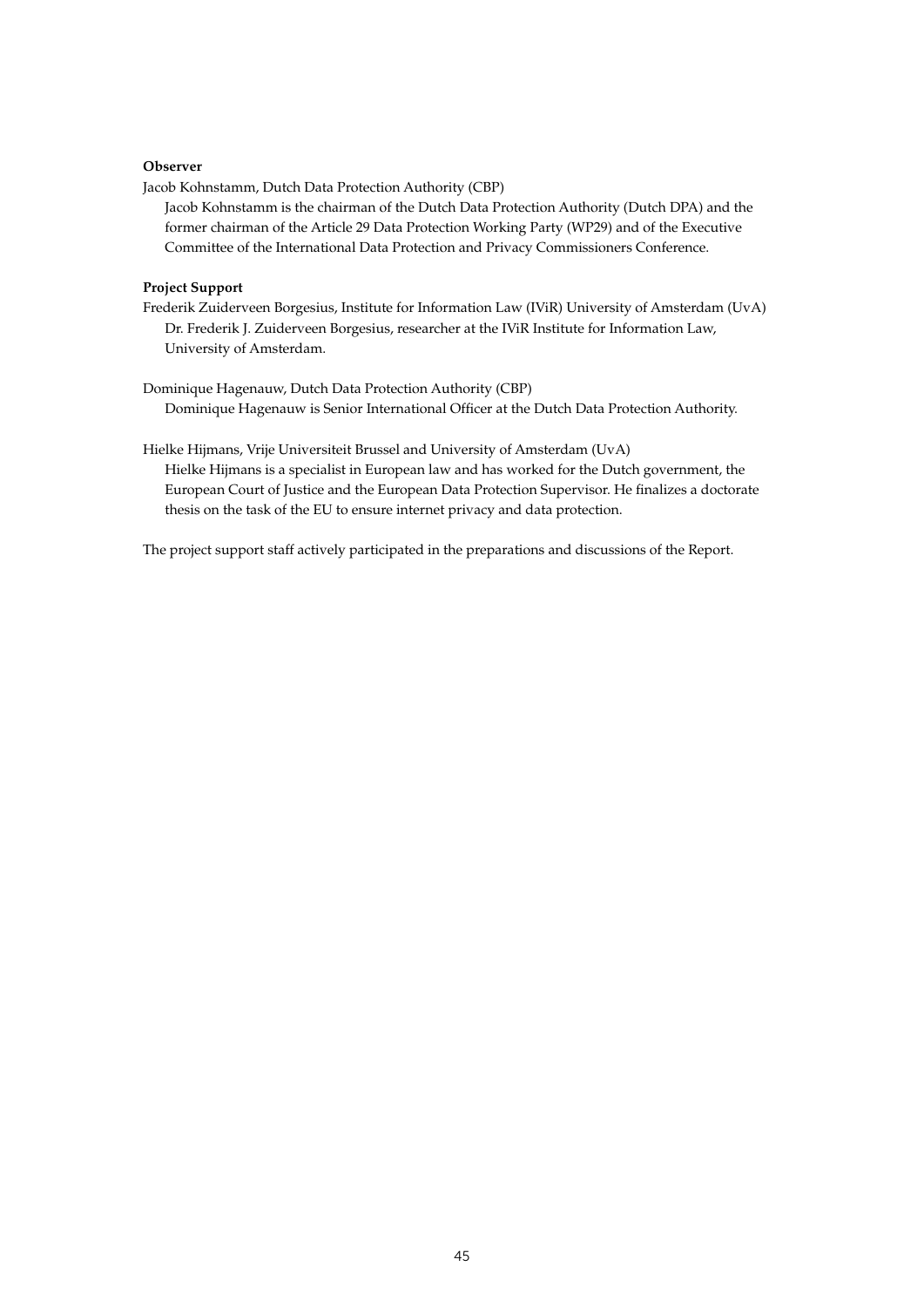**Observer**

Jacob Kohnstamm, Dutch Data Protection Authority (CBP)

Jacob Kohnstamm is the chairman of the Dutch Data Protection Authority (Dutch DPA) and the former chairman of the Article 29 Data Protection Working Party (WP29) and of the Executive Committee of the International Data Protection and Privacy Commissioners Conference.

**Project Support**

Frederik Zuiderveen Borgesius, Institute for Information Law (IViR) University of Amsterdam (UvA)

Dr. Frederik J. Zuiderveen Borgesius, researcher at the IViR Institute for Information Law, University of Amsterdam.

Dominique Hagenauw, Dutch Data Protection Authority (CBP)

Dominique Hagenauw is Senior International Officer at the Dutch Data Protection Authority.

Hielke Hijmans, Vrije Universiteit Brussel and University of Amsterdam (UvA)

Hielke Hijmans is a specialist in European law and has worked for the Dutch government, the European Court of Justice and the European Data Protection Supervisor. He finalizes a doctorate thesis on the task of the EU to ensure internet privacy and data protection.

The project support staff actively participated in the preparations and discussions of the Report.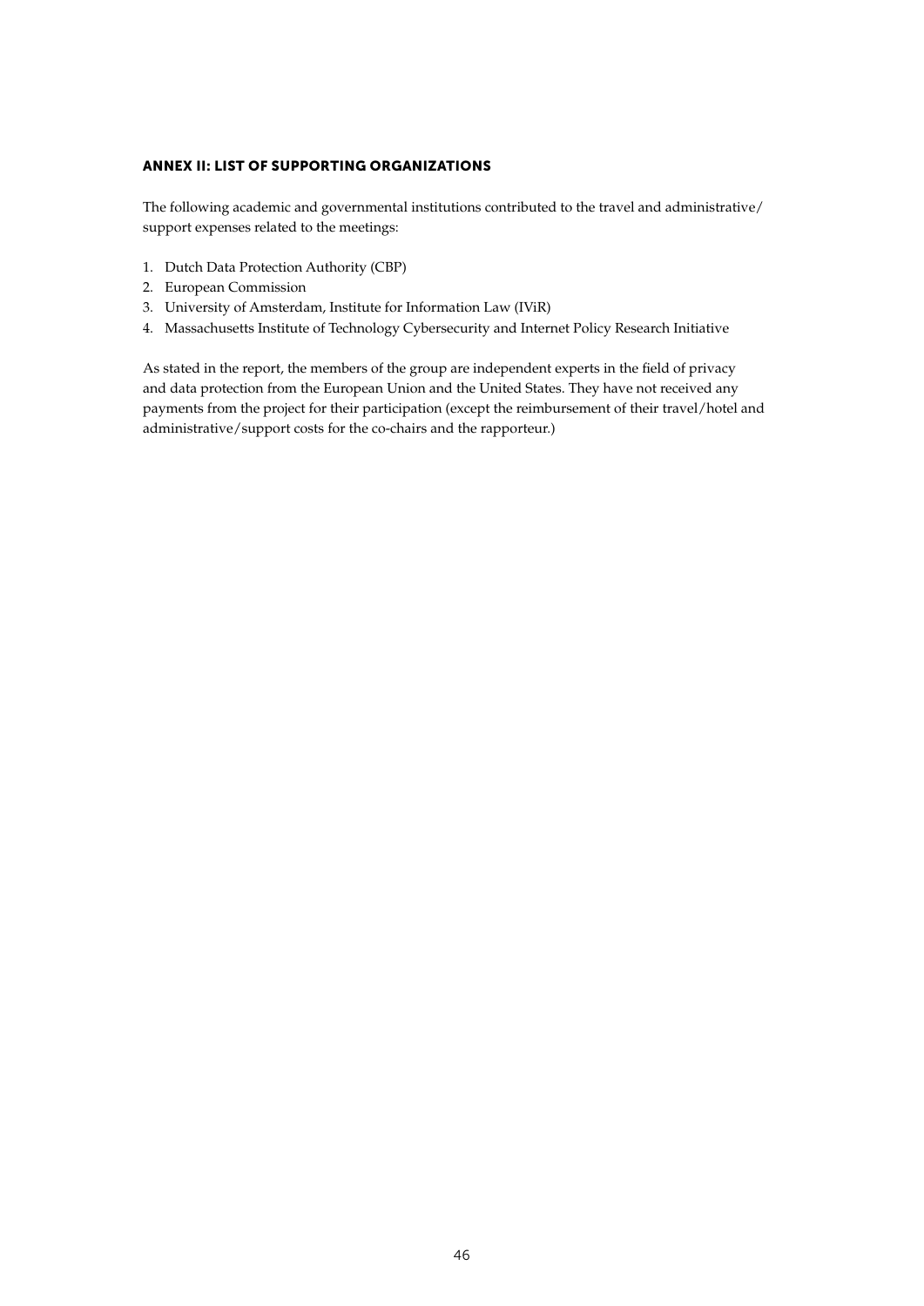## ANNEX II: LIST OF SUPPORTING ORGANIZATIONS

The following academic and governmental institutions contributed to the travel and administrative/support expenses related to the meetings:

1. Dutch Data Protection Authority (CBP)
2. European Commission
3. University of Amsterdam, Institute for Information Law (IViR)
4. Massachusetts Institute of Technology Cybersecurity and Internet Policy Research Initiative

As stated in the report, the members of the group are independent experts in the field of privacy and data protection from the European Union and the United States. They have not received any payments from the project for their participation (except the reimbursement of their travel/hotel and administrative/support costs for the co-chairs and the rapporteur.)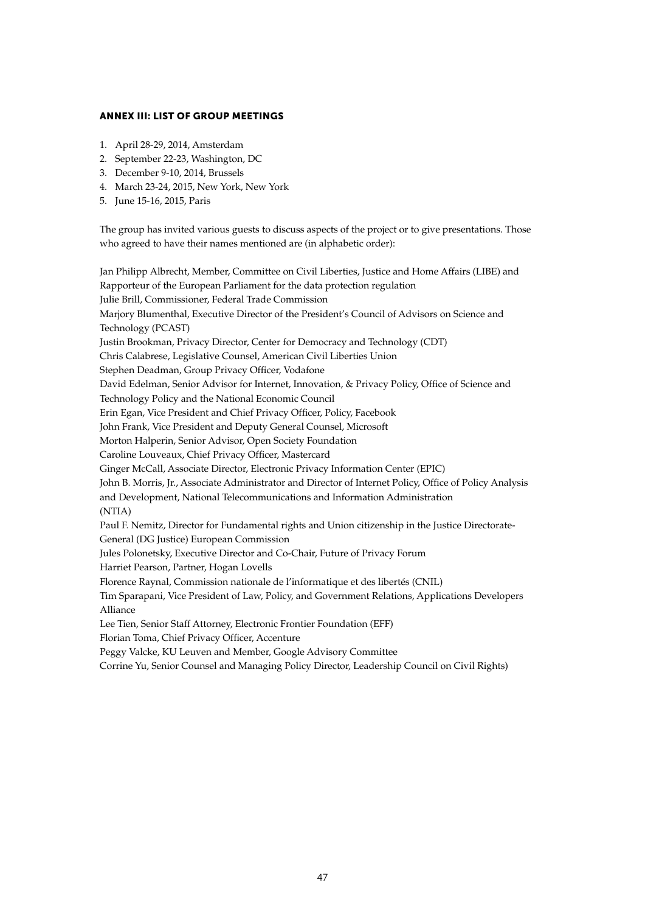## ANNEX III: LIST OF GROUP MEETINGS

1. April 28-29, 2014, Amsterdam
2. September 22-23, Washington, DC
3. December 9-10, 2014, Brussels
4. March 23-24, 2015, New York, New York
5. June 15-16, 2015, Paris

The group has invited various guests to discuss aspects of the project or to give presentations. Those who agreed to have their names mentioned are (in alphabetic order):

Jan Philipp Albrecht, Member, Committee on Civil Liberties, Justice and Home Affairs (LIBE) and Rapporteur of the European Parliament for the data protection regulation
Julie Brill, Commissioner, Federal Trade Commission
Marjory Blumenthal, Executive Director of the President's Council of Advisors on Science and Technology (PCAST)
Justin Brookman, Privacy Director, Center for Democracy and Technology (CDT)
Chris Calabrese, Legislative Counsel, American Civil Liberties Union
Stephen Deadman, Group Privacy Officer, Vodafone
David Edelman, Senior Advisor for Internet, Innovation, & Privacy Policy, Office of Science and Technology Policy and the National Economic Council
Erin Egan, Vice President and Chief Privacy Officer, Policy, Facebook
John Frank, Vice President and Deputy General Counsel, Microsoft
Morton Halperin, Senior Advisor, Open Society Foundation
Caroline Louveaux, Chief Privacy Officer, Mastercard
Ginger McCall, Associate Director, Electronic Privacy Information Center (EPIC)
John B. Morris, Jr., Associate Administrator and Director of Internet Policy, Office of Policy Analysis and Development, National Telecommunications and Information Administration (NTIA)
Paul F. Nemitz, Director for Fundamental rights and Union citizenship in the Justice Directorate-General (DG Justice) European Commission
Jules Polonetsky, Executive Director and Co-Chair, Future of Privacy Forum
Harriet Pearson, Partner, Hogan Lovells
Florence Raynal, Commission nationale de l'informatique et des libertés (CNIL)
Tim Sparapani, Vice President of Law, Policy, and Government Relations, Applications Developers Alliance
Lee Tien, Senior Staff Attorney, Electronic Frontier Foundation (EFF)
Florian Toma, Chief Privacy Officer, Accenture
Peggy Valcke, KU Leuven and Member, Google Advisory Committee
Corrine Yu, Senior Counsel and Managing Policy Director, Leadership Council on Civil Rights)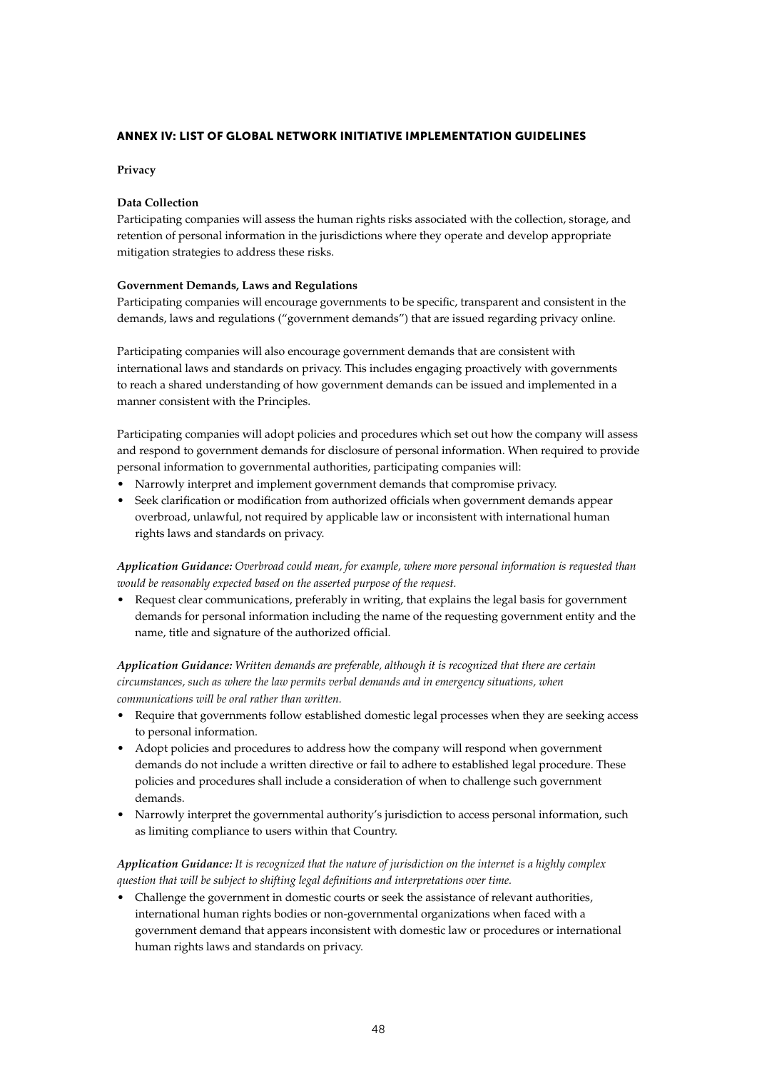## ANNEX IV: LIST OF GLOBAL NETWORK INITIATIVE IMPLEMENTATION GUIDELINES

### Privacy

#### Data Collection

Participating companies will assess the human rights risks associated with the collection, storage, and retention of personal information in the jurisdictions where they operate and develop appropriate mitigation strategies to address these risks.

#### Government Demands, Laws and Regulations

Participating companies will encourage governments to be specific, transparent and consistent in the demands, laws and regulations ("government demands") that are issued regarding privacy online.

Participating companies will also encourage government demands that are consistent with international laws and standards on privacy. This includes engaging proactively with governments to reach a shared understanding of how government demands can be issued and implemented in a manner consistent with the Principles.

Participating companies will adopt policies and procedures which set out how the company will assess and respond to government demands for disclosure of personal information. When required to provide personal information to governmental authorities, participating companies will:

- Narrowly interpret and implement government demands that compromise privacy.
- Seek clarification or modification from authorized officials when government demands appear overbroad, unlawful, not required by applicable law or inconsistent with international human rights laws and standards on privacy.

***Application Guidance:*** *Overbroad could mean, for example, where more personal information is requested than would be reasonably expected based on the asserted purpose of the request.*

- Request clear communications, preferably in writing, that explains the legal basis for government demands for personal information including the name of the requesting government entity and the name, title and signature of the authorized official.

***Application Guidance:*** *Written demands are preferable, although it is recognized that there are certain circumstances, such as where the law permits verbal demands and in emergency situations, when communications will be oral rather than written.*

- Require that governments follow established domestic legal processes when they are seeking access to personal information.
- Adopt policies and procedures to address how the company will respond when government demands do not include a written directive or fail to adhere to established legal procedure. These policies and procedures shall include a consideration of when to challenge such government demands.
- Narrowly interpret the governmental authority's jurisdiction to access personal information, such as limiting compliance to users within that Country.

***Application Guidance:*** *It is recognized that the nature of jurisdiction on the internet is a highly complex question that will be subject to shifting legal definitions and interpretations over time.*

- Challenge the government in domestic courts or seek the assistance of relevant authorities, international human rights bodies or non-governmental organizations when faced with a government demand that appears inconsistent with domestic law or procedures or international human rights laws and standards on privacy.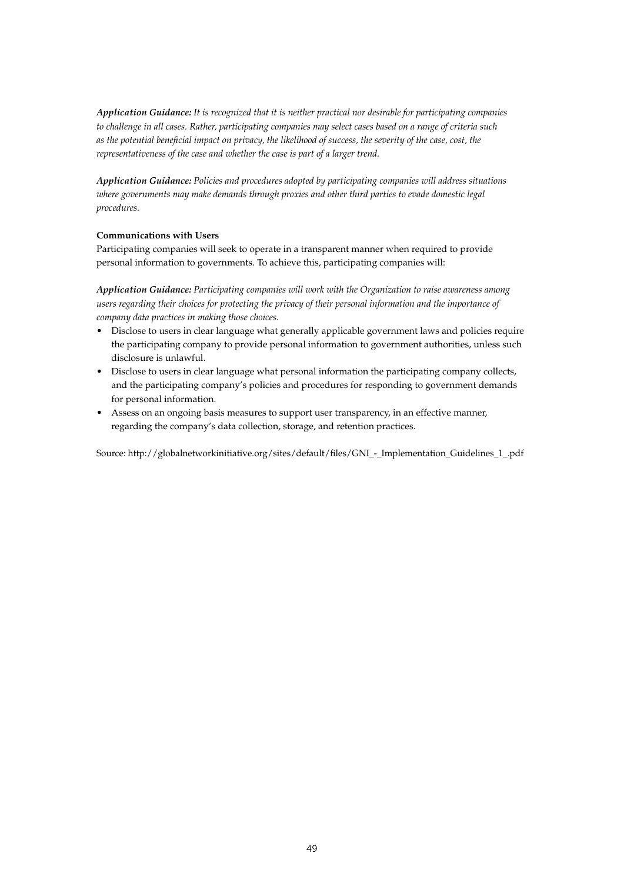***Application Guidance:*** *It is recognized that it is neither practical nor desirable for participating companies to challenge in all cases. Rather, participating companies may select cases based on a range of criteria such as the potential beneficial impact on privacy, the likelihood of success, the severity of the case, cost, the representativeness of the case and whether the case is part of a larger trend.*

***Application Guidance:*** *Policies and procedures adopted by participating companies will address situations where governments may make demands through proxies and other third parties to evade domestic legal procedures.*

**Communications with Users**

Participating companies will seek to operate in a transparent manner when required to provide personal information to governments. To achieve this, participating companies will:

***Application Guidance:*** *Participating companies will work with the Organization to raise awareness among users regarding their choices for protecting the privacy of their personal information and the importance of company data practices in making those choices.*

- Disclose to users in clear language what generally applicable government laws and policies require the participating company to provide personal information to government authorities, unless such disclosure is unlawful.
- Disclose to users in clear language what personal information the participating company collects, and the participating company's policies and procedures for responding to government demands for personal information.
- Assess on an ongoing basis measures to support user transparency, in an effective manner, regarding the company's data collection, storage, and retention practices.

Source: http://globalnetworkinitiative.org/sites/default/files/GNI_-_Implementation_Guidelines_1_.pdf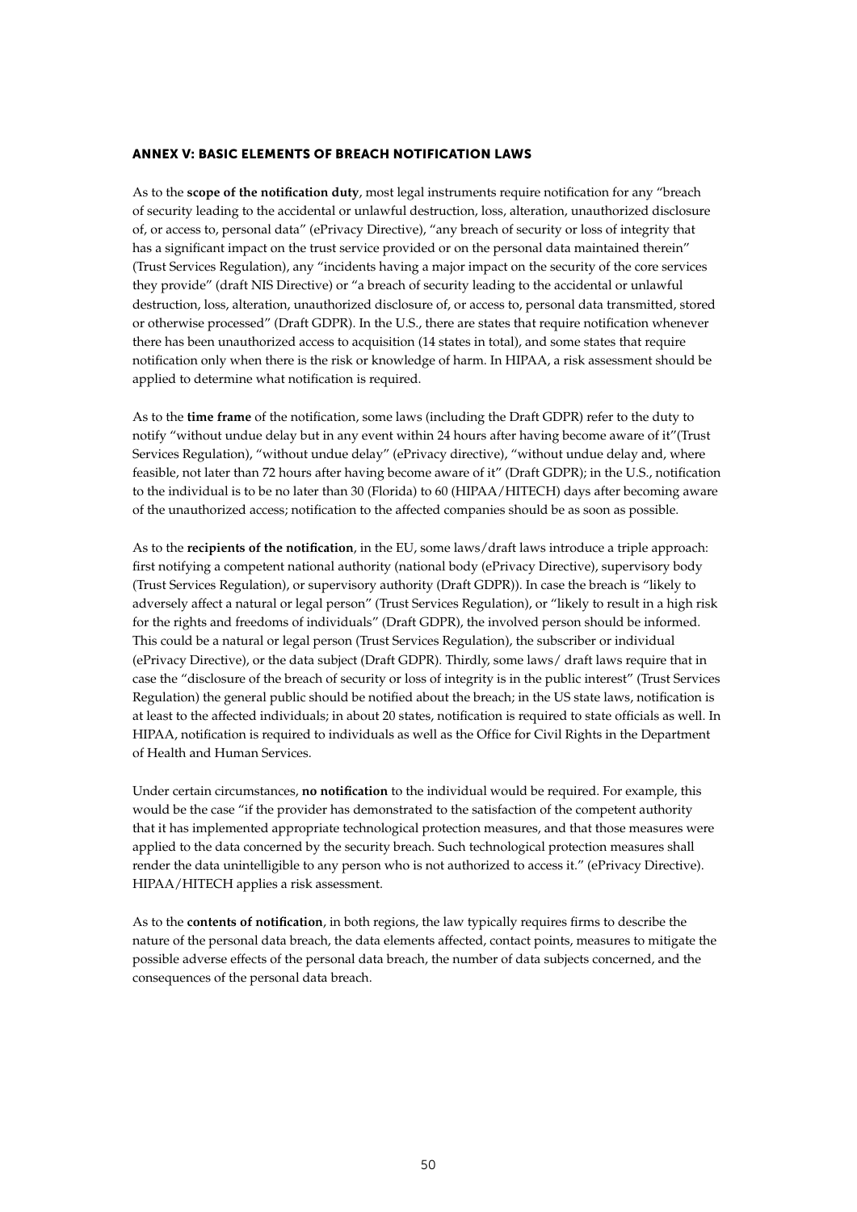## ANNEX V: BASIC ELEMENTS OF BREACH NOTIFICATION LAWS

As to the **scope of the notification duty**, most legal instruments require notification for any "breach of security leading to the accidental or unlawful destruction, loss, alteration, unauthorized disclosure of, or access to, personal data" (ePrivacy Directive), "any breach of security or loss of integrity that has a significant impact on the trust service provided or on the personal data maintained therein" (Trust Services Regulation), any "incidents having a major impact on the security of the core services they provide" (draft NIS Directive) or "a breach of security leading to the accidental or unlawful destruction, loss, alteration, unauthorized disclosure of, or access to, personal data transmitted, stored or otherwise processed" (Draft GDPR). In the U.S., there are states that require notification whenever there has been unauthorized access to acquisition (14 states in total), and some states that require notification only when there is the risk or knowledge of harm. In HIPAA, a risk assessment should be applied to determine what notification is required.

As to the **time frame** of the notification, some laws (including the Draft GDPR) refer to the duty to notify "without undue delay but in any event within 24 hours after having become aware of it"(Trust Services Regulation), "without undue delay" (ePrivacy directive), "without undue delay and, where feasible, not later than 72 hours after having become aware of it" (Draft GDPR); in the U.S., notification to the individual is to be no later than 30 (Florida) to 60 (HIPAA/HITECH) days after becoming aware of the unauthorized access; notification to the affected companies should be as soon as possible.

As to the **recipients of the notification**, in the EU, some laws/draft laws introduce a triple approach: first notifying a competent national authority (national body (ePrivacy Directive), supervisory body (Trust Services Regulation), or supervisory authority (Draft GDPR)). In case the breach is "likely to adversely affect a natural or legal person" (Trust Services Regulation), or "likely to result in a high risk for the rights and freedoms of individuals" (Draft GDPR), the involved person should be informed. This could be a natural or legal person (Trust Services Regulation), the subscriber or individual (ePrivacy Directive), or the data subject (Draft GDPR). Thirdly, some laws/ draft laws require that in case the "disclosure of the breach of security or loss of integrity is in the public interest" (Trust Services Regulation) the general public should be notified about the breach; in the US state laws, notification is at least to the affected individuals; in about 20 states, notification is required to state officials as well. In HIPAA, notification is required to individuals as well as the Office for Civil Rights in the Department of Health and Human Services.

Under certain circumstances, **no notification** to the individual would be required. For example, this would be the case "if the provider has demonstrated to the satisfaction of the competent authority that it has implemented appropriate technological protection measures, and that those measures were applied to the data concerned by the security breach. Such technological protection measures shall render the data unintelligible to any person who is not authorized to access it." (ePrivacy Directive). HIPAA/HITECH applies a risk assessment.

As to the **contents of notification**, in both regions, the law typically requires firms to describe the nature of the personal data breach, the data elements affected, contact points, measures to mitigate the possible adverse effects of the personal data breach, the number of data subjects concerned, and the consequences of the personal data breach.